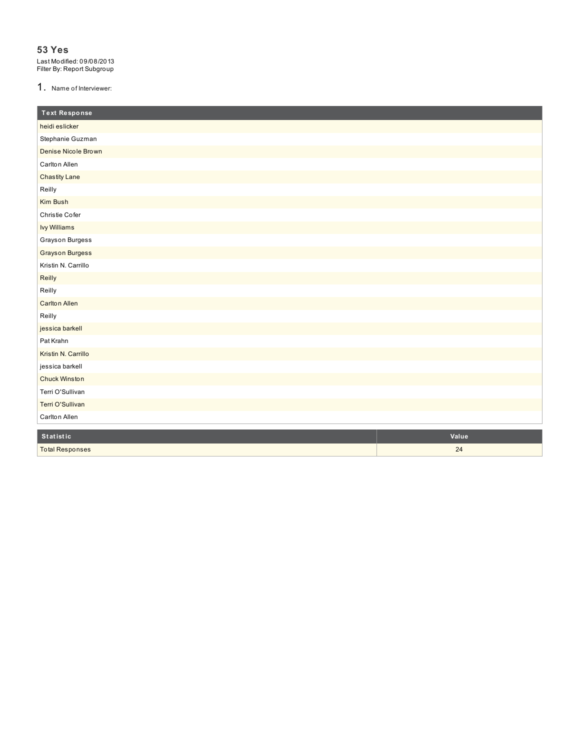## 53 Yes

Last Modified: 09/08/2013
Filter By: Report Subgroup

1. Name of Interviewer:

| Text Response |
| --- |
| heidi eslicker |
| Stephanie Guzman |
| Denise Nicole Brown |
| Carlton Allen |
| Chastity Lane |
| Reilly |
| Kim Bush |
| Christie Cofer |
| Ivy Williams |
| Grayson Burgess |
| Grayson Burgess |
| Kristin N. Carrillo |
| Reilly |
| Reilly |
| Carlton Allen |
| Reilly |
| jessica barkell |
| Pat Krahn |
| Kristin N. Carrillo |
| jessica barkell |
| Chuck Winston |
| Terri O'Sullivan |
| Terri O'Sullivan |
| Carlton Allen |

| Statistic | Value |
| --- | --- |
| Total Responses | 24 |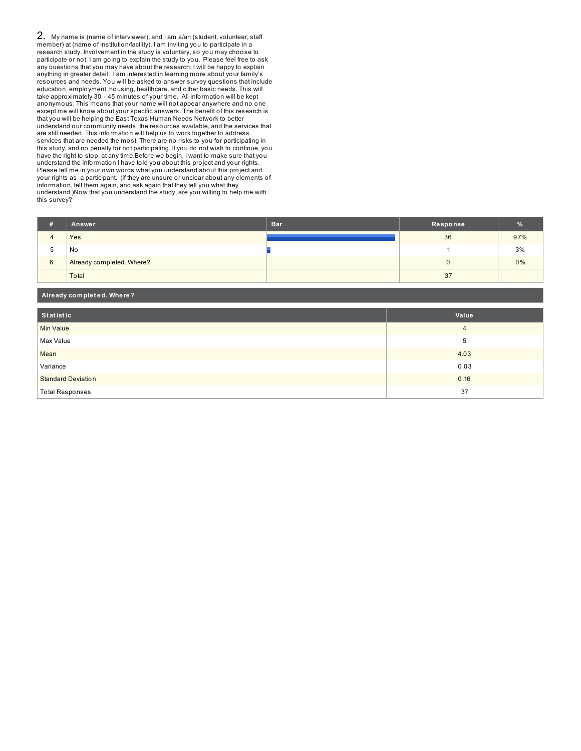## 2. My name is (name of interviewer), and I am a/an (student, volunteer, staff member) at (name of institution/facility). I am inviting you to participate in a research study. Involvement in the study is voluntary, so you may choose to participate or not. I am going to explain the study to you. Please feel free to ask any questions that you may have about the research; I will be happy to explain anything in greater detail. I am interested in learning more about your family's resources and needs. You will be asked to answer survey questions that include education, employment, housing, healthcare, and other basic needs. This will take approximately 30 - 45 minutes of your time. All information will be kept anonymous. This means that your name will not appear anywhere and no one except me will know about your specific answers. The benefit of this research is that you will be helping the East Texas Human Needs Network to better understand our community needs, the resources available, and the services that are still needed. This information will help us to work together to address services that are needed the most. There are no risks to you for participating in this study, and no penalty for not participating. If you do not wish to continue, you have the right to stop, at any time.Before we begin, I want to make sure that you understand the information I have told you about this project and your rights. Please tell me in your own words what you understand about this project and your rights as a participant. (if they are unsure or unclear about any elements of information, tell them again, and ask again that they tell you what they understand.)Now that you understand the study, are you willing to help me with this survey?

| # | Answer | Bar | Response | % |
|---|---|---|---|---|
| 4 | Yes | | 36 | 97% |
| 5 | No | | 1 | 3% |
| 6 | Already completed. Where? | | 0 | 0% |
| | Total | | 37 | |

**Already completed. Where?**

| Statistic | Value |
|---|---|
| Min Value | 4 |
| Max Value | 5 |
| Mean | 4.03 |
| Variance | 0.03 |
| Standard Deviation | 0.16 |
| Total Responses | 37 |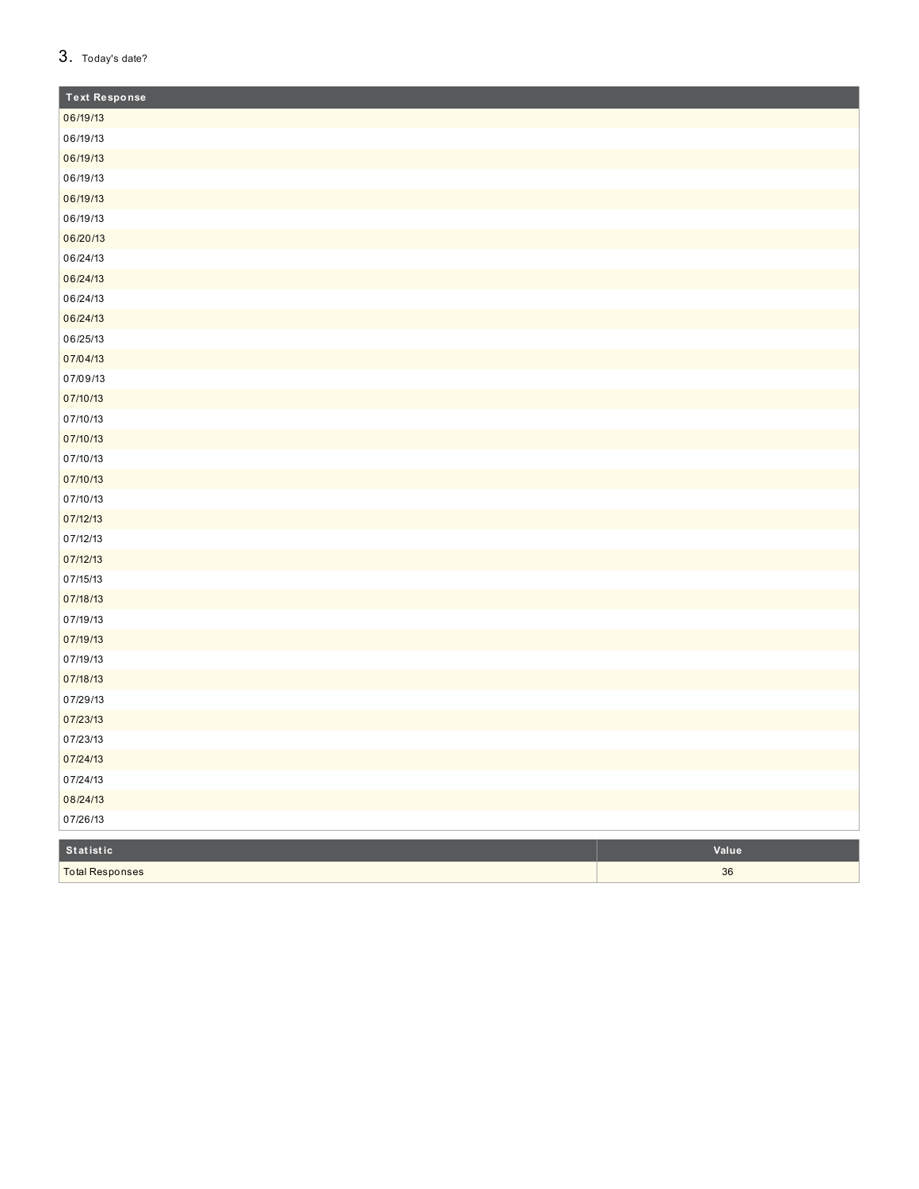3. Today's date?

| Text Response |
| --- |
| 06/19/13 |
| 06/19/13 |
| 06/19/13 |
| 06/19/13 |
| 06/19/13 |
| 06/19/13 |
| 06/20/13 |
| 06/24/13 |
| 06/24/13 |
| 06/24/13 |
| 06/24/13 |
| 06/25/13 |
| 07/04/13 |
| 07/09/13 |
| 07/10/13 |
| 07/10/13 |
| 07/10/13 |
| 07/10/13 |
| 07/10/13 |
| 07/10/13 |
| 07/12/13 |
| 07/12/13 |
| 07/12/13 |
| 07/15/13 |
| 07/18/13 |
| 07/19/13 |
| 07/19/13 |
| 07/19/13 |
| 07/18/13 |
| 07/29/13 |
| 07/23/13 |
| 07/23/13 |
| 07/24/13 |
| 07/24/13 |
| 08/24/13 |
| 07/26/13 |

| Statistic | Value |
| --- | --- |
| Total Responses | 36 |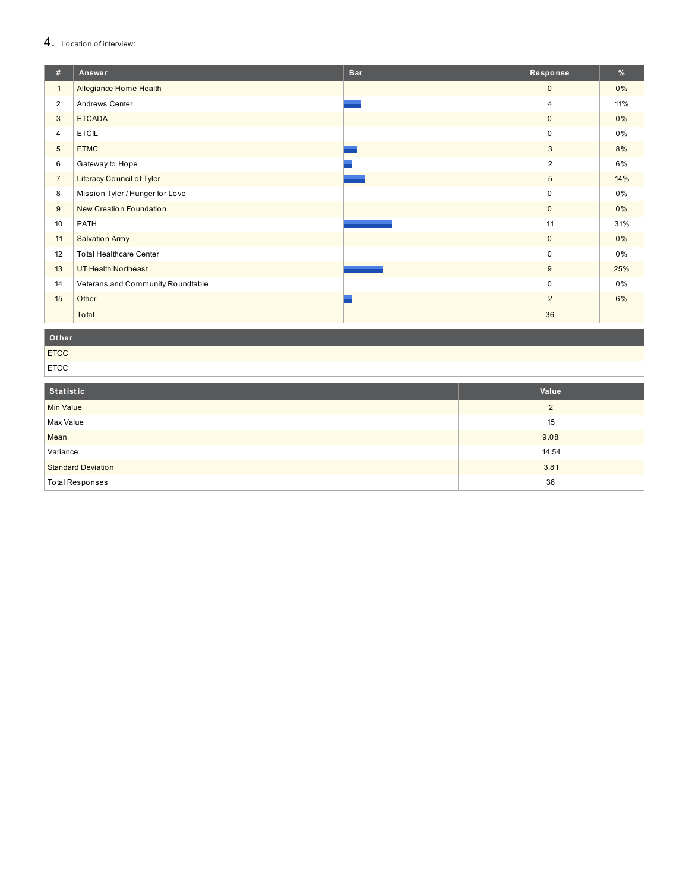## 4. Location of interview:

| # | Answer | Bar | Response | % |
|---|---|---|---|---|
| 1 | Allegiance Home Health | | 0 | 0% |
| 2 | Andrews Center | | 4 | 11% |
| 3 | ETCADA | | 0 | 0% |
| 4 | ETCIL | | 0 | 0% |
| 5 | ETMC | | 3 | 8% |
| 6 | Gateway to Hope | | 2 | 6% |
| 7 | Literacy Council of Tyler | | 5 | 14% |
| 8 | Mission Tyler / Hunger for Love | | 0 | 0% |
| 9 | New Creation Foundation | | 0 | 0% |
| 10 | PATH | | 11 | 31% |
| 11 | Salvation Army | | 0 | 0% |
| 12 | Total Healthcare Center | | 0 | 0% |
| 13 | UT Health Northeast | | 9 | 25% |
| 14 | Veterans and Community Roundtable | | 0 | 0% |
| 15 | Other | | 2 | 6% |
| | Total | | 36 | |

| Other |
|---|
| ETCC |
| ETCC |

| Statistic | Value |
|---|---|
| Min Value | 2 |
| Max Value | 15 |
| Mean | 9.08 |
| Variance | 14.54 |
| Standard Deviation | 3.81 |
| Total Responses | 36 |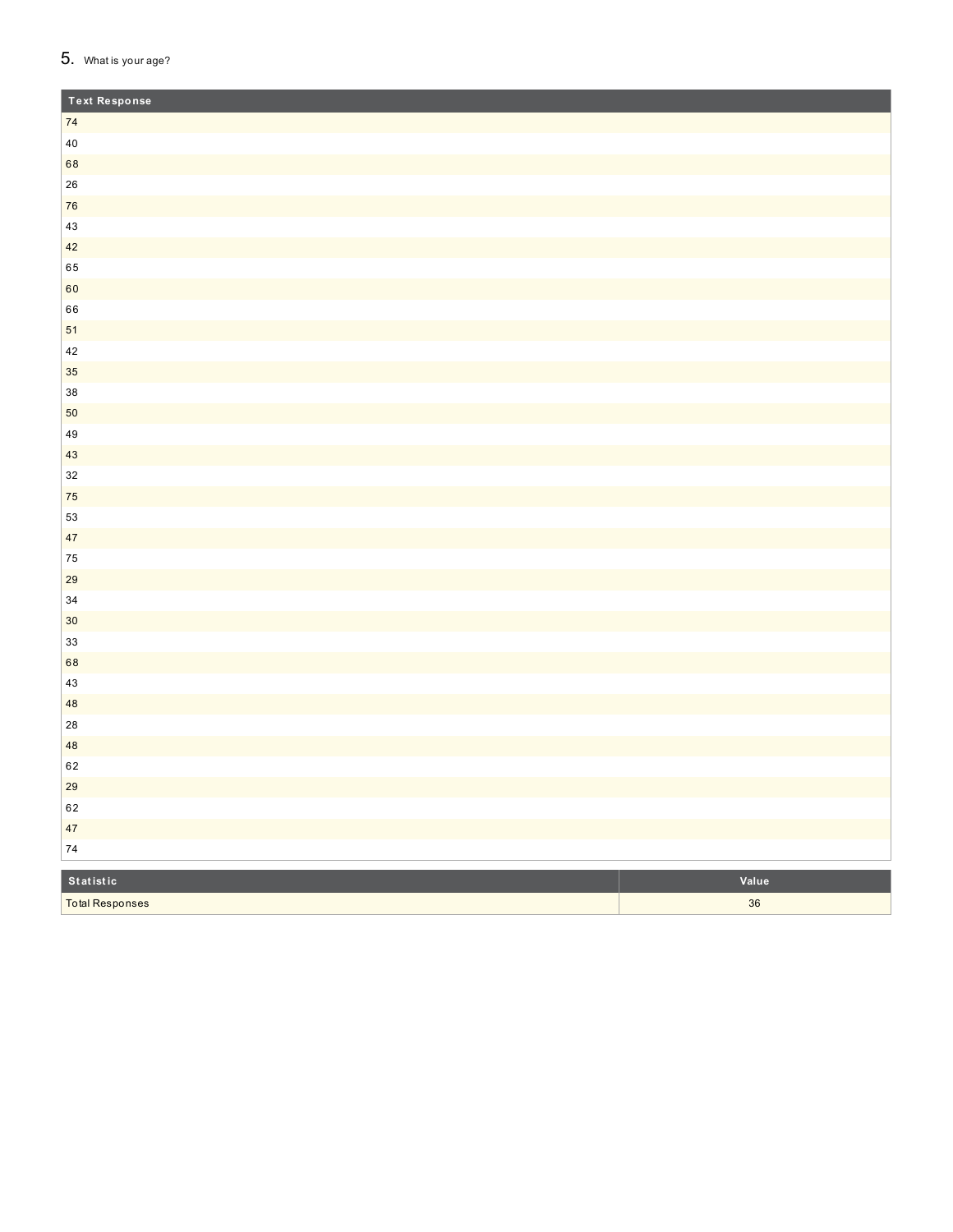5. What is your age?

| Text Response |
| --- |
| 74 |
| 40 |
| 68 |
| 26 |
| 76 |
| 43 |
| 42 |
| 65 |
| 60 |
| 66 |
| 51 |
| 42 |
| 35 |
| 38 |
| 50 |
| 49 |
| 43 |
| 32 |
| 75 |
| 53 |
| 47 |
| 75 |
| 29 |
| 34 |
| 30 |
| 33 |
| 68 |
| 43 |
| 48 |
| 28 |
| 48 |
| 62 |
| 29 |
| 62 |
| 47 |
| 74 |

| Statistic | Value |
| --- | --- |
| Total Responses | 36 |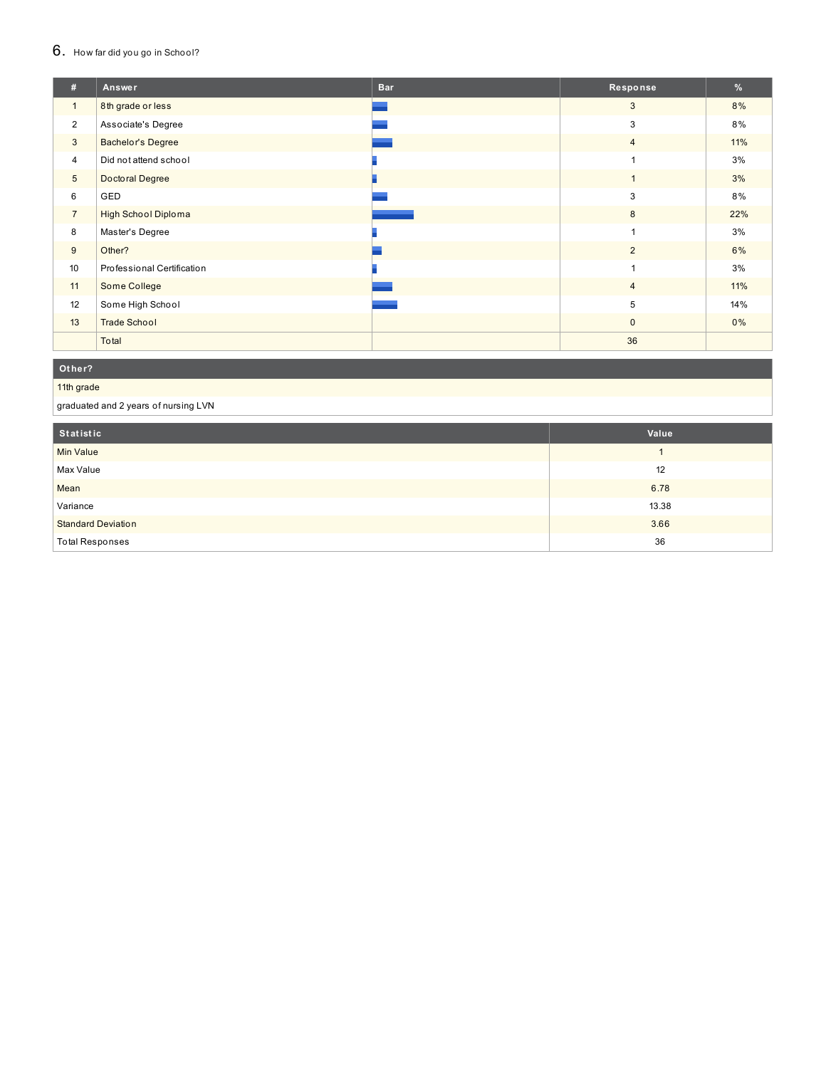## 6. How far did you go in School?

| # | Answer | Bar | Response | % |
|---|---|---|---|---|
| 1 | 8th grade or less | | 3 | 8% |
| 2 | Associate's Degree | | 3 | 8% |
| 3 | Bachelor's Degree | | 4 | 11% |
| 4 | Did not attend school | | 1 | 3% |
| 5 | Doctoral Degree | | 1 | 3% |
| 6 | GED | | 3 | 8% |
| 7 | High School Diploma | | 8 | 22% |
| 8 | Master's Degree | | 1 | 3% |
| 9 | Other? | | 2 | 6% |
| 10 | Professional Certification | | 1 | 3% |
| 11 | Some College | | 4 | 11% |
| 12 | Some High School | | 5 | 14% |
| 13 | Trade School | | 0 | 0% |
| | Total | | 36 | |

| Other? |
|---|
| 11th grade |
| graduated and 2 years of nursing LVN |

| Statistic | Value |
|---|---|
| Min Value | 1 |
| Max Value | 12 |
| Mean | 6.78 |
| Variance | 13.38 |
| Standard Deviation | 3.66 |
| Total Responses | 36 |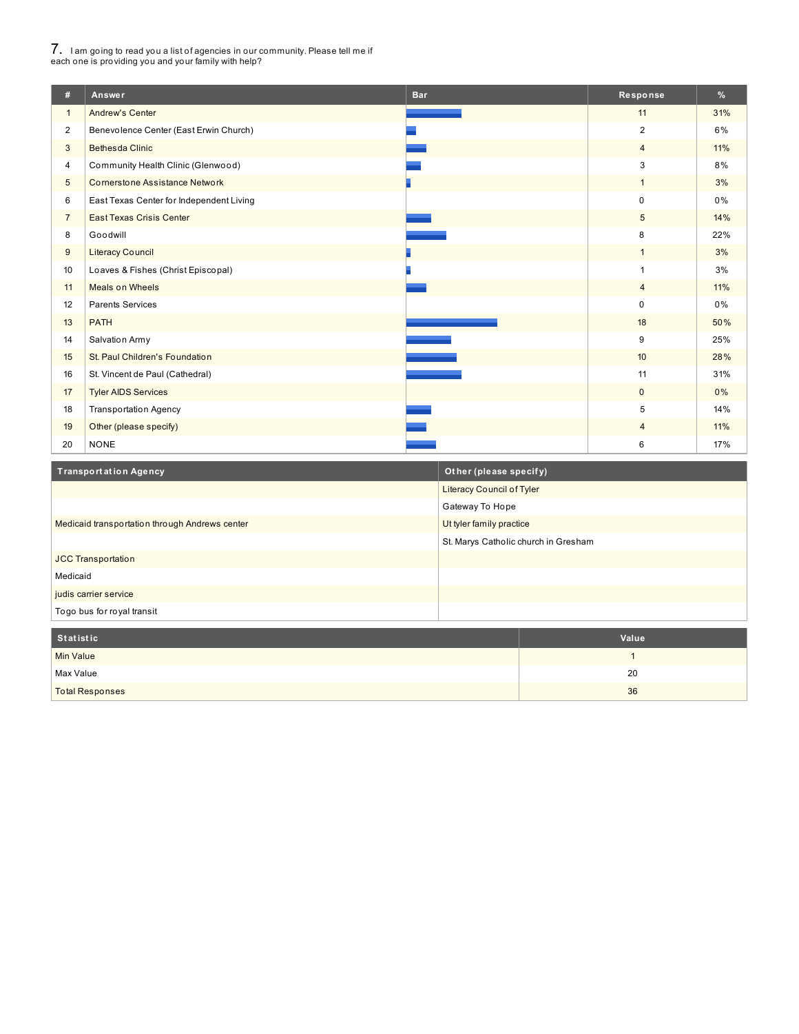## 7. I am going to read you a list of agencies in our community. Please tell me if each one is providing you and your family with help?

| # | Answer | Bar | Response | % |
|---|---|---|---|---|
| 1 | Andrew's Center | | 11 | 31% |
| 2 | Benevolence Center (East Erwin Church) | | 2 | 6% |
| 3 | Bethesda Clinic | | 4 | 11% |
| 4 | Community Health Clinic (Glenwood) | | 3 | 8% |
| 5 | Cornerstone Assistance Network | | 1 | 3% |
| 6 | East Texas Center for Independent Living | | 0 | 0% |
| 7 | East Texas Crisis Center | | 5 | 14% |
| 8 | Goodwill | | 8 | 22% |
| 9 | Literacy Council | | 1 | 3% |
| 10 | Loaves & Fishes (Christ Episcopal) | | 1 | 3% |
| 11 | Meals on Wheels | | 4 | 11% |
| 12 | Parents Services | | 0 | 0% |
| 13 | PATH | | 18 | 50% |
| 14 | Salvation Army | | 9 | 25% |
| 15 | St. Paul Children's Foundation | | 10 | 28% |
| 16 | St. Vincent de Paul (Cathedral) | | 11 | 31% |
| 17 | Tyler AIDS Services | | 0 | 0% |
| 18 | Transportation Agency | | 5 | 14% |
| 19 | Other (please specify) | | 4 | 11% |
| 20 | NONE | | 6 | 17% |

| Transportation Agency | Other (please specify) |
|---|---|
| | Literacy Council of Tyler |
| | Gateway To Hope |
| Medicaid transportation through Andrews center | Ut tyler family practice |
| | St. Marys Catholic church in Gresham |
| JCC Transportation | |
| Medicaid | |
| judis carrier service | |
| Togo bus for royal transit | |

| Statistic | Value |
|---|---|
| Min Value | 1 |
| Max Value | 20 |
| Total Responses | 36 |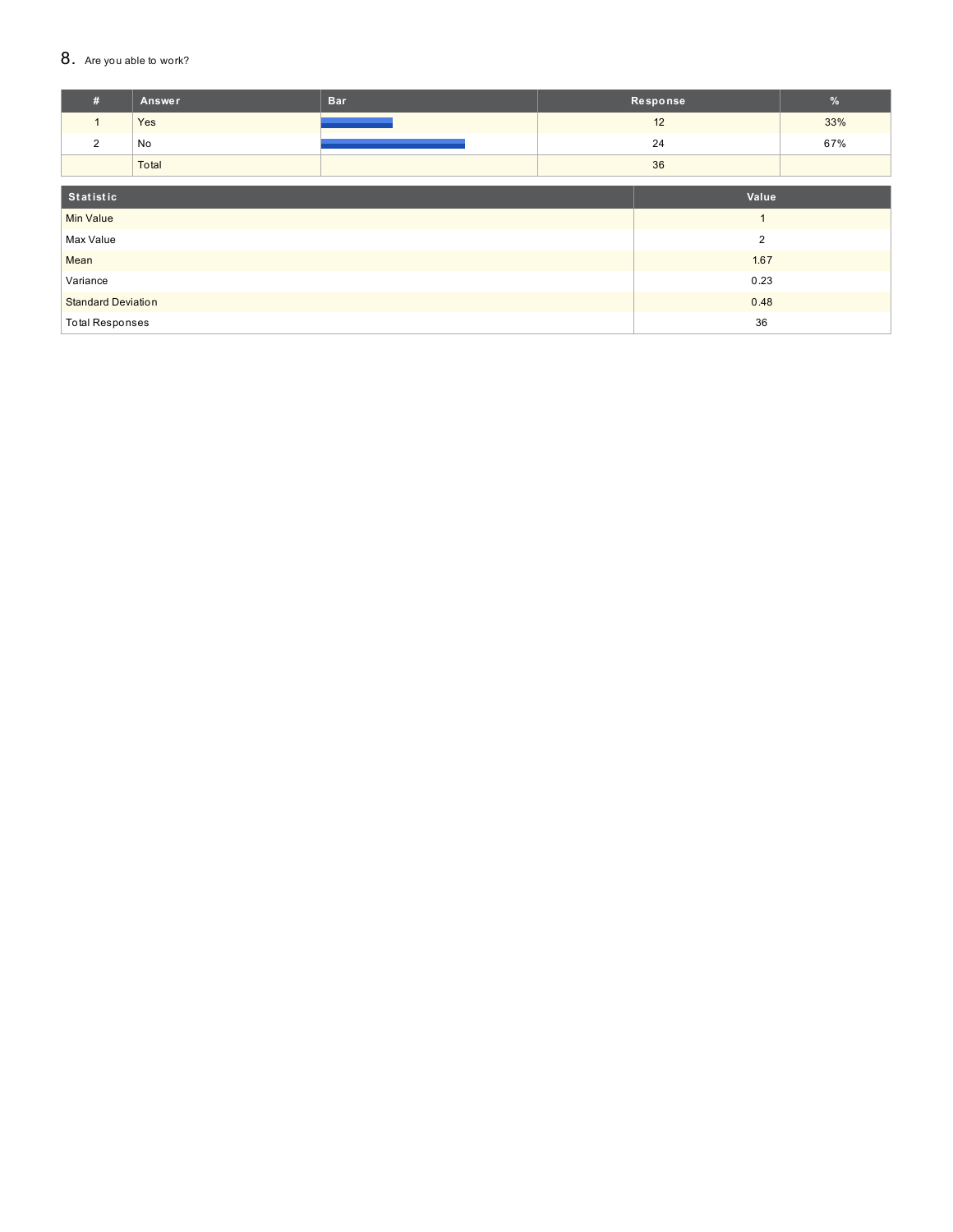## 8. Are you able to work?

| # | Answer | Bar | Response | % |
|---|---|---|---|---|
| 1 | Yes | | 12 | 33% |
| 2 | No | | 24 | 67% |
| | Total | | 36 | |

| Statistic | Value |
|---|---|
| Min Value | 1 |
| Max Value | 2 |
| Mean | 1.67 |
| Variance | 0.23 |
| Standard Deviation | 0.48 |
| Total Responses | 36 |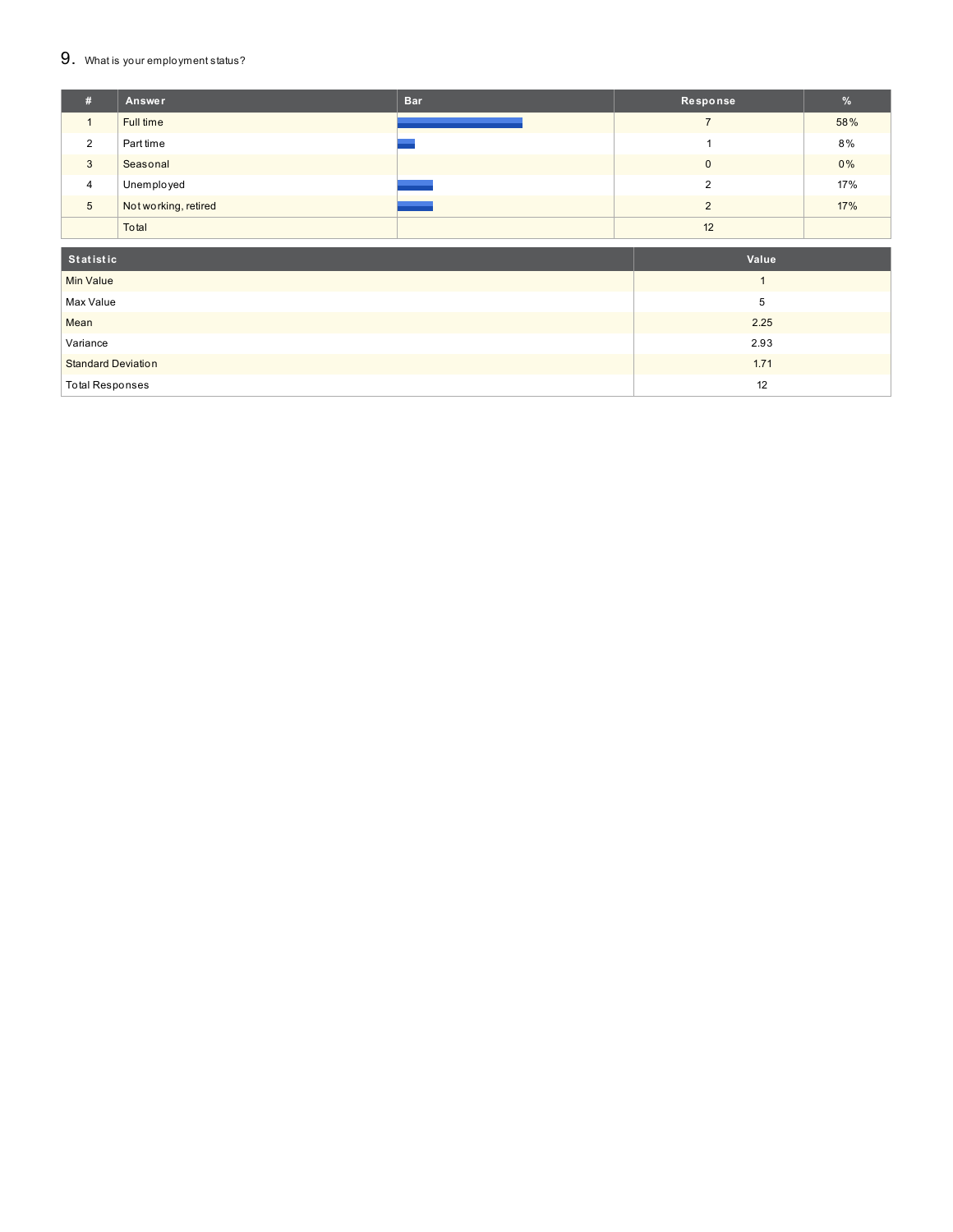## 9. What is your employment status?

| # | Answer | Bar | Response | % |
|---|---|---|---|---|
| 1 | Full time | | 7 | 58% |
| 2 | Part time | | 1 | 8% |
| 3 | Seasonal | | 0 | 0% |
| 4 | Unemployed | | 2 | 17% |
| 5 | Not working, retired | | 2 | 17% |
| | Total | | 12 | |

| Statistic | Value |
|---|---|
| Min Value | 1 |
| Max Value | 5 |
| Mean | 2.25 |
| Variance | 2.93 |
| Standard Deviation | 1.71 |
| Total Responses | 12 |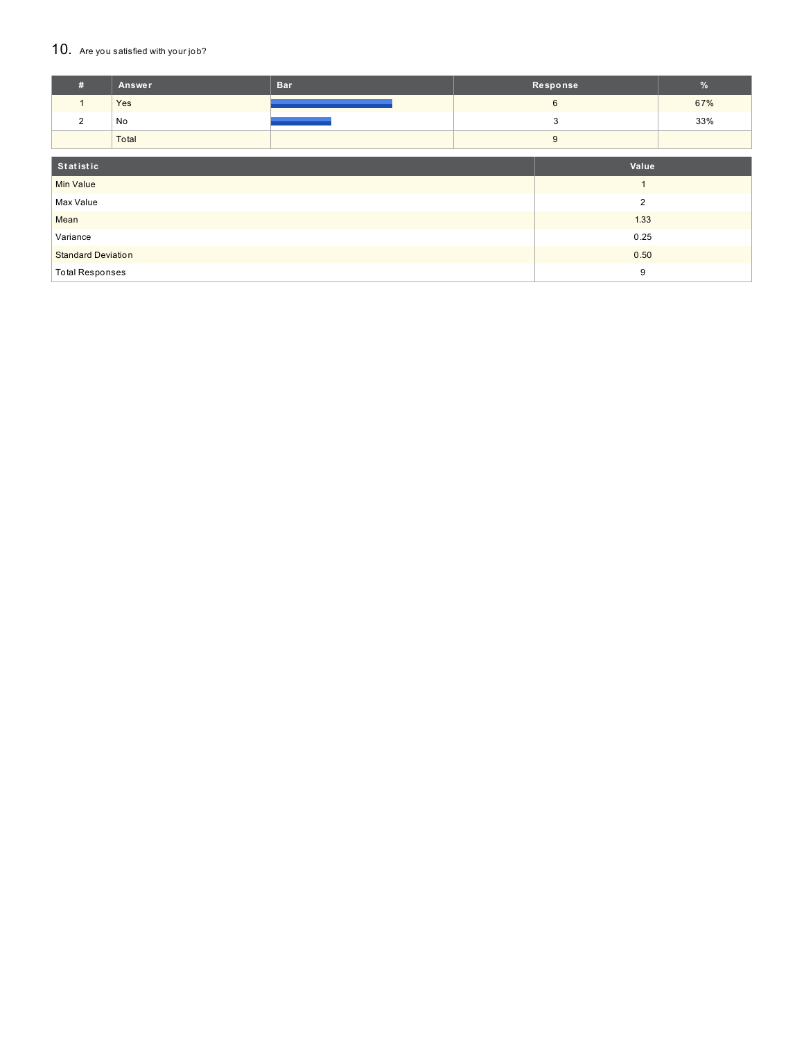## 10. Are you satisfied with your job?

| # | Answer | Bar | Response | % |
|---|---|---|---|---|
| 1 | Yes | | 6 | 67% |
| 2 | No | | 3 | 33% |
| | Total | | 9 | |

| Statistic | Value |
|---|---|
| Min Value | 1 |
| Max Value | 2 |
| Mean | 1.33 |
| Variance | 0.25 |
| Standard Deviation | 0.50 |
| Total Responses | 9 |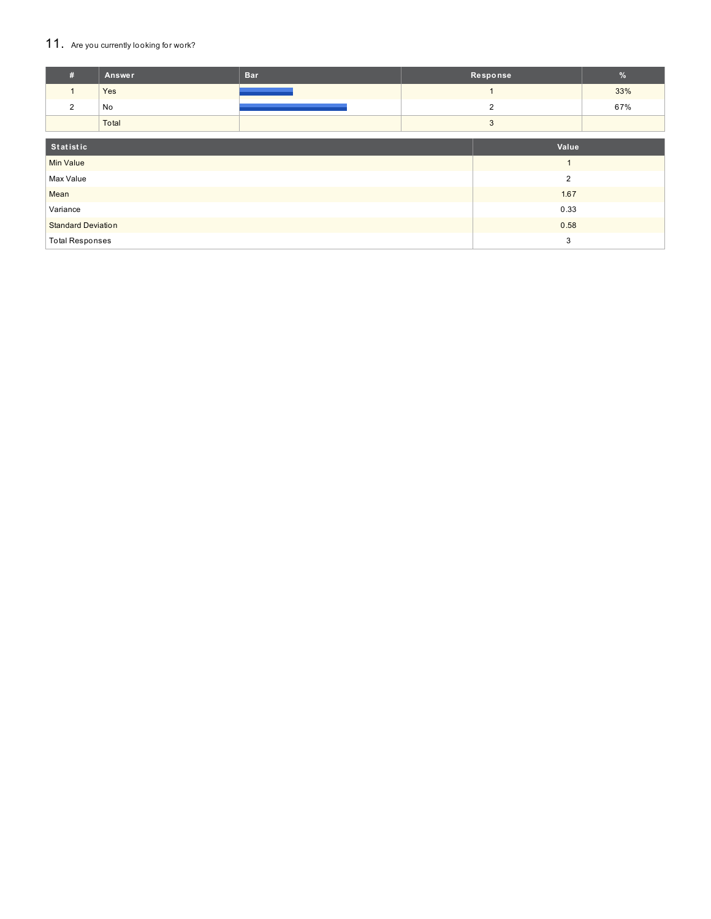## 11. Are you currently looking for work?

| # | Answer | Bar | Response | % |
|---|---|---|---|---|
| 1 | Yes | | 1 | 33% |
| 2 | No | | 2 | 67% |
| | Total | | 3 | |

| Statistic | Value |
|---|---|
| Min Value | 1 |
| Max Value | 2 |
| Mean | 1.67 |
| Variance | 0.33 |
| Standard Deviation | 0.58 |
| Total Responses | 3 |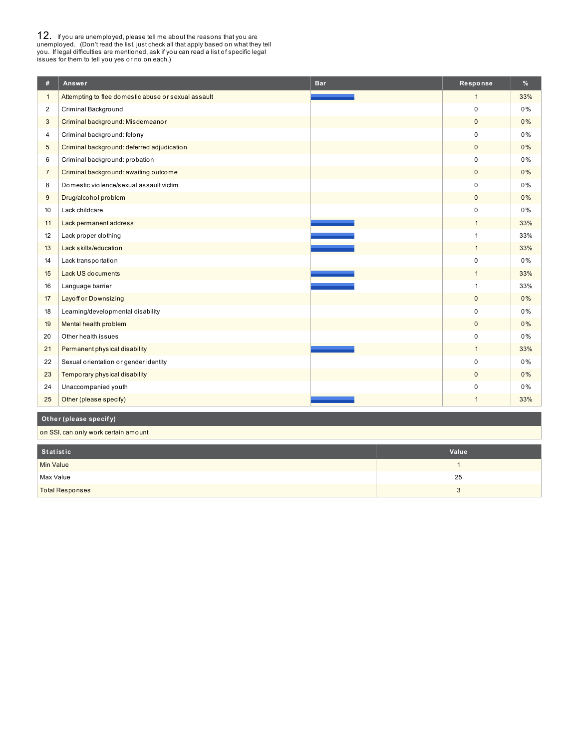## 12. If you are unemployed, please tell me about the reasons that you are unemployed. (Don't read the list, just check all that apply based on what they tell you. If legal difficulties are mentioned, ask if you can read a list of specific legal issues for them to tell you yes or no on each.)

| # | Answer | Bar | Response | % |
|---|---|---|---|---|
| 1 | Attempting to flee domestic abuse or sexual assault | | 1 | 33% |
| 2 | Criminal Background | | 0 | 0% |
| 3 | Criminal background: Misdemeanor | | 0 | 0% |
| 4 | Criminal background: felony | | 0 | 0% |
| 5 | Criminal background: deferred adjudication | | 0 | 0% |
| 6 | Criminal background: probation | | 0 | 0% |
| 7 | Criminal background: awaiting outcome | | 0 | 0% |
| 8 | Domestic violence/sexual assault victim | | 0 | 0% |
| 9 | Drug/alcohol problem | | 0 | 0% |
| 10 | Lack childcare | | 0 | 0% |
| 11 | Lack permanent address | | 1 | 33% |
| 12 | Lack proper clothing | | 1 | 33% |
| 13 | Lack skills/education | | 1 | 33% |
| 14 | Lack transportation | | 0 | 0% |
| 15 | Lack US documents | | 1 | 33% |
| 16 | Language barrier | | 1 | 33% |
| 17 | Layoff or Downsizing | | 0 | 0% |
| 18 | Learning/developmental disability | | 0 | 0% |
| 19 | Mental health problem | | 0 | 0% |
| 20 | Other health issues | | 0 | 0% |
| 21 | Permanent physical disability | | 1 | 33% |
| 22 | Sexual orientation or gender identity | | 0 | 0% |
| 23 | Temporary physical disability | | 0 | 0% |
| 24 | Unaccompanied youth | | 0 | 0% |
| 25 | Other (please specify) | | 1 | 33% |

| Other (please specify) |
|---|
| on SSI, can only work certain amount |

| Statistic | Value |
|---|---|
| Min Value | 1 |
| Max Value | 25 |
| Total Responses | 3 |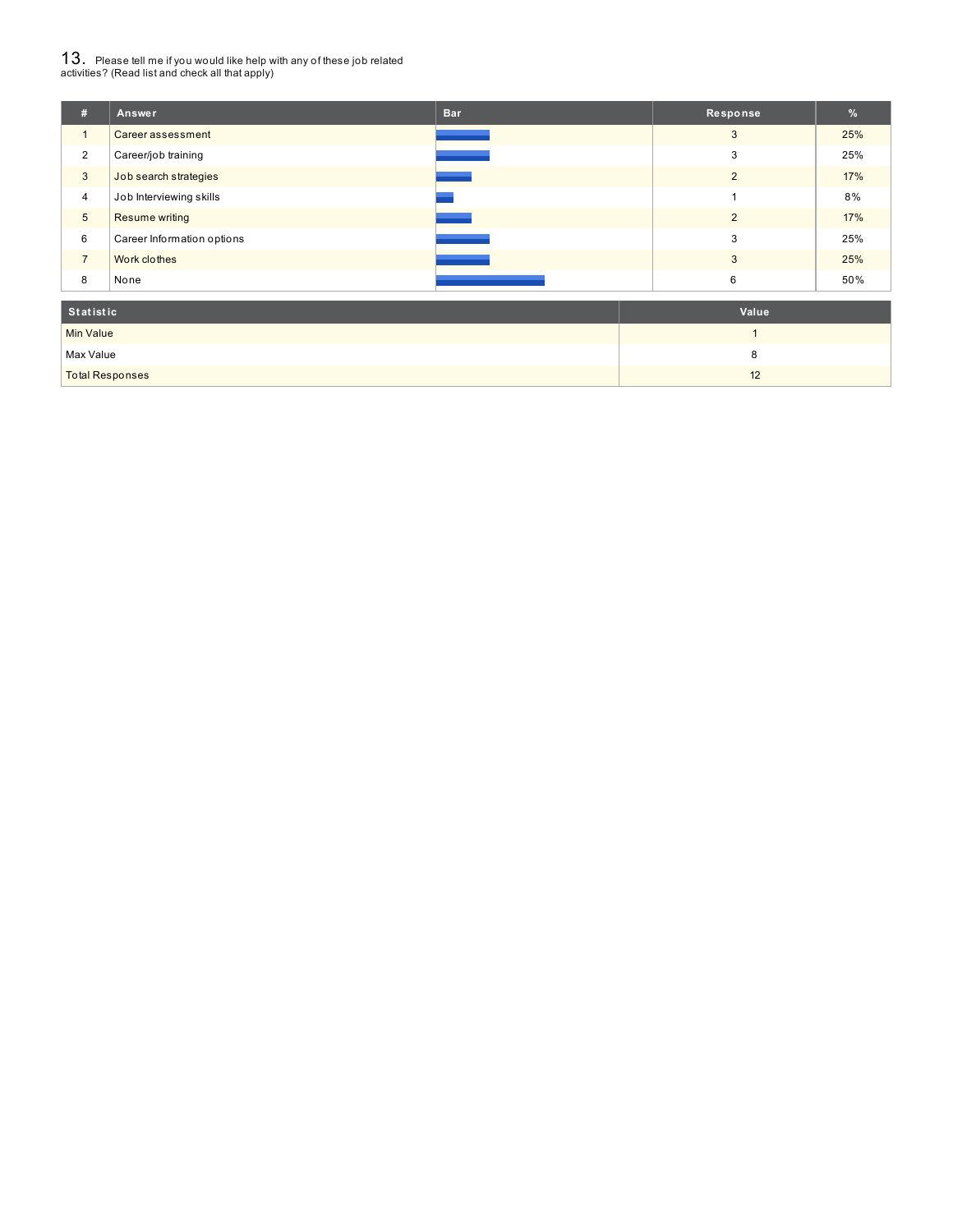## 13. Please tell me if you would like help with any of these job related activities? (Read list and check all that apply)

| # | Answer | Bar | Response | % |
|---|---|---|---|---|
| 1 | Career assessment | | 3 | 25% |
| 2 | Career/job training | | 3 | 25% |
| 3 | Job search strategies | | 2 | 17% |
| 4 | Job Interviewing skills | | 1 | 8% |
| 5 | Resume writing | | 2 | 17% |
| 6 | Career Information options | | 3 | 25% |
| 7 | Work clothes | | 3 | 25% |
| 8 | None | | 6 | 50% |

| Statistic | Value |
|---|---|
| Min Value | 1 |
| Max Value | 8 |
| Total Responses | 12 |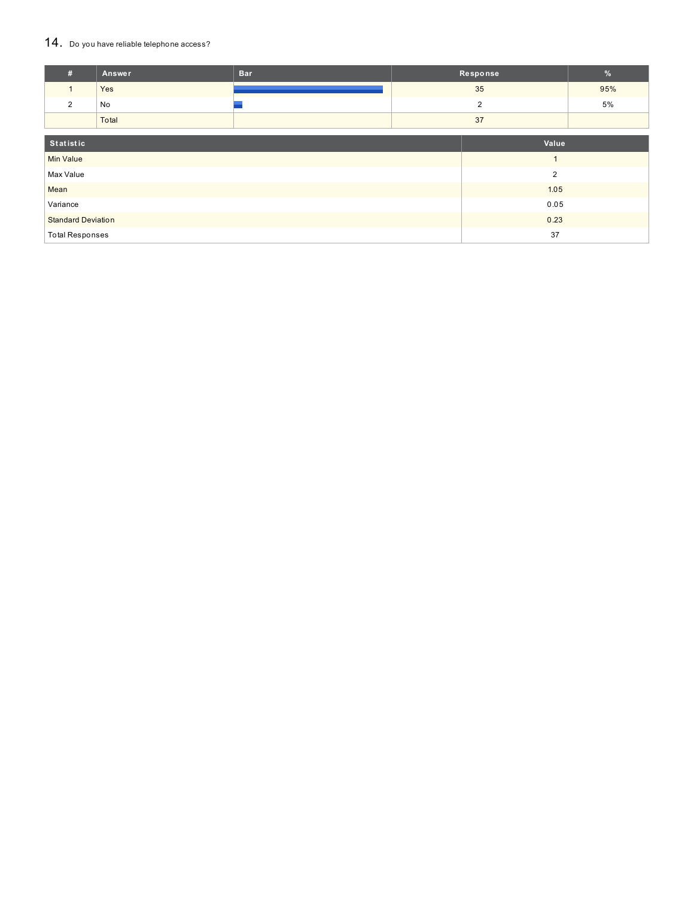## 14. Do you have reliable telephone access?

| # | Answer | Bar | Response | % |
|---|---|---|---|---|
| 1 | Yes | | 35 | 95% |
| 2 | No | | 2 | 5% |
| | Total | | 37 | |

| Statistic | Value |
|---|---|
| Min Value | 1 |
| Max Value | 2 |
| Mean | 1.05 |
| Variance | 0.05 |
| Standard Deviation | 0.23 |
| Total Responses | 37 |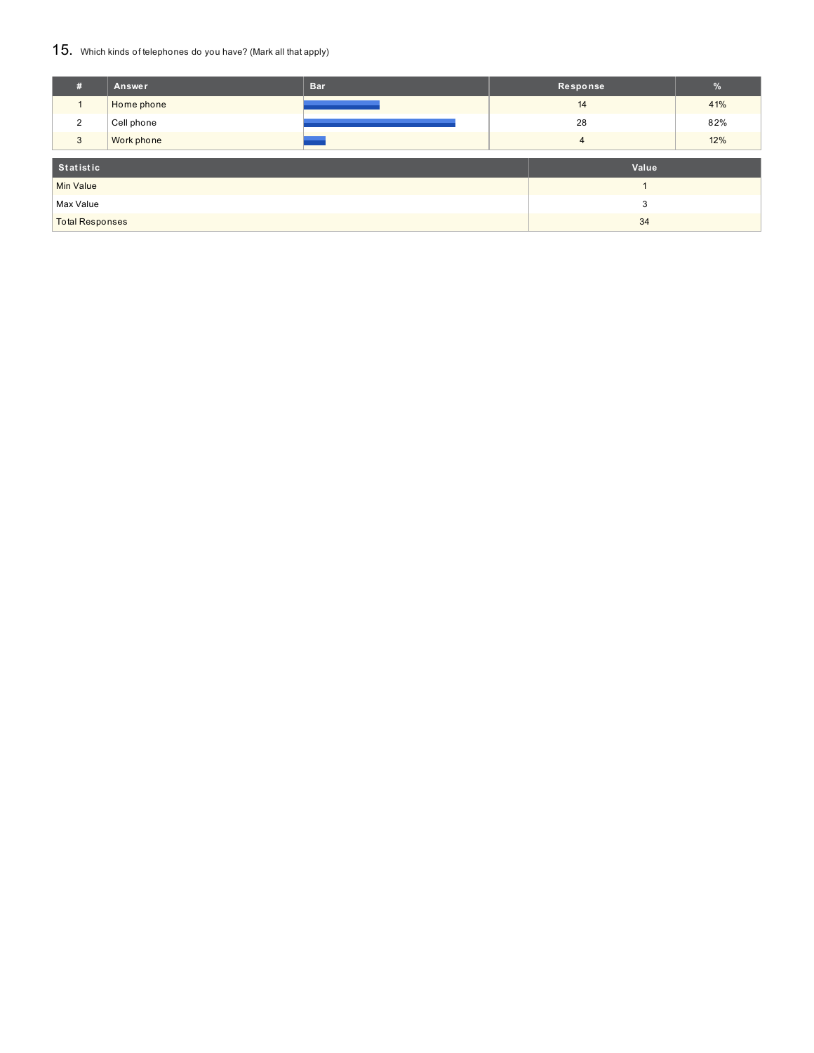## 15. Which kinds of telephones do you have? (Mark all that apply)

| # | Answer | Bar | Response | % |
|---|---|---|---|---|
| 1 | Home phone | | 14 | 41% |
| 2 | Cell phone | | 28 | 82% |
| 3 | Work phone | | 4 | 12% |

| Statistic | Value |
|---|---|
| Min Value | 1 |
| Max Value | 3 |
| Total Responses | 34 |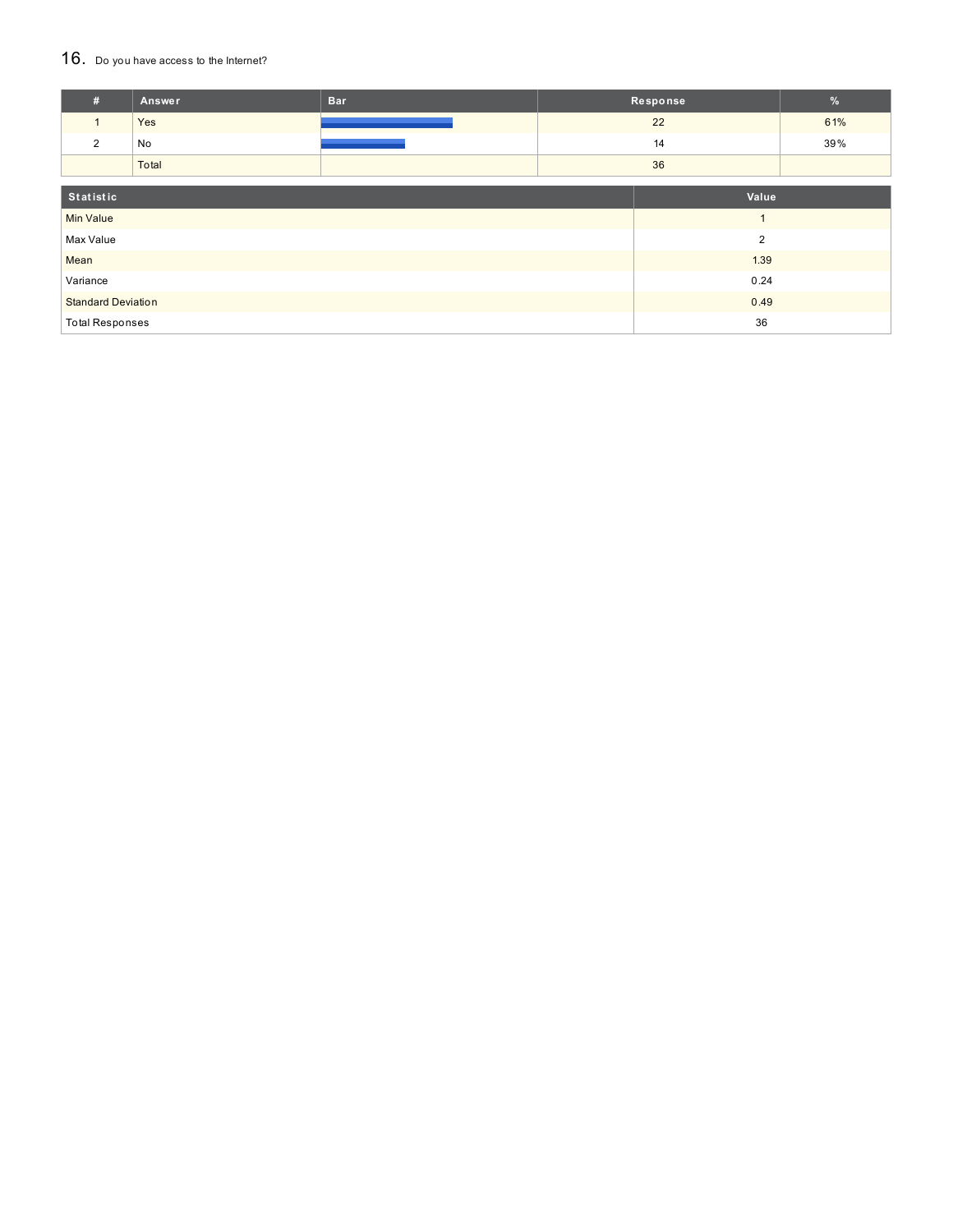## 16. Do you have access to the Internet?

| # | Answer | Bar | Response | % |
|---|---|---|---|---|
| 1 | Yes | | 22 | 61% |
| 2 | No | | 14 | 39% |
| | Total | | 36 | |

| Statistic | Value |
|---|---|
| Min Value | 1 |
| Max Value | 2 |
| Mean | 1.39 |
| Variance | 0.24 |
| Standard Deviation | 0.49 |
| Total Responses | 36 |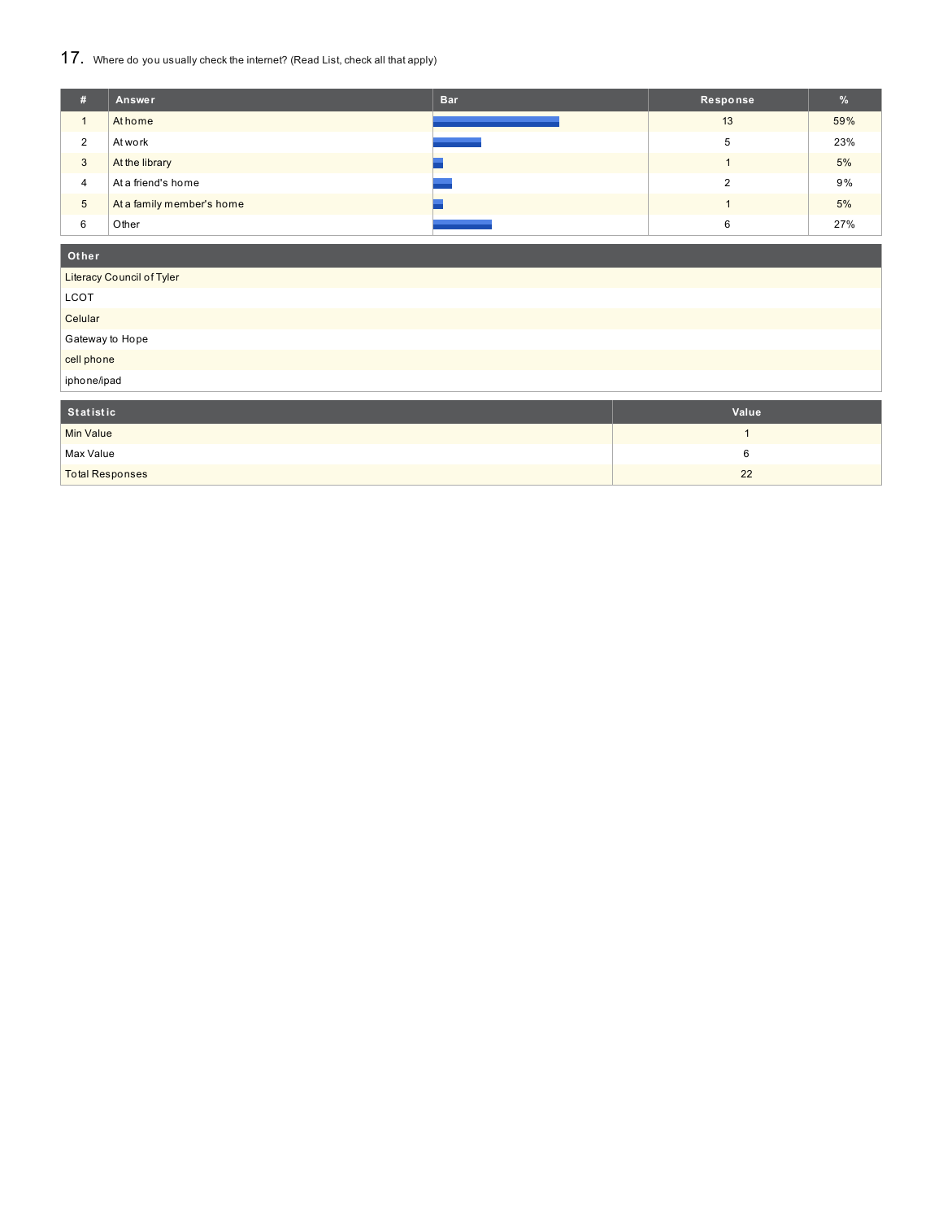## 17. Where do you usually check the internet? (Read List, check all that apply)

| # | Answer | Bar | Response | % |
|---|---|---|---|---|
| 1 | At home | | 13 | 59% |
| 2 | At work | | 5 | 23% |
| 3 | At the library | | 1 | 5% |
| 4 | At a friend's home | | 2 | 9% |
| 5 | At a family member's home | | 1 | 5% |
| 6 | Other | | 6 | 27% |

| Other |
|---|
| Literacy Council of Tyler |
| LCOT |
| Celular |
| Gateway to Hope |
| cell phone |
| iphone/ipad |

| Statistic | Value |
|---|---|
| Min Value | 1 |
| Max Value | 6 |
| Total Responses | 22 |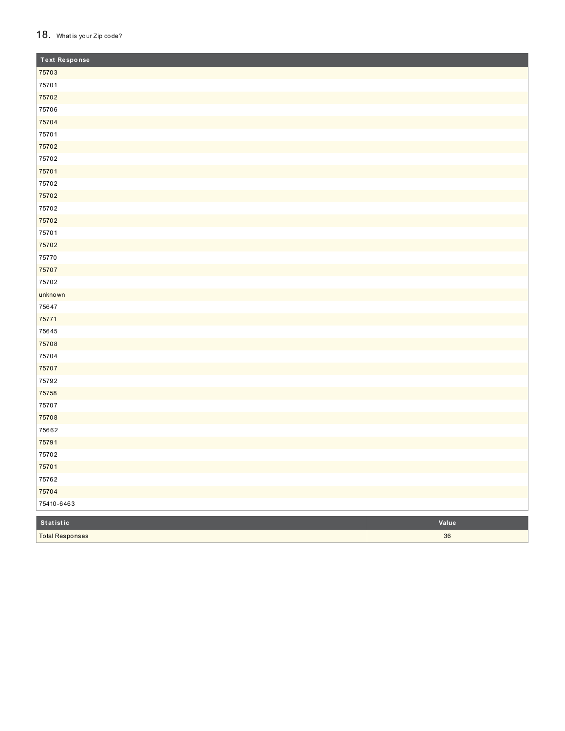## 18. What is your Zip code?

| Text Response |
|---|
| 75703 |
| 75701 |
| 75702 |
| 75706 |
| 75704 |
| 75701 |
| 75702 |
| 75702 |
| 75701 |
| 75702 |
| 75702 |
| 75702 |
| 75702 |
| 75701 |
| 75702 |
| 75770 |
| 75707 |
| 75702 |
| unknown |
| 75647 |
| 75771 |
| 75645 |
| 75708 |
| 75704 |
| 75707 |
| 75792 |
| 75758 |
| 75707 |
| 75708 |
| 75662 |
| 75791 |
| 75702 |
| 75701 |
| 75762 |
| 75704 |
| 75410-6463 |

| Statistic | Value |
|---|---|
| Total Responses | 36 |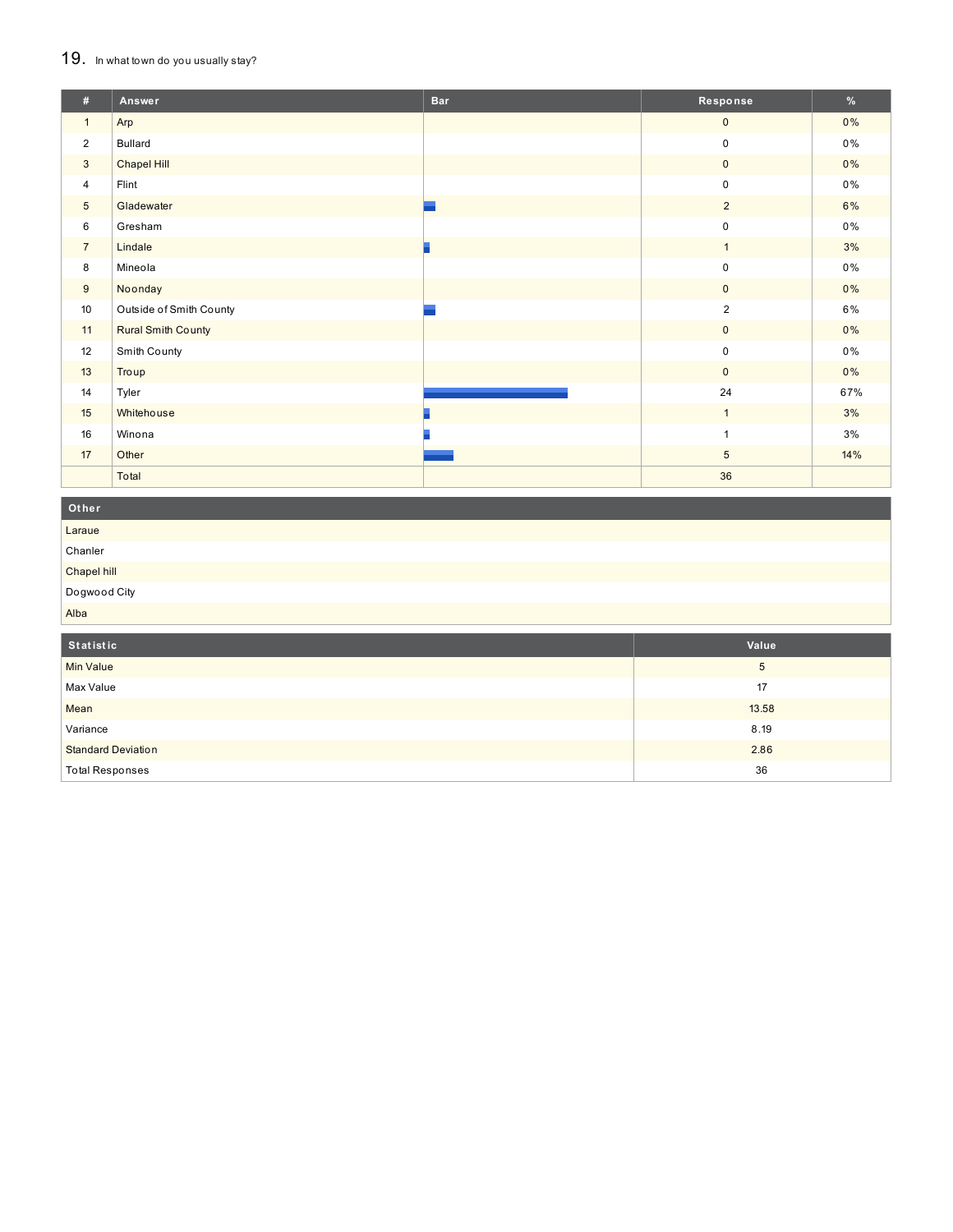## 19. In what town do you usually stay?

| # | Answer | Bar | Response | % |
|---|---|---|---|---|
| 1 | Arp | | 0 | 0% |
| 2 | Bullard | | 0 | 0% |
| 3 | Chapel Hill | | 0 | 0% |
| 4 | Flint | | 0 | 0% |
| 5 | Gladewater | | 2 | 6% |
| 6 | Gresham | | 0 | 0% |
| 7 | Lindale | | 1 | 3% |
| 8 | Mineola | | 0 | 0% |
| 9 | Noonday | | 0 | 0% |
| 10 | Outside of Smith County | | 2 | 6% |
| 11 | Rural Smith County | | 0 | 0% |
| 12 | Smith County | | 0 | 0% |
| 13 | Troup | | 0 | 0% |
| 14 | Tyler | | 24 | 67% |
| 15 | Whitehouse | | 1 | 3% |
| 16 | Winona | | 1 | 3% |
| 17 | Other | | 5 | 14% |
| | Total | | 36 | |

| Other |
|---|
| Laraue |
| Chanler |
| Chapel hill |
| Dogwood City |
| Alba |

| Statistic | Value |
|---|---|
| Min Value | 5 |
| Max Value | 17 |
| Mean | 13.58 |
| Variance | 8.19 |
| Standard Deviation | 2.86 |
| Total Responses | 36 |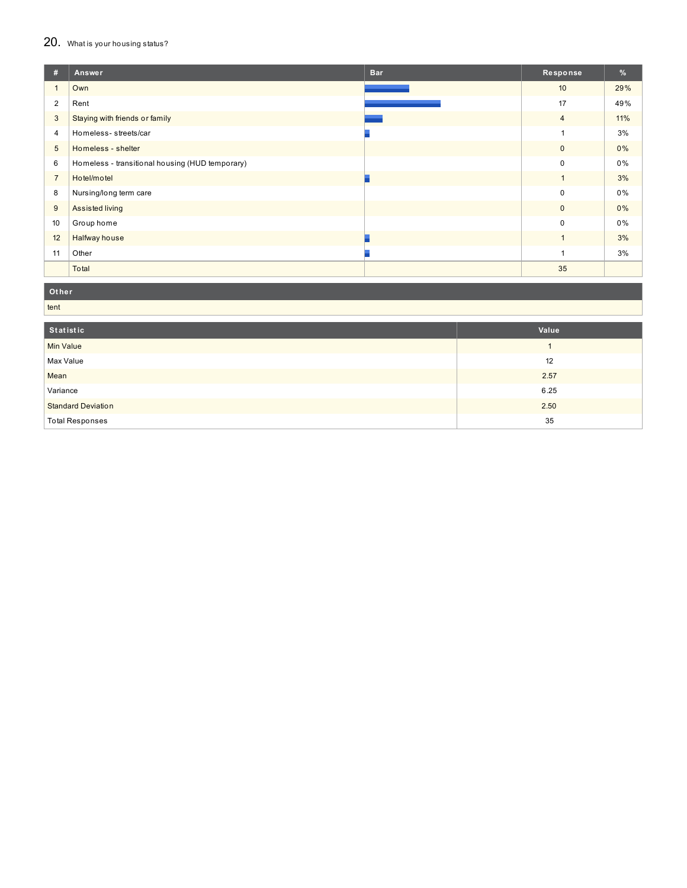## 20. What is your housing status?

| # | Answer | Bar | Response | % |
|---|---|---|---|---|
| 1 | Own | | 10 | 29% |
| 2 | Rent | | 17 | 49% |
| 3 | Staying with friends or family | | 4 | 11% |
| 4 | Homeless- streets/car | | 1 | 3% |
| 5 | Homeless - shelter | | 0 | 0% |
| 6 | Homeless - transitional housing (HUD temporary) | | 0 | 0% |
| 7 | Hotel/motel | | 1 | 3% |
| 8 | Nursing/long term care | | 0 | 0% |
| 9 | Assisted living | | 0 | 0% |
| 10 | Group home | | 0 | 0% |
| 12 | Halfway house | | 1 | 3% |
| 11 | Other | | 1 | 3% |
| | Total | | 35 | |

| Other |
|---|
| tent |

| Statistic | Value |
|---|---|
| Min Value | 1 |
| Max Value | 12 |
| Mean | 2.57 |
| Variance | 6.25 |
| Standard Deviation | 2.50 |
| Total Responses | 35 |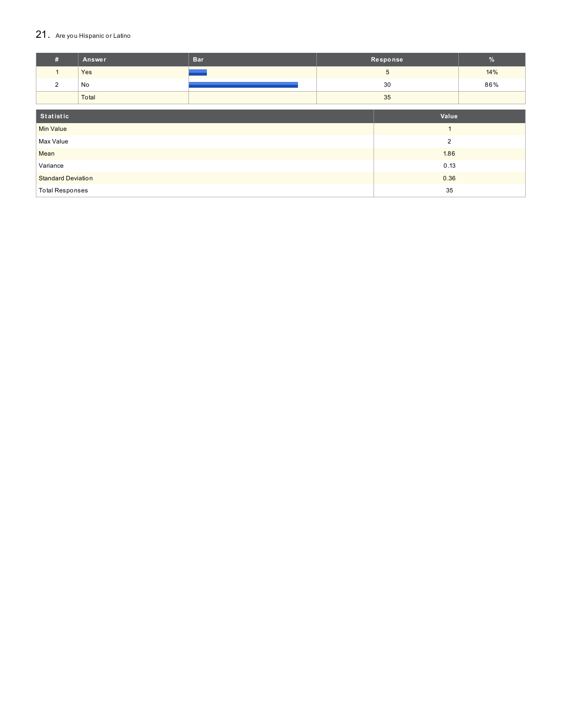## 21. Are you Hispanic or Latino

| # | Answer | Bar | Response | % |
|---|---|---|---|---|
| 1 | Yes | | 5 | 14% |
| 2 | No | | 30 | 86% |
| | Total | | 35 | |

| Statistic | Value |
|---|---|
| Min Value | 1 |
| Max Value | 2 |
| Mean | 1.86 |
| Variance | 0.13 |
| Standard Deviation | 0.36 |
| Total Responses | 35 |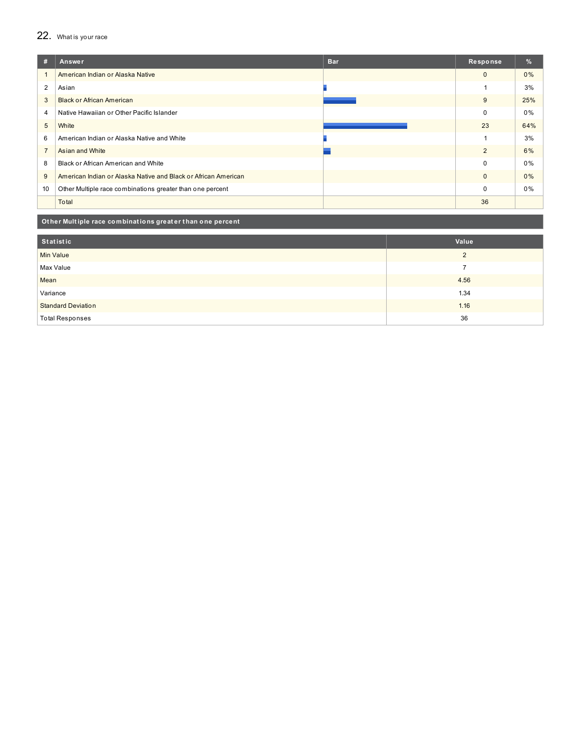## 22. What is your race

| # | Answer | Bar | Response | % |
|---|---|---|---|---|
| 1 | American Indian or Alaska Native | | 0 | 0% |
| 2 | Asian | | 1 | 3% |
| 3 | Black or African American | | 9 | 25% |
| 4 | Native Hawaiian or Other Pacific Islander | | 0 | 0% |
| 5 | White | | 23 | 64% |
| 6 | American Indian or Alaska Native and White | | 1 | 3% |
| 7 | Asian and White | | 2 | 6% |
| 8 | Black or African American and White | | 0 | 0% |
| 9 | American Indian or Alaska Native and Black or African American | | 0 | 0% |
| 10 | Other Multiple race combinations greater than one percent | | 0 | 0% |
| | Total | | 36 | |

**Other Multiple race combinations greater than one percent**

| Statistic | Value |
|---|---|
| Min Value | 2 |
| Max Value | 7 |
| Mean | 4.56 |
| Variance | 1.34 |
| Standard Deviation | 1.16 |
| Total Responses | 36 |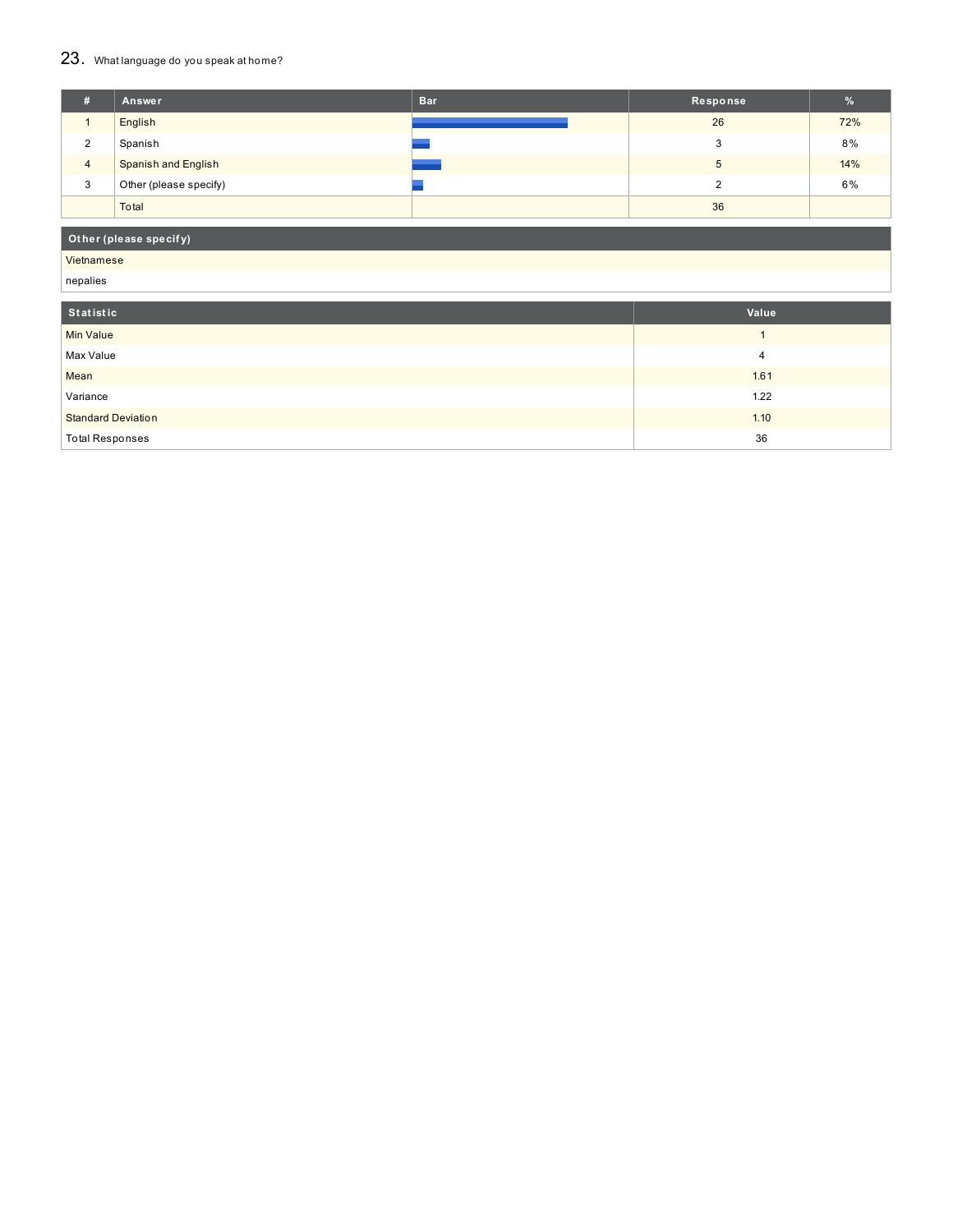## 23. What language do you speak at home?

| # | Answer | Bar | Response | % |
|---|---|---|---|---|
| 1 | English | | 26 | 72% |
| 2 | Spanish | | 3 | 8% |
| 4 | Spanish and English | | 5 | 14% |
| 3 | Other (please specify) | | 2 | 6% |
| | Total | | 36 | |

| Other (please specify) |
|---|
| Vietnamese |
| nepalies |

| Statistic | Value |
|---|---|
| Min Value | 1 |
| Max Value | 4 |
| Mean | 1.61 |
| Variance | 1.22 |
| Standard Deviation | 1.10 |
| Total Responses | 36 |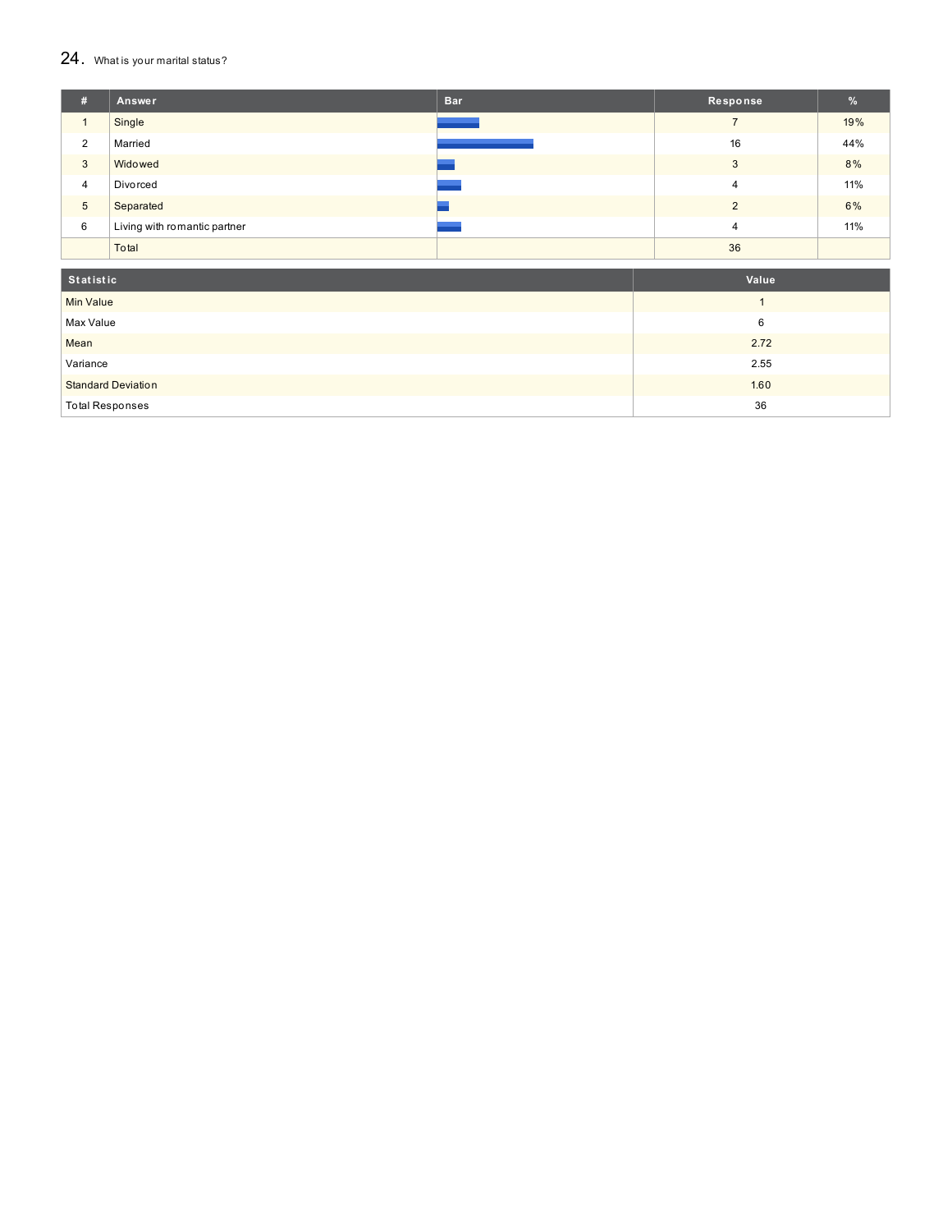## 24. What is your marital status?

| # | Answer | Bar | Response | % |
|---|---|---|---|---|
| 1 | Single | | 7 | 19% |
| 2 | Married | | 16 | 44% |
| 3 | Widowed | | 3 | 8% |
| 4 | Divorced | | 4 | 11% |
| 5 | Separated | | 2 | 6% |
| 6 | Living with romantic partner | | 4 | 11% |
| | Total | | 36 | |

| Statistic | Value |
|---|---|
| Min Value | 1 |
| Max Value | 6 |
| Mean | 2.72 |
| Variance | 2.55 |
| Standard Deviation | 1.60 |
| Total Responses | 36 |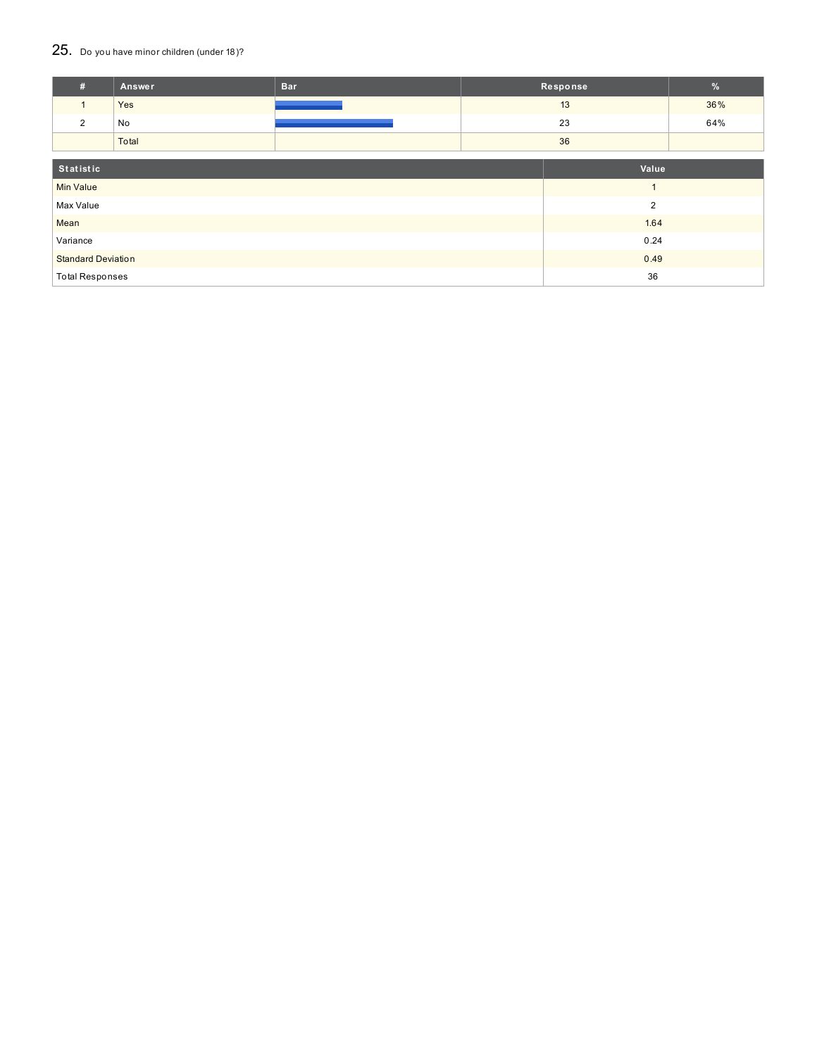## 25. Do you have minor children (under 18)?

| # | Answer | Bar | Response | % |
|---|---|---|---|---|
| 1 | Yes | | 13 | 36% |
| 2 | No | | 23 | 64% |
| | Total | | 36 | |

| Statistic | Value |
|---|---|
| Min Value | 1 |
| Max Value | 2 |
| Mean | 1.64 |
| Variance | 0.24 |
| Standard Deviation | 0.49 |
| Total Responses | 36 |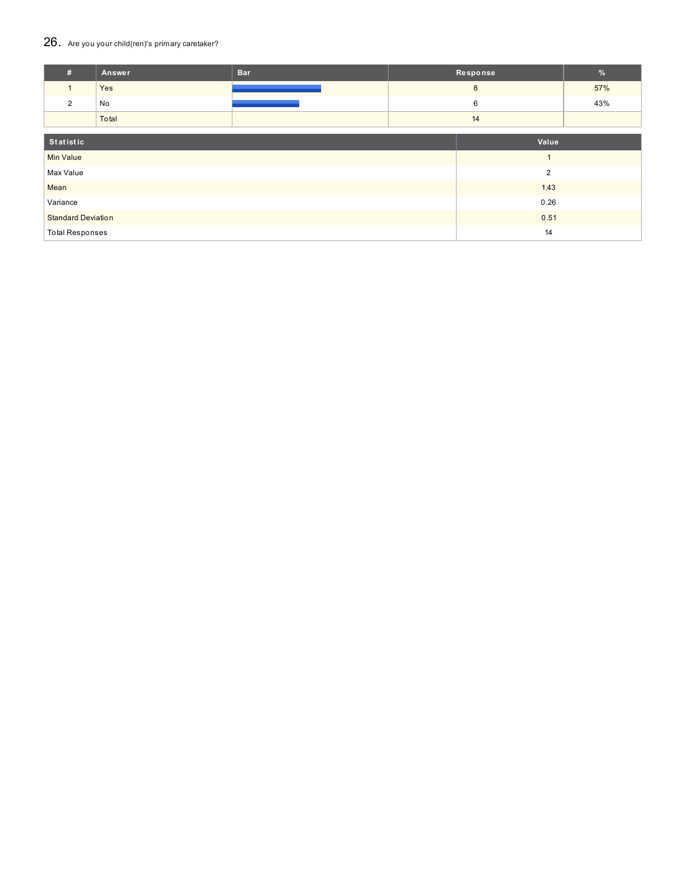## 26. Are you your child(ren)'s primary caretaker?

| # | Answer | Bar | Response | % |
|---|---|---|---|---|
| 1 | Yes | | 8 | 57% |
| 2 | No | | 6 | 43% |
| | Total | | 14 | |

| Statistic | Value |
|---|---|
| Min Value | 1 |
| Max Value | 2 |
| Mean | 1.43 |
| Variance | 0.26 |
| Standard Deviation | 0.51 |
| Total Responses | 14 |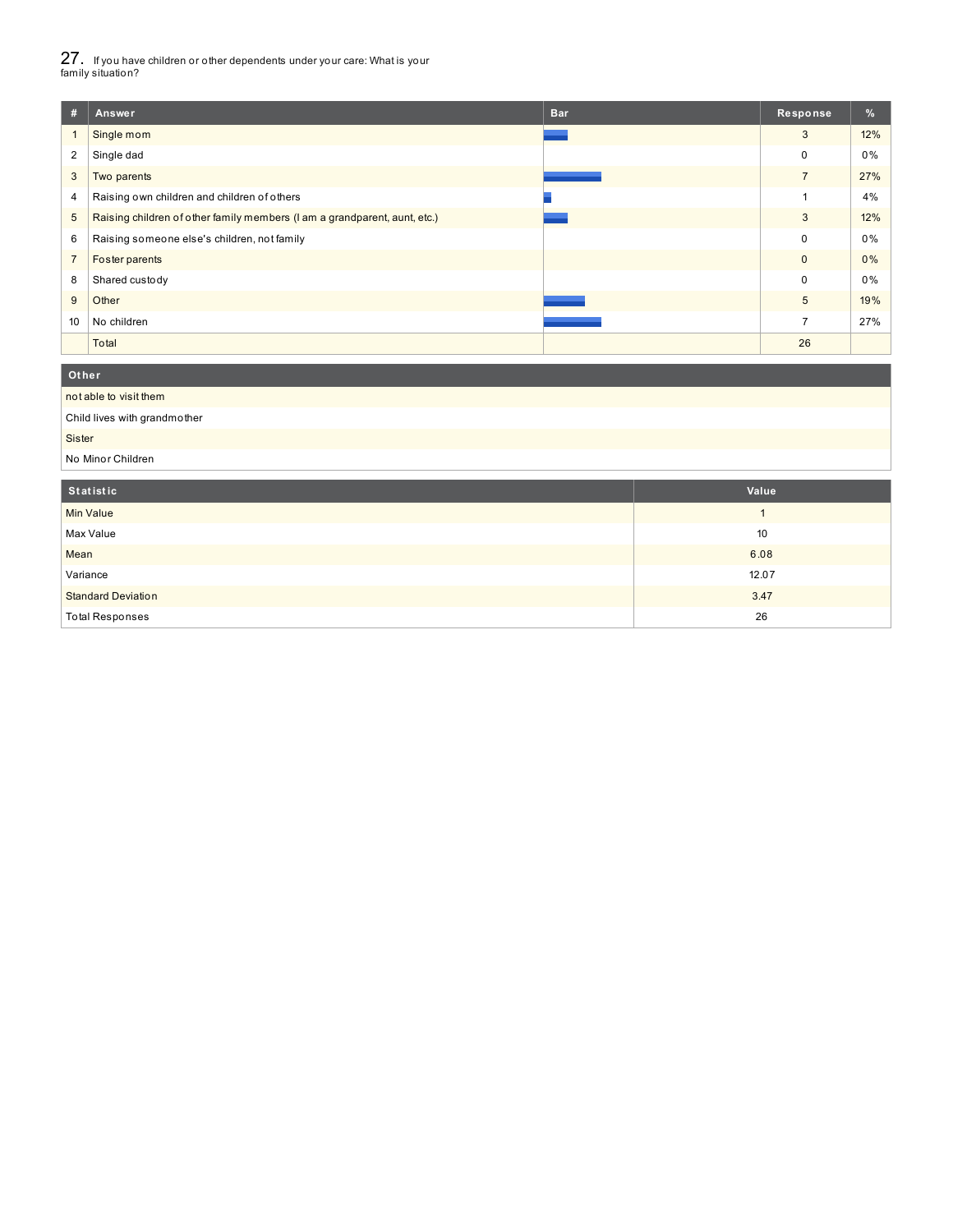## 27. If you have children or other dependents under your care: What is your family situation?

| # | Answer | Bar | Response | % |
|---|---|---|---|---|
| 1 | Single mom | | 3 | 12% |
| 2 | Single dad | | 0 | 0% |
| 3 | Two parents | | 7 | 27% |
| 4 | Raising own children and children of others | | 1 | 4% |
| 5 | Raising children of other family members (I am a grandparent, aunt, etc.) | | 3 | 12% |
| 6 | Raising someone else's children, not family | | 0 | 0% |
| 7 | Foster parents | | 0 | 0% |
| 8 | Shared custody | | 0 | 0% |
| 9 | Other | | 5 | 19% |
| 10 | No children | | 7 | 27% |
| | Total | | 26 | |

| Other |
|---|
| not able to visit them |
| Child lives with grandmother |
| Sister |
| No Minor Children |

| Statistic | Value |
|---|---|
| Min Value | 1 |
| Max Value | 10 |
| Mean | 6.08 |
| Variance | 12.07 |
| Standard Deviation | 3.47 |
| Total Responses | 26 |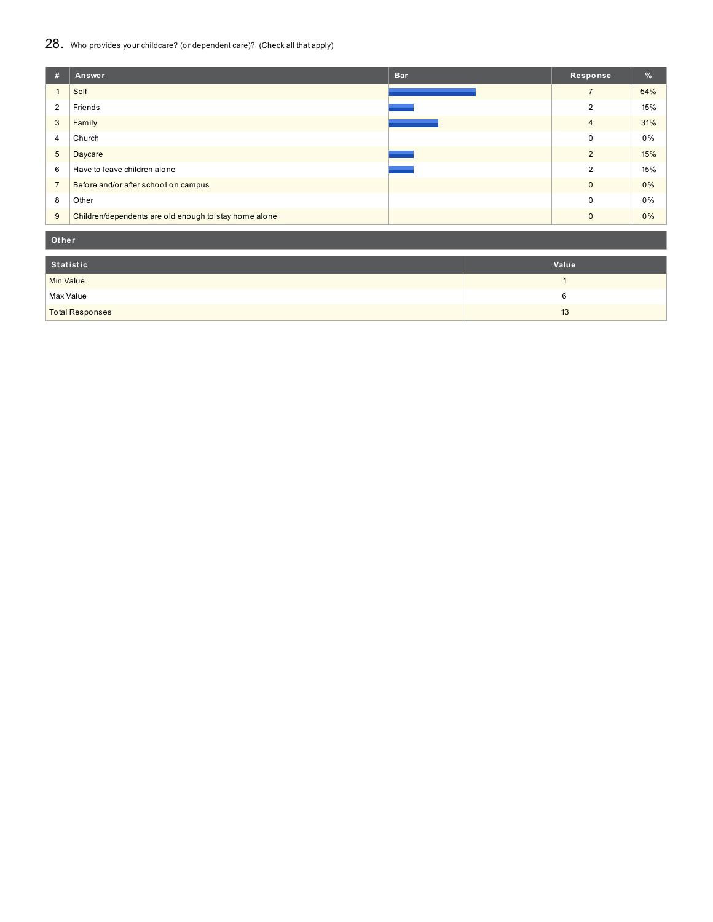## 28. Who provides your childcare? (or dependent care)? (Check all that apply)

| # | Answer | Bar | Response | % |
|---|---|---|---|---|
| 1 | Self | | 7 | 54% |
| 2 | Friends | | 2 | 15% |
| 3 | Family | | 4 | 31% |
| 4 | Church | | 0 | 0% |
| 5 | Daycare | | 2 | 15% |
| 6 | Have to leave children alone | | 2 | 15% |
| 7 | Before and/or after school on campus | | 0 | 0% |
| 8 | Other | | 0 | 0% |
| 9 | Children/dependents are old enough to stay home alone | | 0 | 0% |

| Other |
|---|

| Statistic | Value |
|---|---|
| Min Value | 1 |
| Max Value | 6 |
| Total Responses | 13 |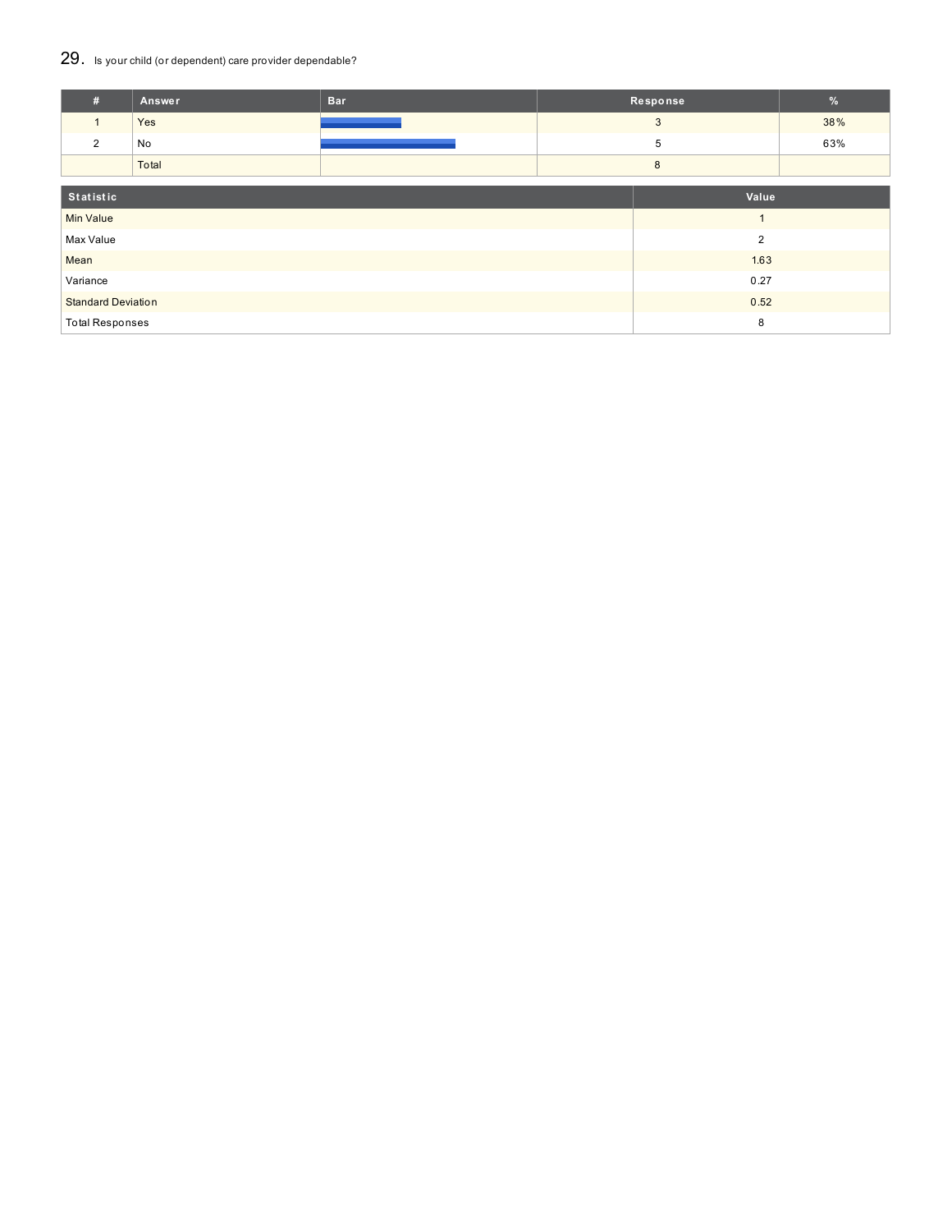## 29. Is your child (or dependent) care provider dependable?

| # | Answer | Bar | Response | % |
|---|---|---|---|---|
| 1 | Yes | | 3 | 38% |
| 2 | No | | 5 | 63% |
| | Total | | 8 | |

| Statistic | Value |
|---|---|
| Min Value | 1 |
| Max Value | 2 |
| Mean | 1.63 |
| Variance | 0.27 |
| Standard Deviation | 0.52 |
| Total Responses | 8 |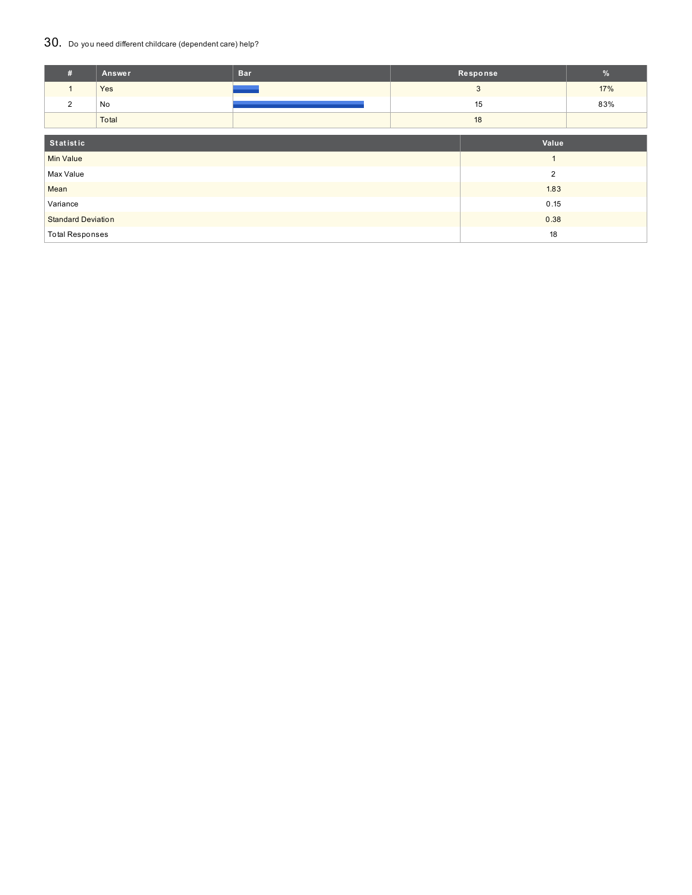## 30. Do you need different childcare (dependent care) help?

| # | Answer | Bar | Response | % |
|---|---|---|---|---|
| 1 | Yes | | 3 | 17% |
| 2 | No | | 15 | 83% |
| | Total | | 18 | |

| Statistic | Value |
|---|---|
| Min Value | 1 |
| Max Value | 2 |
| Mean | 1.83 |
| Variance | 0.15 |
| Standard Deviation | 0.38 |
| Total Responses | 18 |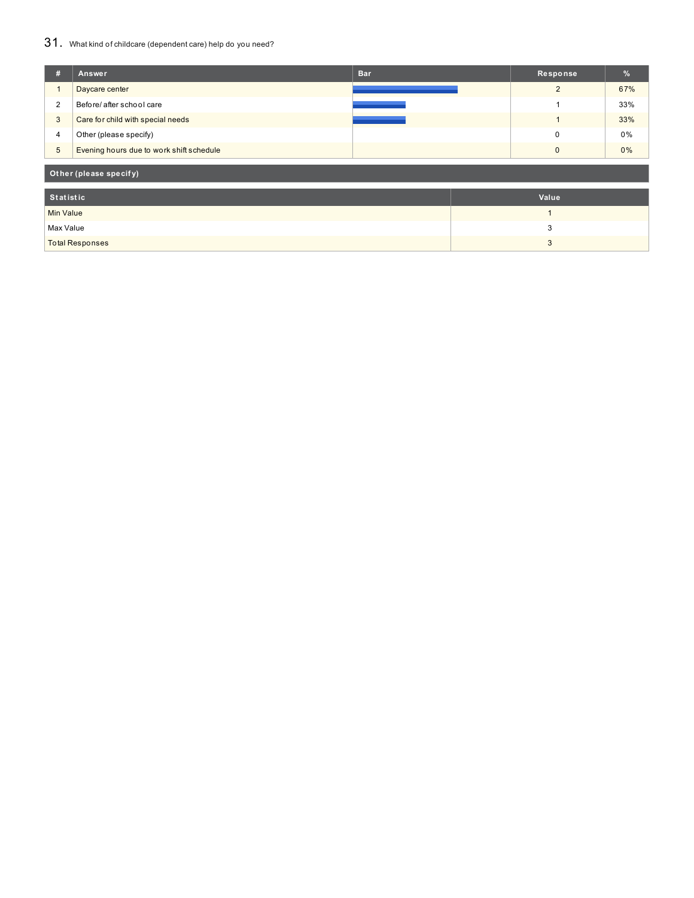## 31. What kind of childcare (dependent care) help do you need?

| # | Answer | Bar | Response | % |
|---|---|---|---|---|
| 1 | Daycare center | | 2 | 67% |
| 2 | Before/ after school care | | 1 | 33% |
| 3 | Care for child with special needs | | 1 | 33% |
| 4 | Other (please specify) | | 0 | 0% |
| 5 | Evening hours due to work shift schedule | | 0 | 0% |

**Other (please specify)**

| Statistic | Value |
|---|---|
| Min Value | 1 |
| Max Value | 3 |
| Total Responses | 3 |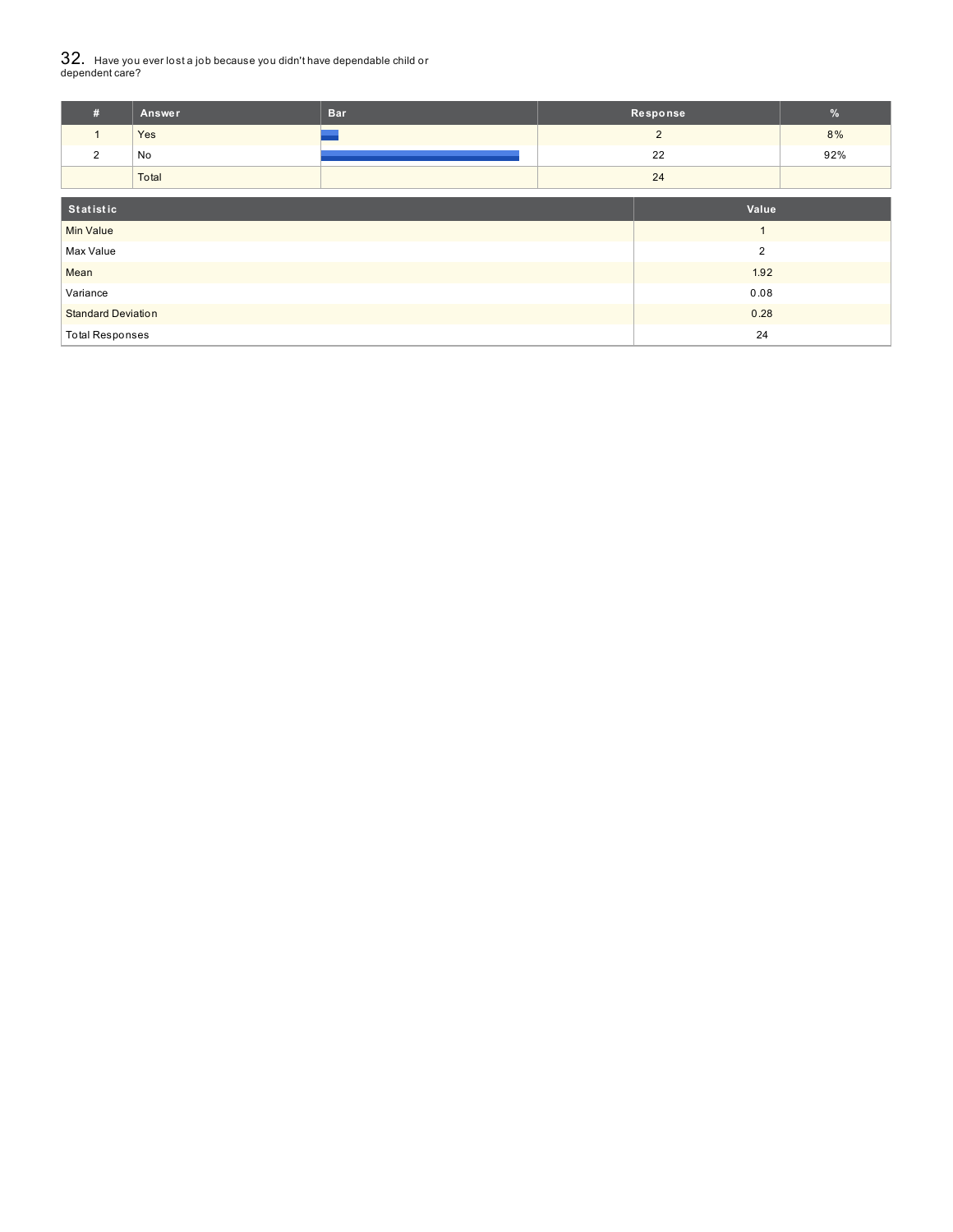## 32. Have you ever lost a job because you didn't have dependable child or dependent care?

| # | Answer | Bar | Response | % |
|---|---|---|---|---|
| 1 | Yes | | 2 | 8% |
| 2 | No | | 22 | 92% |
| | Total | | 24 | |

| Statistic | Value |
|---|---|
| Min Value | 1 |
| Max Value | 2 |
| Mean | 1.92 |
| Variance | 0.08 |
| Standard Deviation | 0.28 |
| Total Responses | 24 |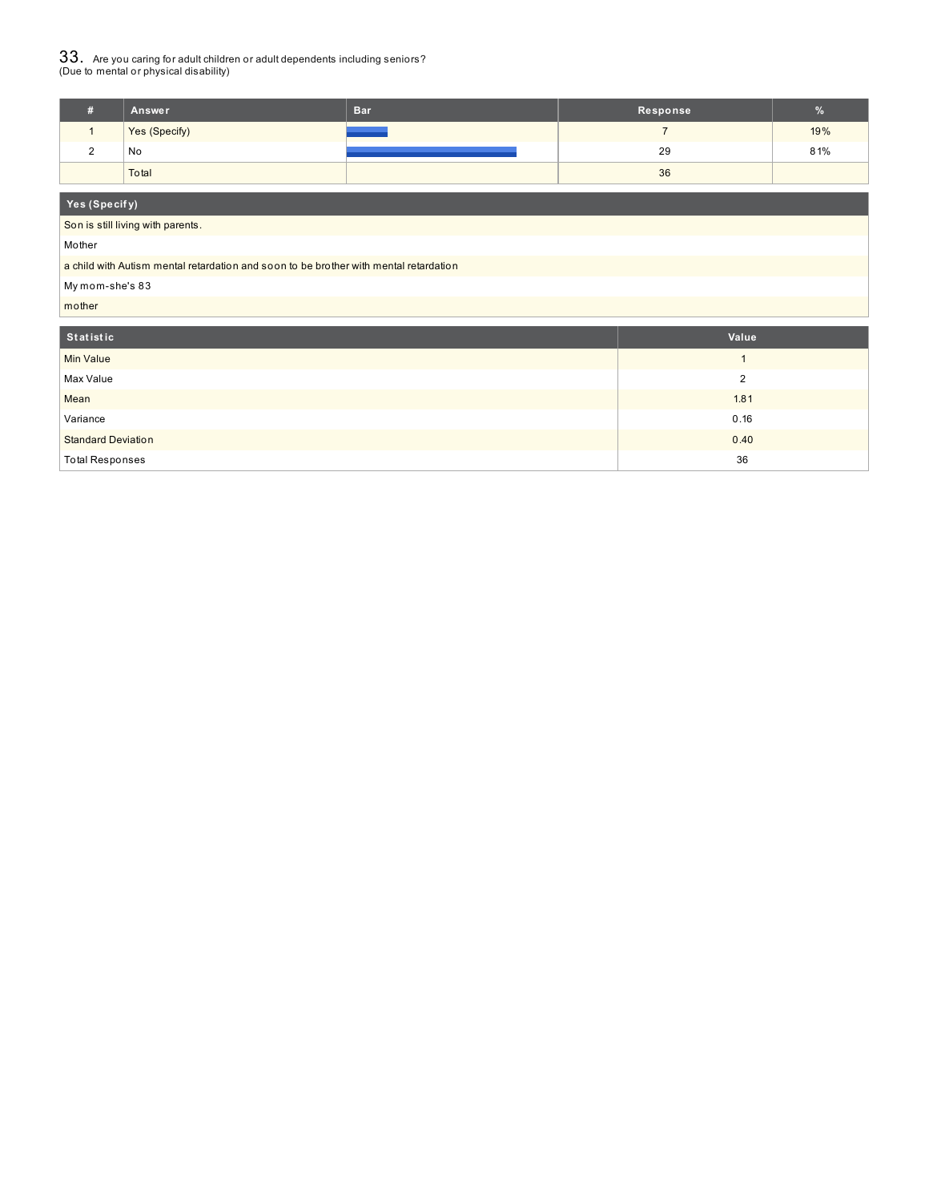## 33. Are you caring for adult children or adult dependents including seniors? (Due to mental or physical disability)

| # | Answer | Bar | Response | % |
|---|---|---|---|---|
| 1 | Yes (Specify) | | 7 | 19% |
| 2 | No | | 29 | 81% |
| | Total | | 36 | |

| Yes (Specify) |
|---|
| Son is still living with parents. |
| Mother |
| a child with Autism mental retardation and soon to be brother with mental retardation |
| My mom-she's 83 |
| mother |

| Statistic | Value |
|---|---|
| Min Value | 1 |
| Max Value | 2 |
| Mean | 1.81 |
| Variance | 0.16 |
| Standard Deviation | 0.40 |
| Total Responses | 36 |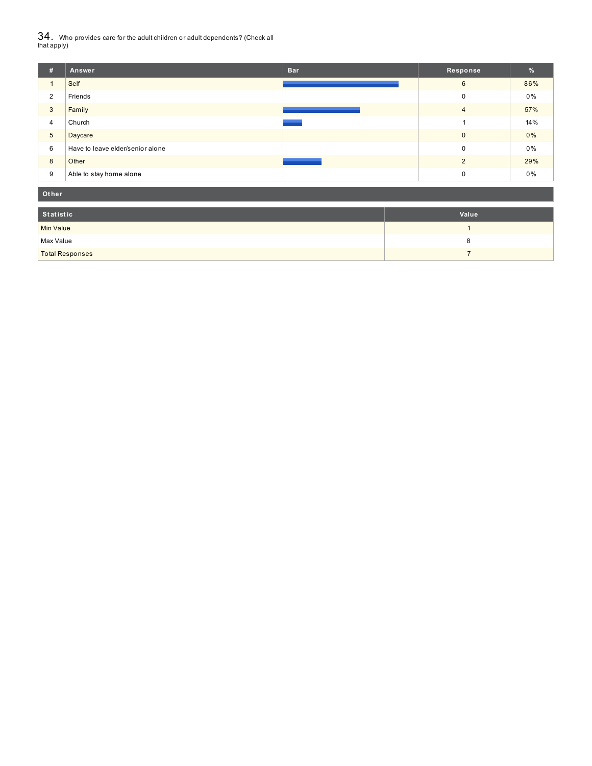## 34. Who provides care for the adult children or adult dependents? (Check all that apply)

| # | Answer | Bar | Response | % |
|---|---|---|---|---|
| 1 | Self | | 6 | 86% |
| 2 | Friends | | 0 | 0% |
| 3 | Family | | 4 | 57% |
| 4 | Church | | 1 | 14% |
| 5 | Daycare | | 0 | 0% |
| 6 | Have to leave elder/senior alone | | 0 | 0% |
| 8 | Other | | 2 | 29% |
| 9 | Able to stay home alone | | 0 | 0% |

**Other**

| Statistic | Value |
|---|---|
| Min Value | 1 |
| Max Value | 8 |
| Total Responses | 7 |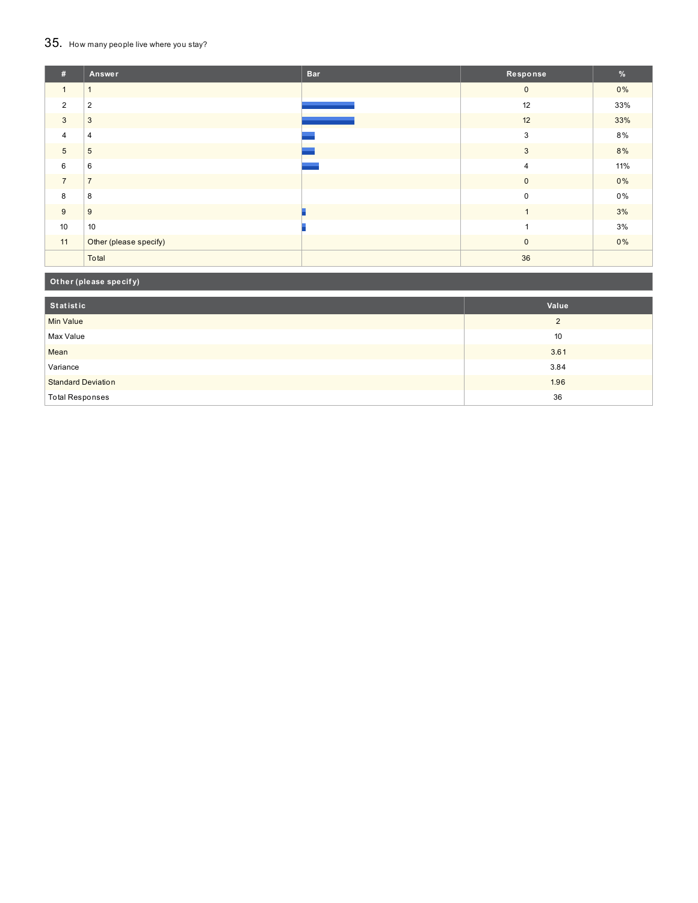## 35. How many people live where you stay?

| # | Answer | Bar | Response | % |
|---|---|---|---|---|
| 1 | 1 | | 0 | 0% |
| 2 | 2 | | 12 | 33% |
| 3 | 3 | | 12 | 33% |
| 4 | 4 | | 3 | 8% |
| 5 | 5 | | 3 | 8% |
| 6 | 6 | | 4 | 11% |
| 7 | 7 | | 0 | 0% |
| 8 | 8 | | 0 | 0% |
| 9 | 9 | | 1 | 3% |
| 10 | 10 | | 1 | 3% |
| 11 | Other (please specify) | | 0 | 0% |
| | Total | | 36 | |

**Other (please specify)**

| Statistic | Value |
|---|---|
| Min Value | 2 |
| Max Value | 10 |
| Mean | 3.61 |
| Variance | 3.84 |
| Standard Deviation | 1.96 |
| Total Responses | 36 |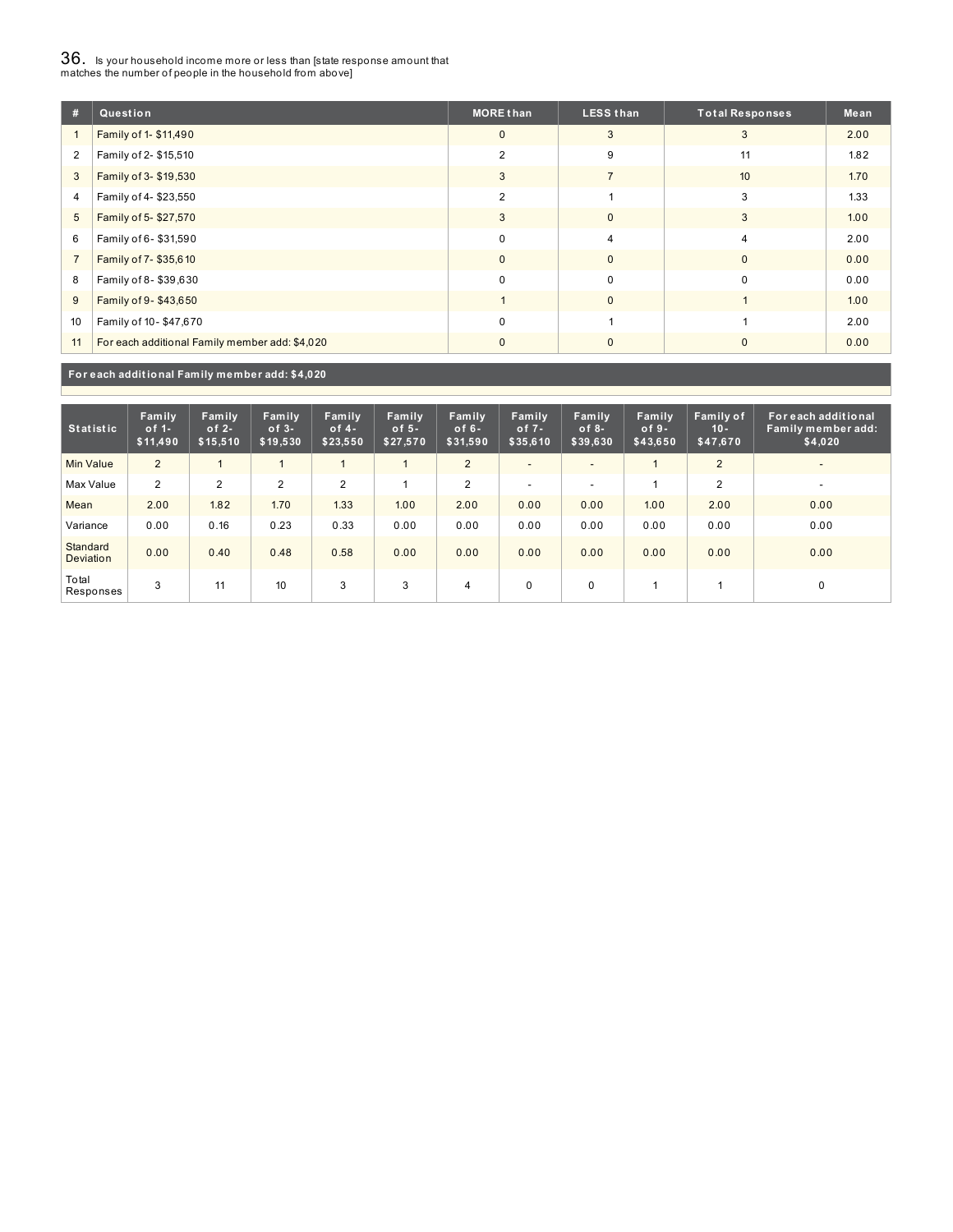## 36. Is your household income more or less than [state response amount that matches the number of people in the household from above]

| # | Question | MORE than | LESS than | Total Responses | Mean |
|---|---|---|---|---|---|
| 1 | Family of 1- $11,490 | 0 | 3 | 3 | 2.00 |
| 2 | Family of 2- $15,510 | 2 | 9 | 11 | 1.82 |
| 3 | Family of 3- $19,530 | 3 | 7 | 10 | 1.70 |
| 4 | Family of 4- $23,550 | 2 | 1 | 3 | 1.33 |
| 5 | Family of 5- $27,570 | 3 | 0 | 3 | 1.00 |
| 6 | Family of 6- $31,590 | 0 | 4 | 4 | 2.00 |
| 7 | Family of 7- $35,610 | 0 | 0 | 0 | 0.00 |
| 8 | Family of 8- $39,630 | 0 | 0 | 0 | 0.00 |
| 9 | Family of 9- $43,650 | 1 | 0 | 1 | 1.00 |
| 10 | Family of 10- $47,670 | 0 | 1 | 1 | 2.00 |
| 11 | For each additional Family member add: $4,020 | 0 | 0 | 0 | 0.00 |

**For each additional Family member add: $4,020**

| Statistic | Family of 1- $11,490 | Family of 2- $15,510 | Family of 3- $19,530 | Family of 4- $23,550 | Family of 5- $27,570 | Family of 6- $31,590 | Family of 7- $35,610 | Family of 8- $39,630 | Family of 9- $43,650 | Family of 10- $47,670 | For each additional Family member add: $4,020 |
|---|---|---|---|---|---|---|---|---|---|---|---|
| Min Value | 2 | 1 | 1 | 1 | 1 | 2 | - | - | 1 | 2 | - |
| Max Value | 2 | 2 | 2 | 2 | 1 | 2 | - | - | 1 | 2 | - |
| Mean | 2.00 | 1.82 | 1.70 | 1.33 | 1.00 | 2.00 | 0.00 | 0.00 | 1.00 | 2.00 | 0.00 |
| Variance | 0.00 | 0.16 | 0.23 | 0.33 | 0.00 | 0.00 | 0.00 | 0.00 | 0.00 | 0.00 | 0.00 |
| Standard Deviation | 0.00 | 0.40 | 0.48 | 0.58 | 0.00 | 0.00 | 0.00 | 0.00 | 0.00 | 0.00 | 0.00 |
| Total Responses | 3 | 11 | 10 | 3 | 3 | 4 | 0 | 0 | 1 | 1 | 0 |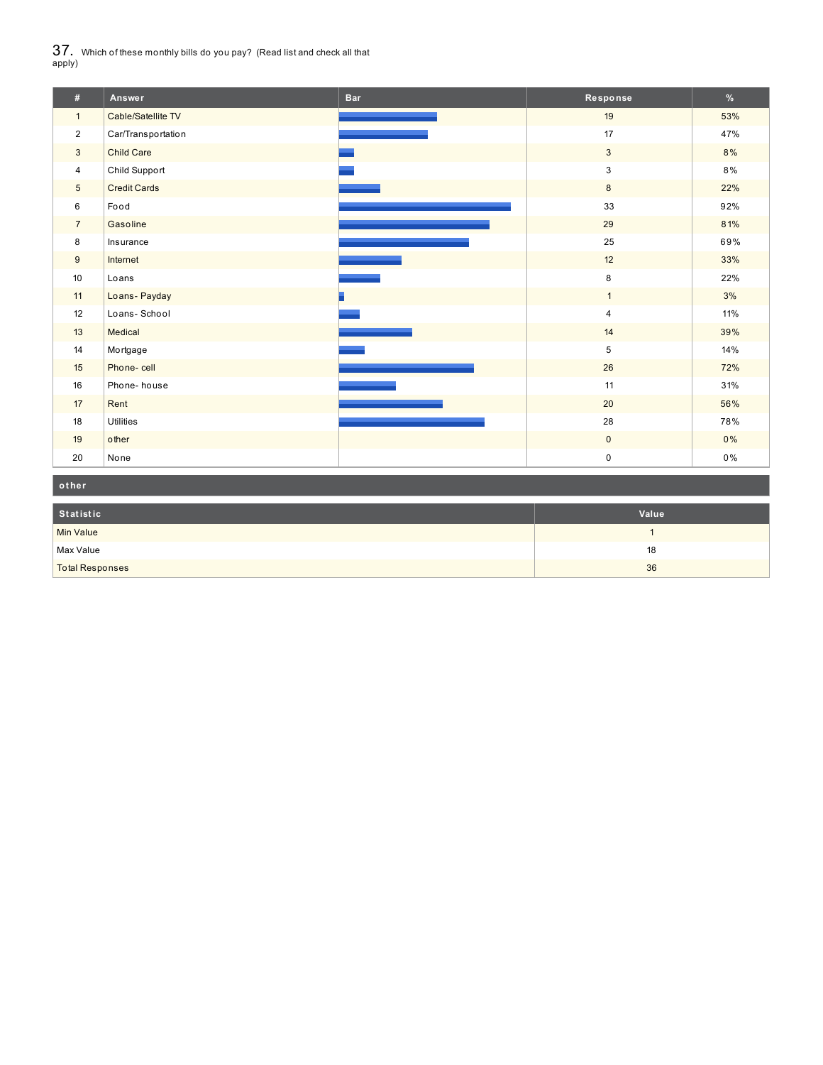37. Which of these monthly bills do you pay? (Read list and check all that apply)

| # | Answer | Bar | Response | % |
|---|---|---|---|---|
| 1 | Cable/Satellite TV | | 19 | 53% |
| 2 | Car/Transportation | | 17 | 47% |
| 3 | Child Care | | 3 | 8% |
| 4 | Child Support | | 3 | 8% |
| 5 | Credit Cards | | 8 | 22% |
| 6 | Food | | 33 | 92% |
| 7 | Gasoline | | 29 | 81% |
| 8 | Insurance | | 25 | 69% |
| 9 | Internet | | 12 | 33% |
| 10 | Loans | | 8 | 22% |
| 11 | Loans- Payday | | 1 | 3% |
| 12 | Loans- School | | 4 | 11% |
| 13 | Medical | | 14 | 39% |
| 14 | Mortgage | | 5 | 14% |
| 15 | Phone- cell | | 26 | 72% |
| 16 | Phone- house | | 11 | 31% |
| 17 | Rent | | 20 | 56% |
| 18 | Utilities | | 28 | 78% |
| 19 | other | | 0 | 0% |
| 20 | None | | 0 | 0% |

**other**

| Statistic | Value |
|---|---|
| Min Value | 1 |
| Max Value | 18 |
| Total Responses | 36 |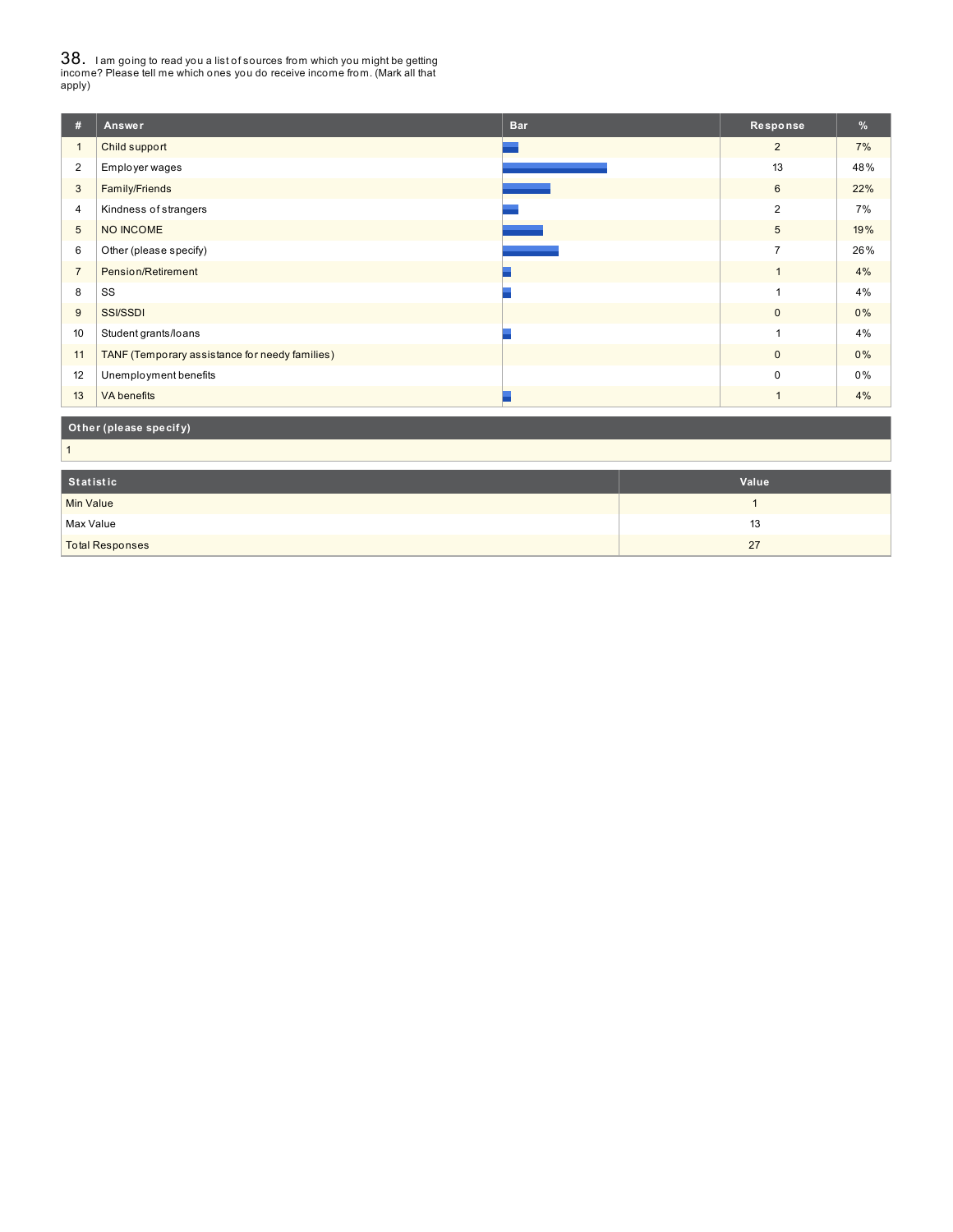## 38. I am going to read you a list of sources from which you might be getting income? Please tell me which ones you do receive income from. (Mark all that apply)

| # | Answer | Bar | Response | % |
|---|---|---|---|---|
| 1 | Child support | | 2 | 7% |
| 2 | Employer wages | | 13 | 48% |
| 3 | Family/Friends | | 6 | 22% |
| 4 | Kindness of strangers | | 2 | 7% |
| 5 | NO INCOME | | 5 | 19% |
| 6 | Other (please specify) | | 7 | 26% |
| 7 | Pension/Retirement | | 1 | 4% |
| 8 | SS | | 1 | 4% |
| 9 | SSI/SSDI | | 0 | 0% |
| 10 | Student grants/loans | | 1 | 4% |
| 11 | TANF (Temporary assistance for needy families) | | 0 | 0% |
| 12 | Unemployment benefits | | 0 | 0% |
| 13 | VA benefits | | 1 | 4% |

| Other (please specify) |
|---|
| 1 |

| Statistic | Value |
|---|---|
| Min Value | 1 |
| Max Value | 13 |
| Total Responses | 27 |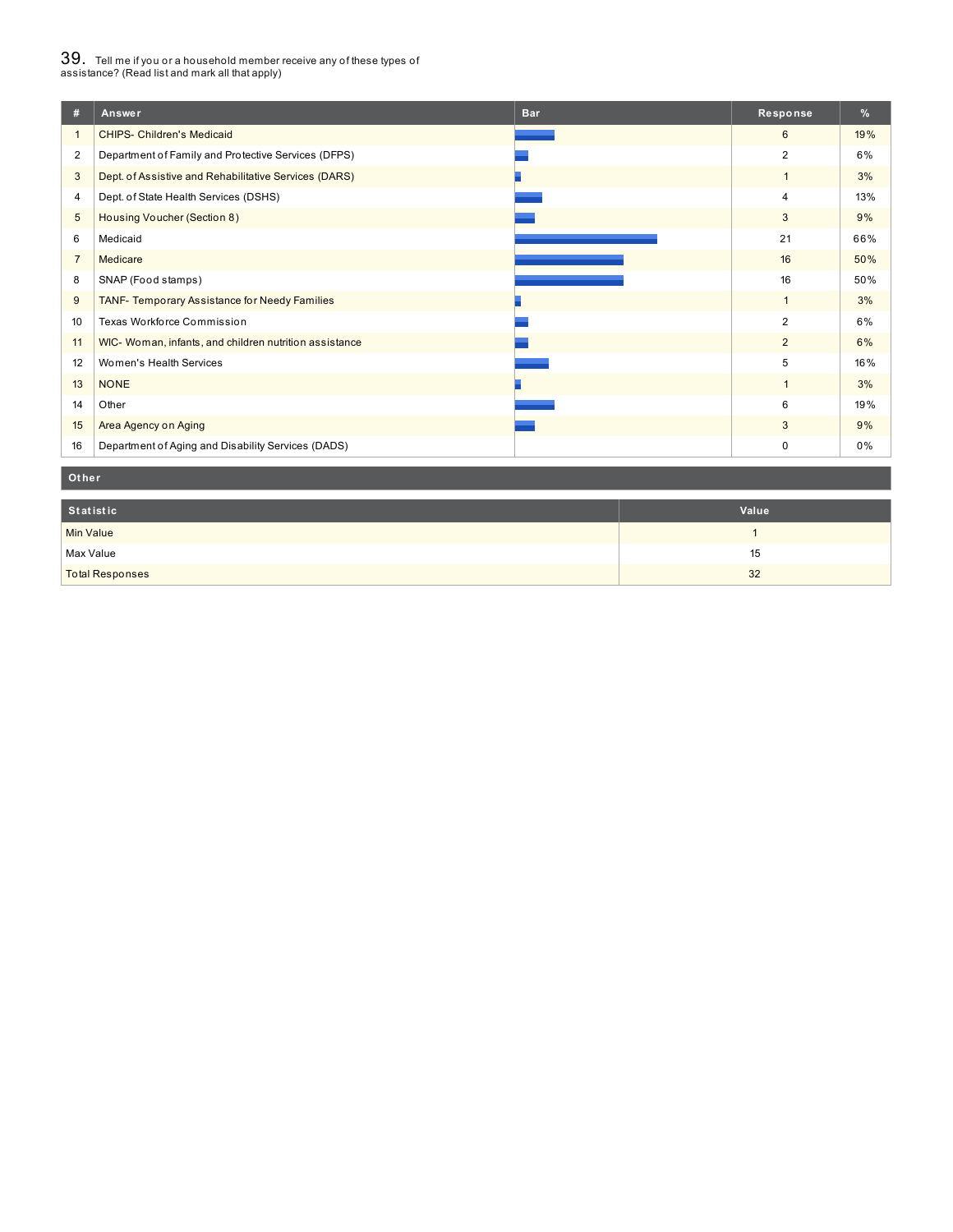## 39. Tell me if you or a household member receive any of these types of assistance? (Read list and mark all that apply)

| # | Answer | Bar | Response | % |
|---|---|---|---|---|
| 1 | CHIPS- Children's Medicaid | | 6 | 19% |
| 2 | Department of Family and Protective Services (DFPS) | | 2 | 6% |
| 3 | Dept. of Assistive and Rehabilitative Services (DARS) | | 1 | 3% |
| 4 | Dept. of State Health Services (DSHS) | | 4 | 13% |
| 5 | Housing Voucher (Section 8) | | 3 | 9% |
| 6 | Medicaid | | 21 | 66% |
| 7 | Medicare | | 16 | 50% |
| 8 | SNAP (Food stamps) | | 16 | 50% |
| 9 | TANF- Temporary Assistance for Needy Families | | 1 | 3% |
| 10 | Texas Workforce Commission | | 2 | 6% |
| 11 | WIC- Woman, infants, and children nutrition assistance | | 2 | 6% |
| 12 | Women's Health Services | | 5 | 16% |
| 13 | NONE | | 1 | 3% |
| 14 | Other | | 6 | 19% |
| 15 | Area Agency on Aging | | 3 | 9% |
| 16 | Department of Aging and Disability Services (DADS) | | 0 | 0% |

**Other**

| Statistic | Value |
|---|---|
| Min Value | 1 |
| Max Value | 15 |
| Total Responses | 32 |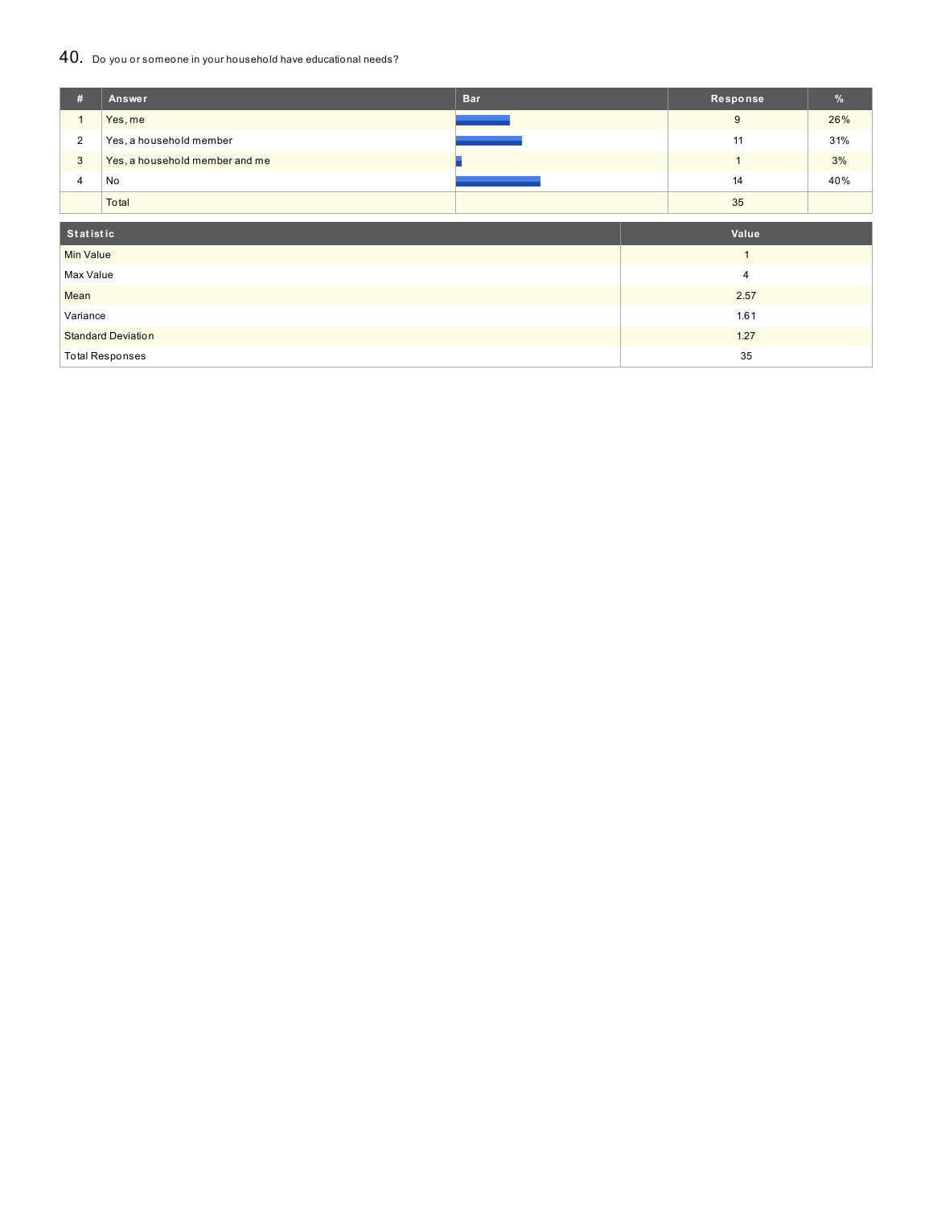## 40. Do you or someone in your household have educational needs?

| # | Answer | Bar | Response | % |
|---|---|---|---|---|
| 1 | Yes, me | | 9 | 26% |
| 2 | Yes, a household member | | 11 | 31% |
| 3 | Yes, a household member and me | | 1 | 3% |
| 4 | No | | 14 | 40% |
| | Total | | 35 | |

| Statistic | Value |
|---|---|
| Min Value | 1 |
| Max Value | 4 |
| Mean | 2.57 |
| Variance | 1.61 |
| Standard Deviation | 1.27 |
| Total Responses | 35 |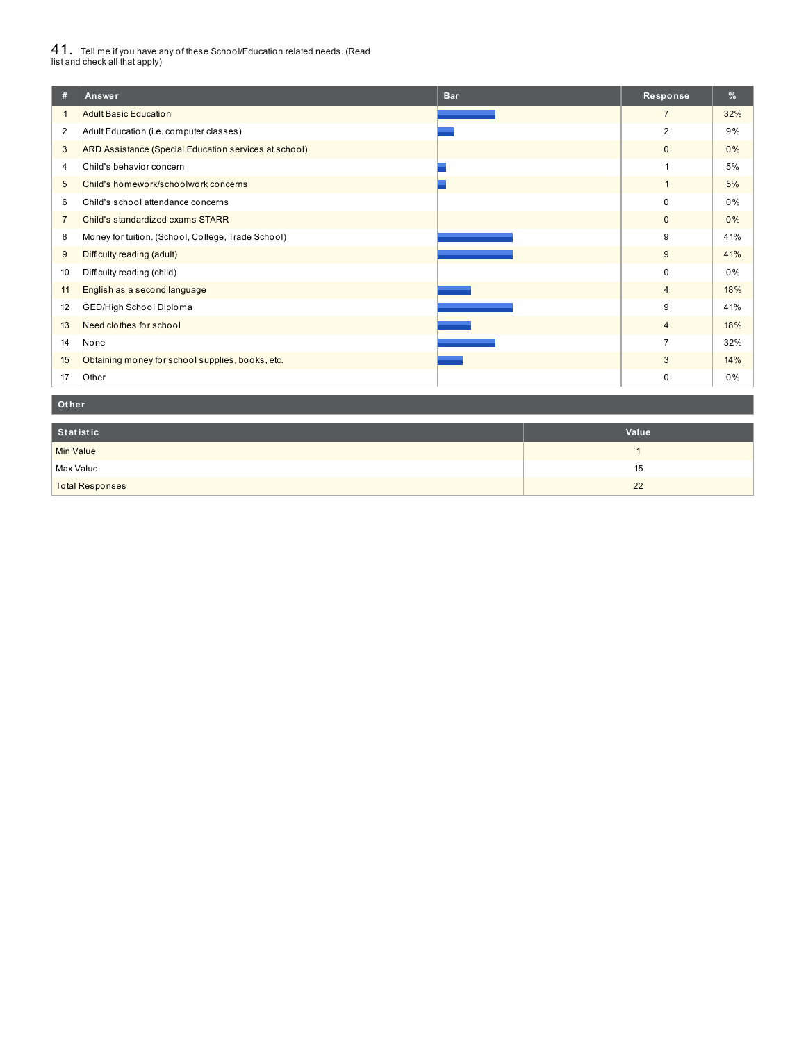## 41. Tell me if you have any of these School/Education related needs. (Read list and check all that apply)

| # | Answer | Bar | Response | % |
|---|---|---|---|---|
| 1 | Adult Basic Education | | 7 | 32% |
| 2 | Adult Education (i.e. computer classes) | | 2 | 9% |
| 3 | ARD Assistance (Special Education services at school) | | 0 | 0% |
| 4 | Child's behavior concern | | 1 | 5% |
| 5 | Child's homework/schoolwork concerns | | 1 | 5% |
| 6 | Child's school attendance concerns | | 0 | 0% |
| 7 | Child's standardized exams STARR | | 0 | 0% |
| 8 | Money for tuition. (School, College, Trade School) | | 9 | 41% |
| 9 | Difficulty reading (adult) | | 9 | 41% |
| 10 | Difficulty reading (child) | | 0 | 0% |
| 11 | English as a second language | | 4 | 18% |
| 12 | GED/High School Diploma | | 9 | 41% |
| 13 | Need clothes for school | | 4 | 18% |
| 14 | None | | 7 | 32% |
| 15 | Obtaining money for school supplies, books, etc. | | 3 | 14% |
| 17 | Other | | 0 | 0% |

**Other**

| Statistic | Value |
|---|---|
| Min Value | 1 |
| Max Value | 15 |
| Total Responses | 22 |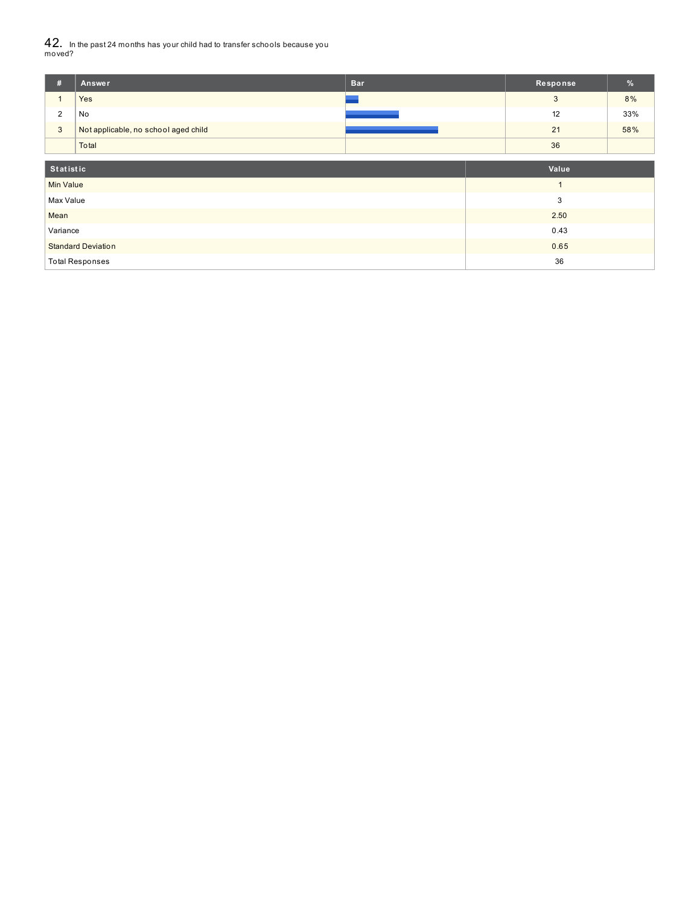## 42. In the past 24 months has your child had to transfer schools because you moved?

| # | Answer | Bar | Response | % |
|---|---|---|---|---|
| 1 | Yes | | 3 | 8% |
| 2 | No | | 12 | 33% |
| 3 | Not applicable, no school aged child | | 21 | 58% |
| | Total | | 36 | |

| Statistic | Value |
|---|---|
| Min Value | 1 |
| Max Value | 3 |
| Mean | 2.50 |
| Variance | 0.43 |
| Standard Deviation | 0.65 |
| Total Responses | 36 |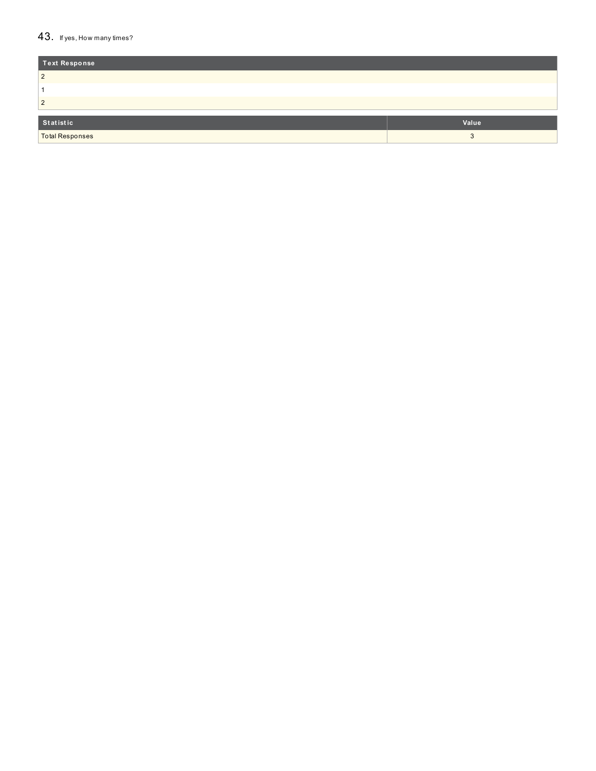## 43. If yes, How many times?

| Text Response |
| --- |
| 2 |
| 1 |
| 2 |

| Statistic | Value |
| --- | --- |
| Total Responses | 3 |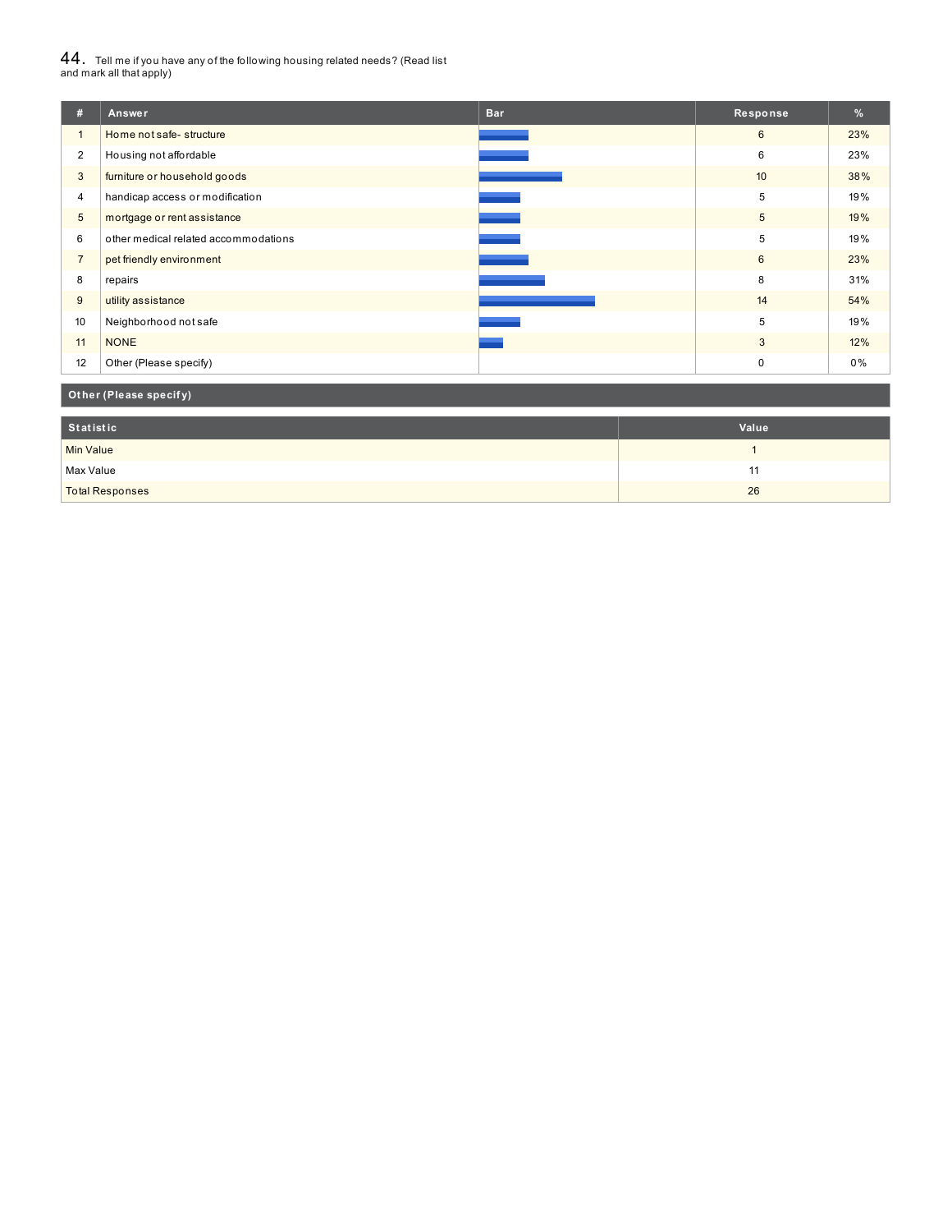44. Tell me if you have any of the following housing related needs? (Read list and mark all that apply)

| # | Answer | Bar | Response | % |
|---|---|---|---|---|
| 1 | Home not safe- structure | | 6 | 23% |
| 2 | Housing not affordable | | 6 | 23% |
| 3 | furniture or household goods | | 10 | 38% |
| 4 | handicap access or modification | | 5 | 19% |
| 5 | mortgage or rent assistance | | 5 | 19% |
| 6 | other medical related accommodations | | 5 | 19% |
| 7 | pet friendly environment | | 6 | 23% |
| 8 | repairs | | 8 | 31% |
| 9 | utility assistance | | 14 | 54% |
| 10 | Neighborhood not safe | | 5 | 19% |
| 11 | NONE | | 3 | 12% |
| 12 | Other (Please specify) | | 0 | 0% |

**Other (Please specify)**

| Statistic | Value |
|---|---|
| Min Value | 1 |
| Max Value | 11 |
| Total Responses | 26 |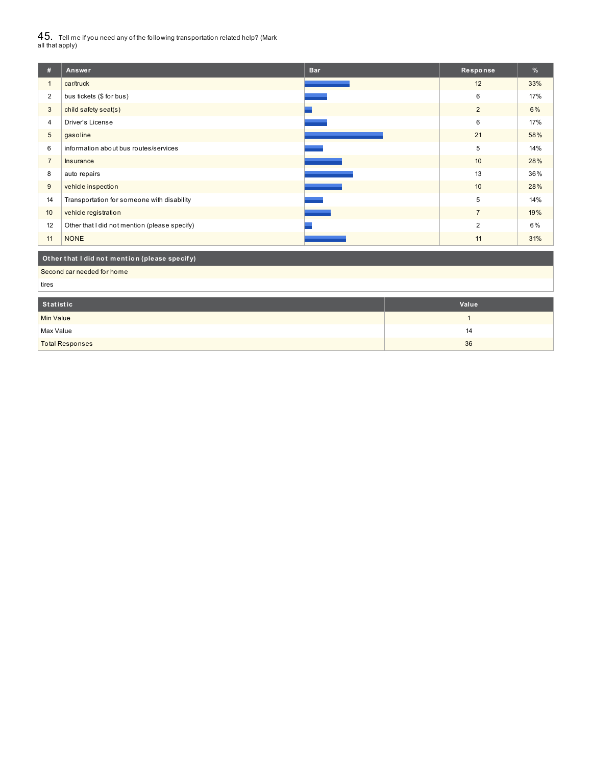## 45. Tell me if you need any of the following transportation related help? (Mark all that apply)

| # | Answer | Bar | Response | % |
|---|---|---|---|---|
| 1 | car/truck | | 12 | 33% |
| 2 | bus tickets ($ for bus) | | 6 | 17% |
| 3 | child safety seat(s) | | 2 | 6% |
| 4 | Driver's License | | 6 | 17% |
| 5 | gasoline | | 21 | 58% |
| 6 | information about bus routes/services | | 5 | 14% |
| 7 | Insurance | | 10 | 28% |
| 8 | auto repairs | | 13 | 36% |
| 9 | vehicle inspection | | 10 | 28% |
| 14 | Transportation for someone with disability | | 5 | 14% |
| 10 | vehicle registration | | 7 | 19% |
| 12 | Other that I did not mention (please specify) | | 2 | 6% |
| 11 | NONE | | 11 | 31% |

| Other that I did not mention (please specify) |
|---|
| Second car needed for home |
| tires |

| Statistic | Value |
|---|---|
| Min Value | 1 |
| Max Value | 14 |
| Total Responses | 36 |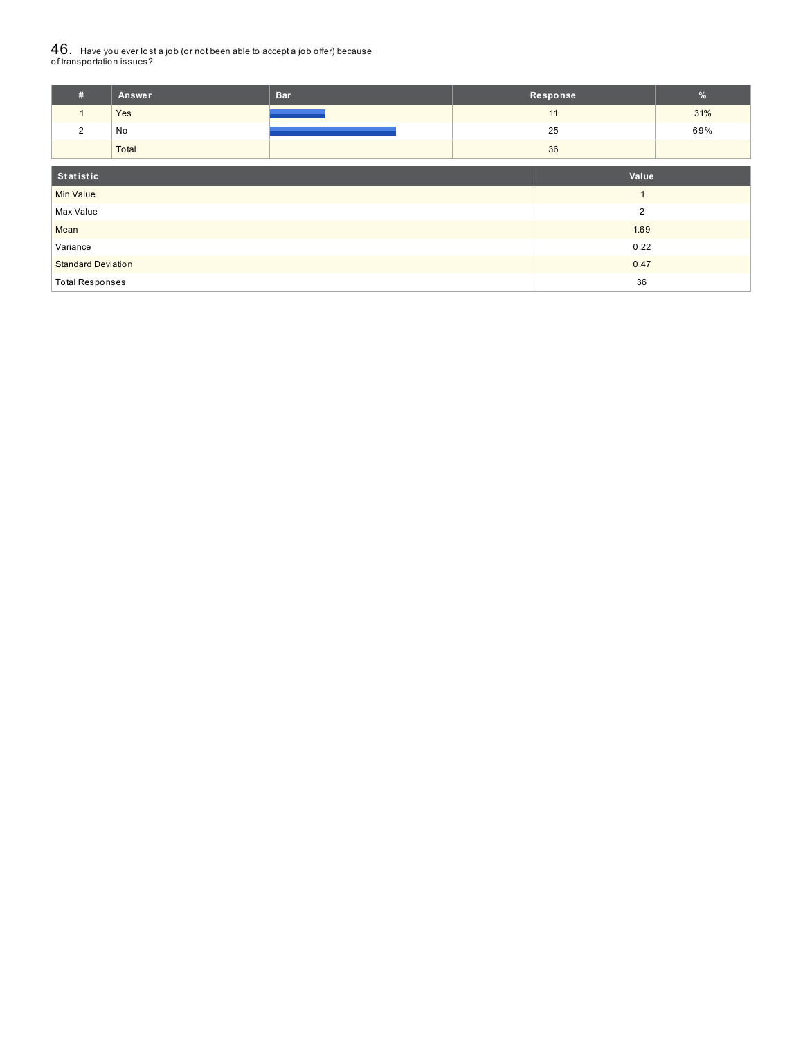## 46. Have you ever lost a job (or not been able to accept a job offer) because of transportation issues?

| # | Answer | Bar | Response | % |
|---|---|---|---|---|
| 1 | Yes | | 11 | 31% |
| 2 | No | | 25 | 69% |
| | Total | | 36 | |

| Statistic | Value |
|---|---|
| Min Value | 1 |
| Max Value | 2 |
| Mean | 1.69 |
| Variance | 0.22 |
| Standard Deviation | 0.47 |
| Total Responses | 36 |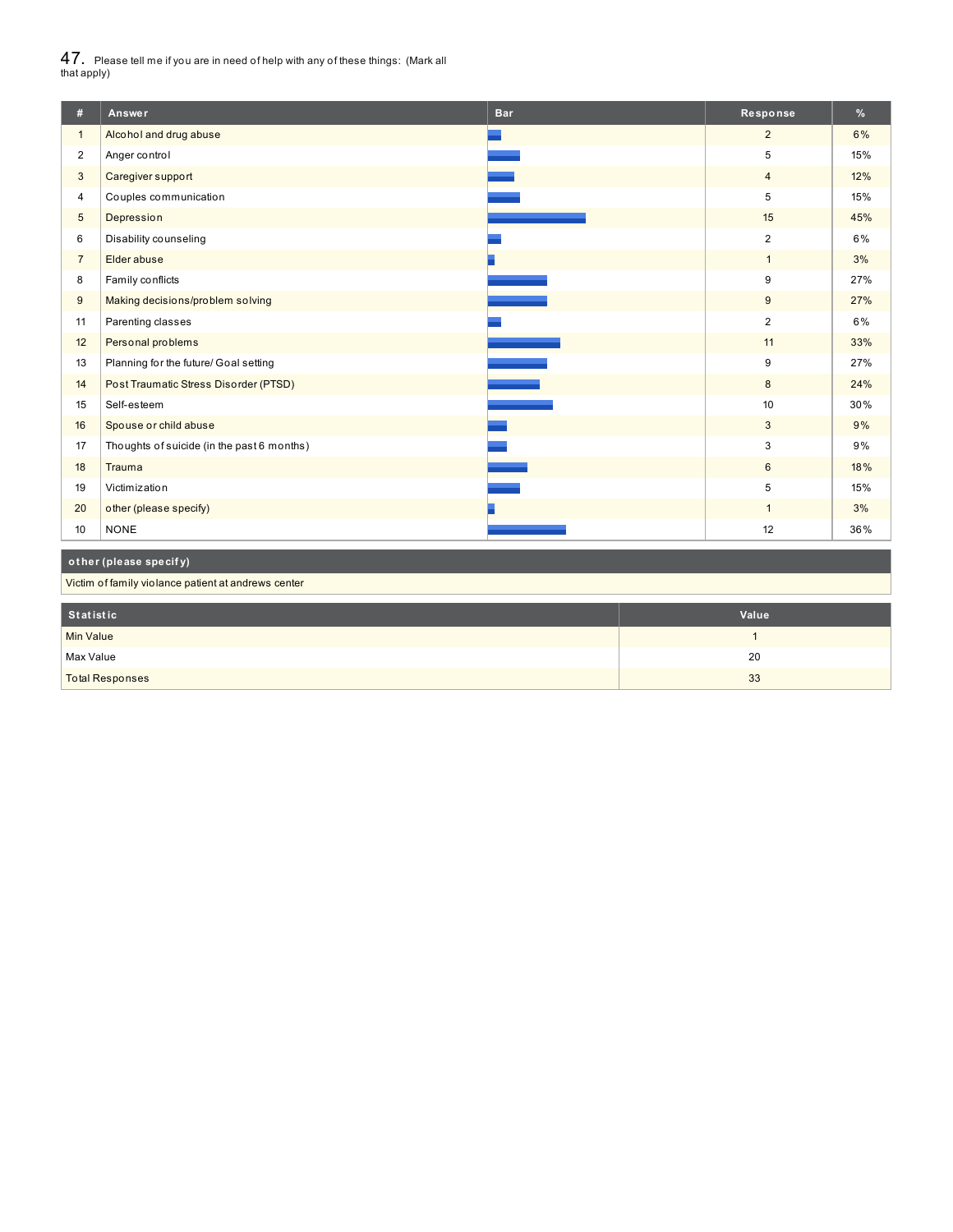47. Please tell me if you are in need of help with any of these things: (Mark all that apply)

| # | Answer | Bar | Response | % |
|---|---|---|---|---|
| 1 | Alcohol and drug abuse | | 2 | 6% |
| 2 | Anger control | | 5 | 15% |
| 3 | Caregiver support | | 4 | 12% |
| 4 | Couples communication | | 5 | 15% |
| 5 | Depression | | 15 | 45% |
| 6 | Disability counseling | | 2 | 6% |
| 7 | Elder abuse | | 1 | 3% |
| 8 | Family conflicts | | 9 | 27% |
| 9 | Making decisions/problem solving | | 9 | 27% |
| 11 | Parenting classes | | 2 | 6% |
| 12 | Personal problems | | 11 | 33% |
| 13 | Planning for the future/ Goal setting | | 9 | 27% |
| 14 | Post Traumatic Stress Disorder (PTSD) | | 8 | 24% |
| 15 | Self-esteem | | 10 | 30% |
| 16 | Spouse or child abuse | | 3 | 9% |
| 17 | Thoughts of suicide (in the past 6 months) | | 3 | 9% |
| 18 | Trauma | | 6 | 18% |
| 19 | Victimization | | 5 | 15% |
| 20 | other (please specify) | | 1 | 3% |
| 10 | NONE | | 12 | 36% |

| other (please specify) |
|---|
| Victim of family violance patient at andrews center |

| Statistic | Value |
|---|---|
| Min Value | 1 |
| Max Value | 20 |
| Total Responses | 33 |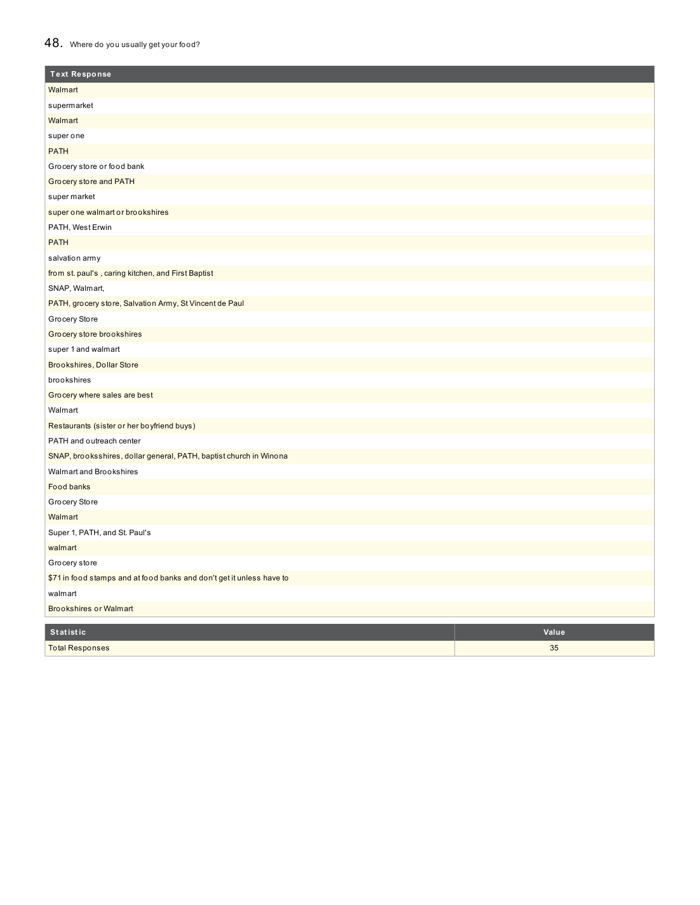## 48. Where do you usually get your food?

| Text Response |
|---|
| Walmart |
| supermarket |
| Walmart |
| super one |
| PATH |
| Grocery store or food bank |
| Grocery store and PATH |
| super market |
| super one walmart or brookshires |
| PATH, West Erwin |
| PATH |
| salvation army |
| from st. paul's , caring kitchen, and First Baptist |
| SNAP, Walmart, |
| PATH, grocery store, Salvation Army, St Vincent de Paul |
| Grocery Store |
| Grocery store brookshires |
| super 1 and walmart |
| Brookshires, Dollar Store |
| brookshires |
| Grocery where sales are best |
| Walmart |
| Restaurants (sister or her boyfriend buys) |
| PATH and outreach center |
| SNAP, brooksshires, dollar general, PATH, baptist church in Winona |
| Walmart and Brookshires |
| Food banks |
| Grocery Store |
| Walmart |
| Super 1, PATH, and St. Paul's |
| walmart |
| Grocery store |
| $71 in food stamps and at food banks and don't get it unless have to |
| walmart |
| Brookshires or Walmart |

| Statistic | Value |
|---|---|
| Total Responses | 35 |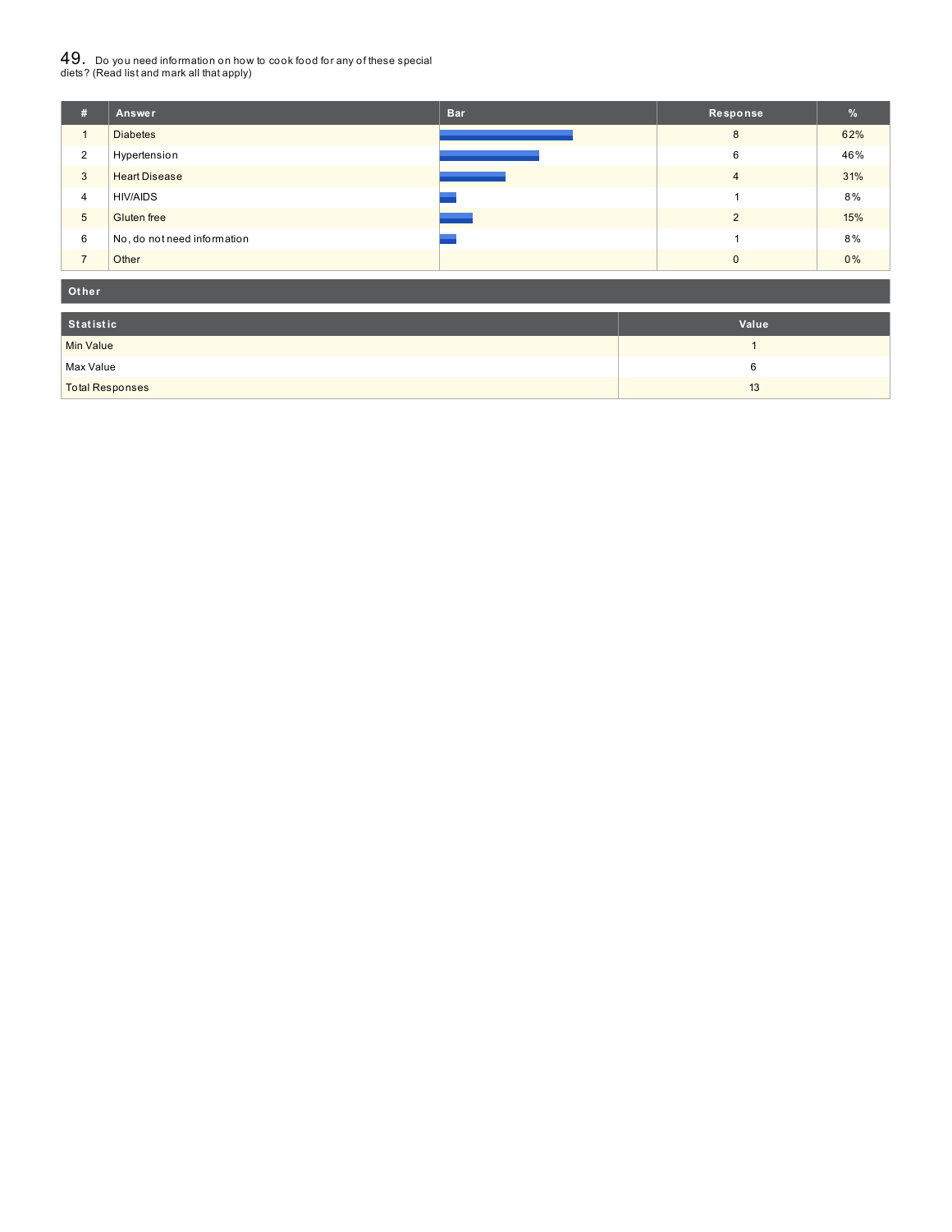## 49. Do you need information on how to cook food for any of these special diets? (Read list and mark all that apply)

| # | Answer | Bar | Response | % |
|---|---|---|---|---|
| 1 | Diabetes | | 8 | 62% |
| 2 | Hypertension | | 6 | 46% |
| 3 | Heart Disease | | 4 | 31% |
| 4 | HIV/AIDS | | 1 | 8% |
| 5 | Gluten free | | 2 | 15% |
| 6 | No, do not need information | | 1 | 8% |
| 7 | Other | | 0 | 0% |

**Other**

| Statistic | Value |
|---|---|
| Min Value | 1 |
| Max Value | 6 |
| Total Responses | 13 |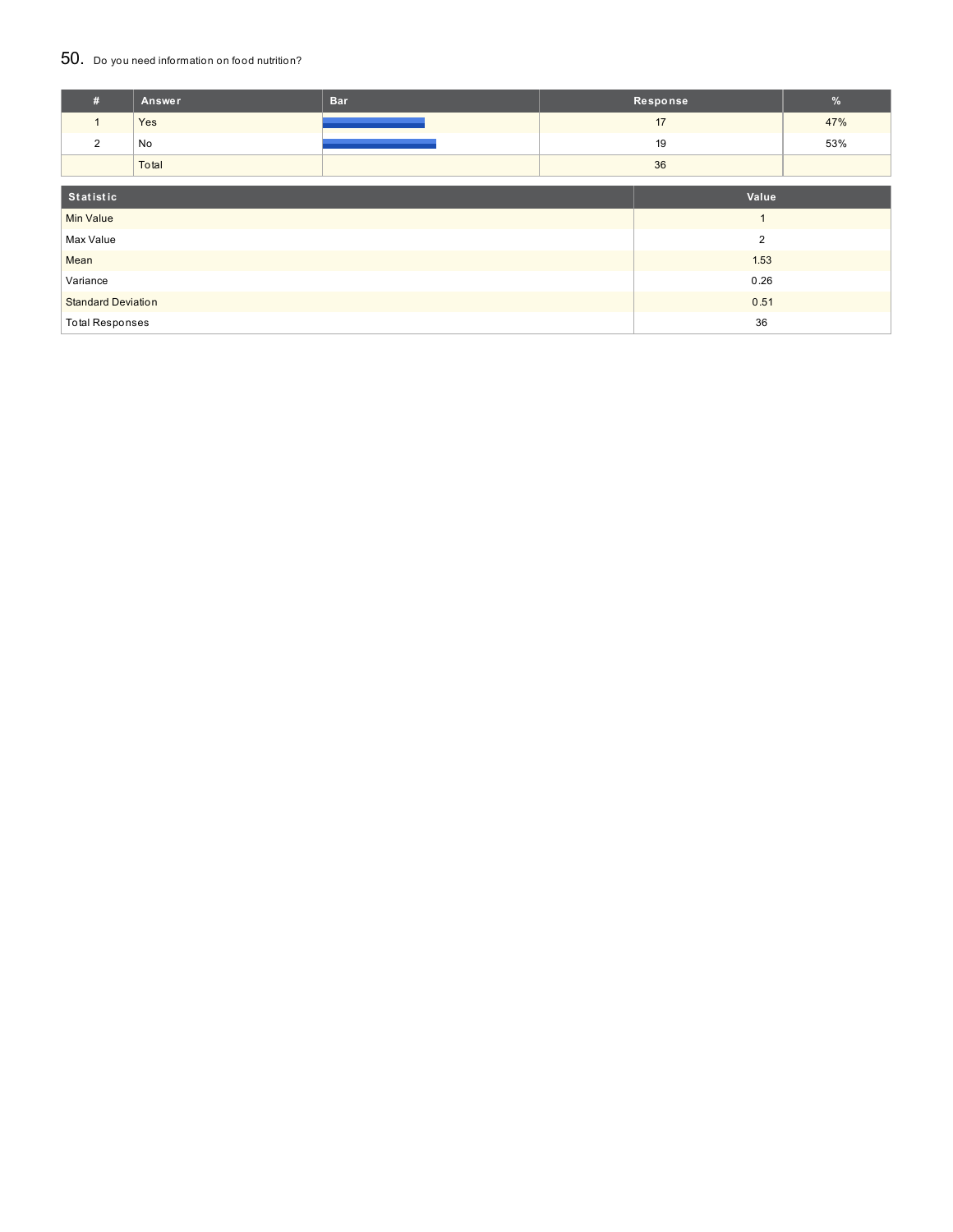## 50. Do you need information on food nutrition?

| # | Answer | Bar | Response | % |
|---|---|---|---|---|
| 1 | Yes | | 17 | 47% |
| 2 | No | | 19 | 53% |
| | Total | | 36 | |

| Statistic | Value |
|---|---|
| Min Value | 1 |
| Max Value | 2 |
| Mean | 1.53 |
| Variance | 0.26 |
| Standard Deviation | 0.51 |
| Total Responses | 36 |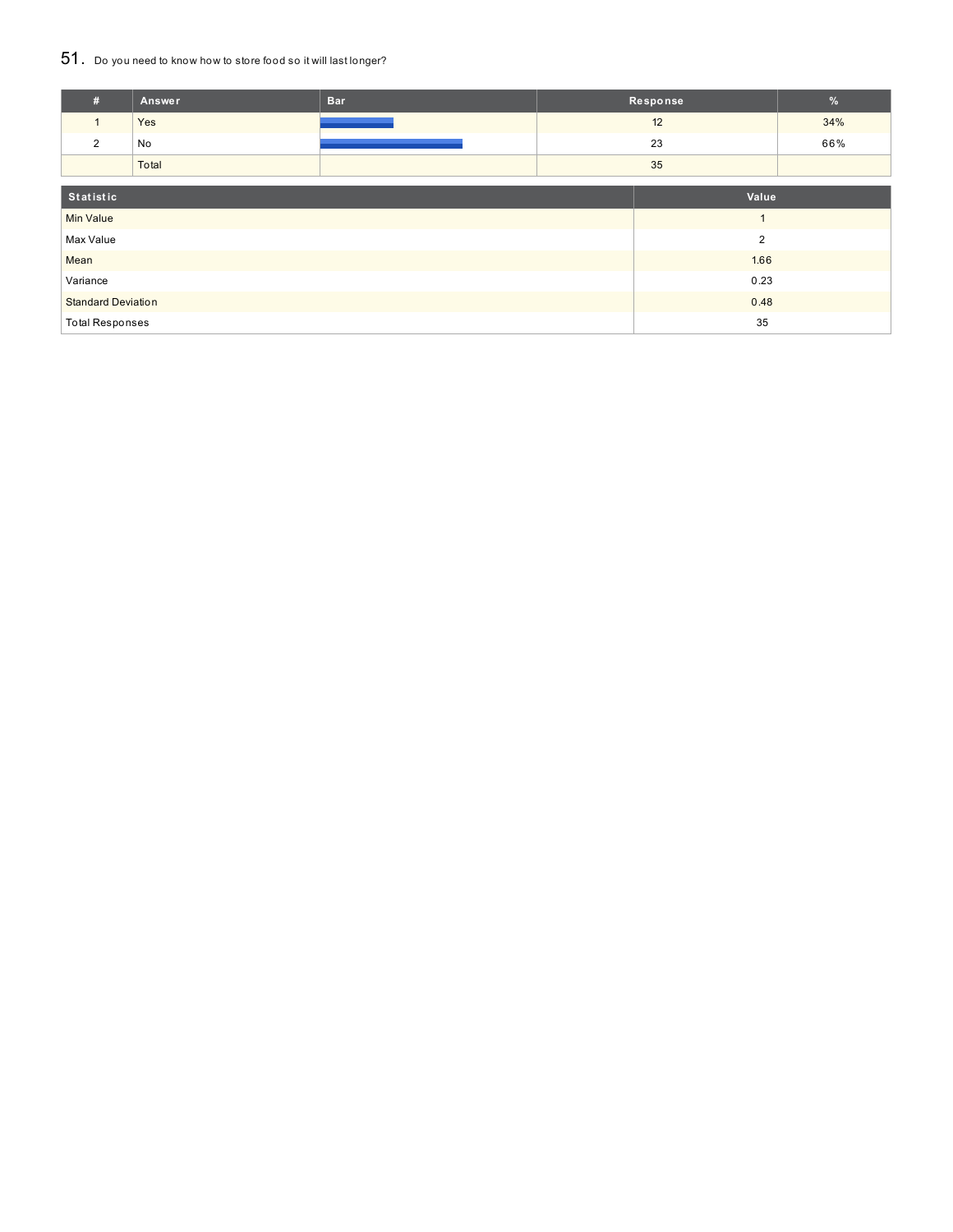## 51. Do you need to know how to store food so it will last longer?

| # | Answer | Bar | Response | % |
|---|---|---|---|---|
| 1 | Yes | | 12 | 34% |
| 2 | No | | 23 | 66% |
| | Total | | 35 | |

| Statistic | Value |
|---|---|
| Min Value | 1 |
| Max Value | 2 |
| Mean | 1.66 |
| Variance | 0.23 |
| Standard Deviation | 0.48 |
| Total Responses | 35 |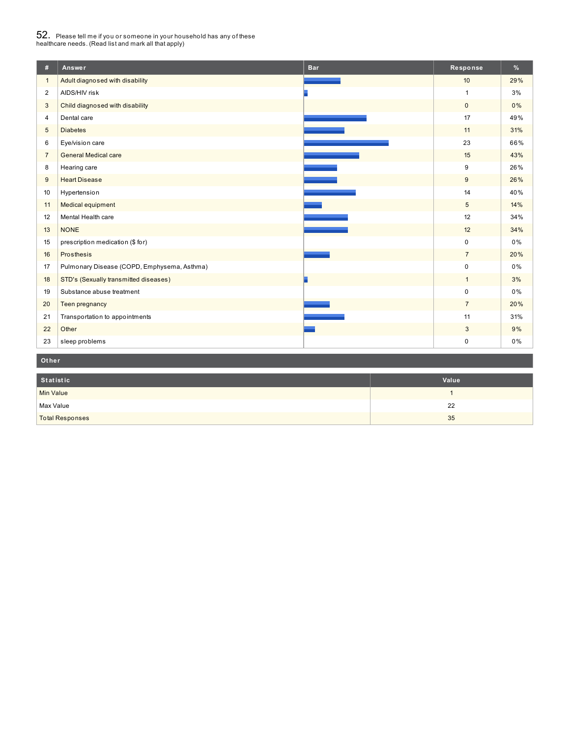## 52. Please tell me if you or someone in your household has any of these healthcare needs. (Read list and mark all that apply)

| # | Answer | Bar | Response | % |
|---|---|---|---|---|
| 1 | Adult diagnosed with disability | | 10 | 29% |
| 2 | AIDS/HIV risk | | 1 | 3% |
| 3 | Child diagnosed with disability | | 0 | 0% |
| 4 | Dental care | | 17 | 49% |
| 5 | Diabetes | | 11 | 31% |
| 6 | Eye/vision care | | 23 | 66% |
| 7 | General Medical care | | 15 | 43% |
| 8 | Hearing care | | 9 | 26% |
| 9 | Heart Disease | | 9 | 26% |
| 10 | Hypertension | | 14 | 40% |
| 11 | Medical equipment | | 5 | 14% |
| 12 | Mental Health care | | 12 | 34% |
| 13 | NONE | | 12 | 34% |
| 15 | prescription medication ($ for) | | 0 | 0% |
| 16 | Prosthesis | | 7 | 20% |
| 17 | Pulmonary Disease (COPD, Emphysema, Asthma) | | 0 | 0% |
| 18 | STD's (Sexually transmitted diseases) | | 1 | 3% |
| 19 | Substance abuse treatment | | 0 | 0% |
| 20 | Teen pregnancy | | 7 | 20% |
| 21 | Transportation to appointments | | 11 | 31% |
| 22 | Other | | 3 | 9% |
| 23 | sleep problems | | 0 | 0% |

**Other**

| Statistic | Value |
|---|---|
| Min Value | 1 |
| Max Value | 22 |
| Total Responses | 35 |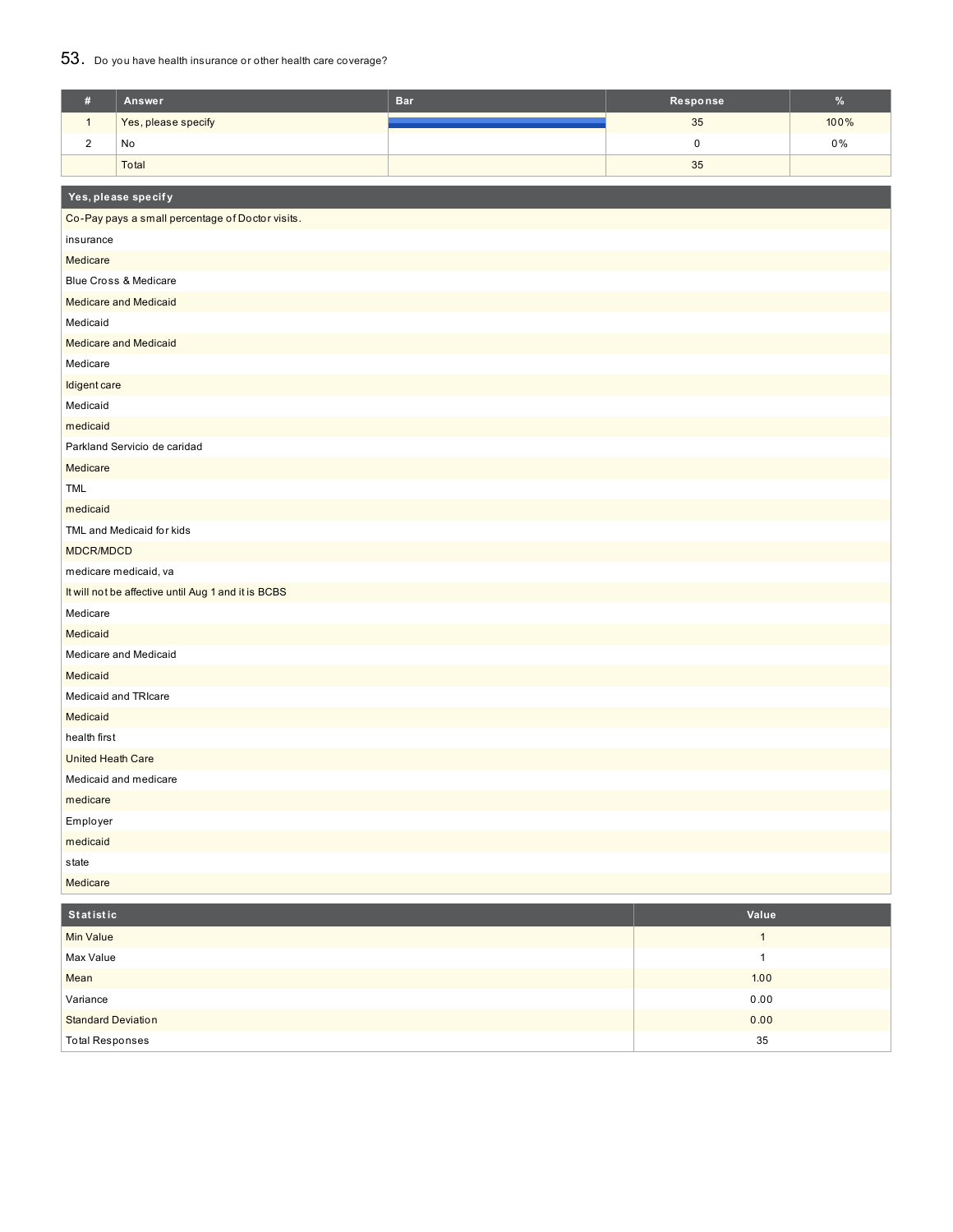## 53. Do you have health insurance or other health care coverage?

| # | Answer | Bar | Response | % |
|---|---|---|---|---|
| 1 | Yes, please specify | | 35 | 100% |
| 2 | No | | 0 | 0% |
| | Total | | 35 | |

| Yes, please specify |
|---|
| Co-Pay pays a small percentage of Doctor visits. |
| insurance |
| Medicare |
| Blue Cross & Medicare |
| Medicare and Medicaid |
| Medicaid |
| Medicare and Medicaid |
| Medicare |
| Idigent care |
| Medicaid |
| medicaid |
| Parkland Servicio de caridad |
| Medicare |
| TML |
| medicaid |
| TML and Medicaid for kids |
| MDCR/MDCD |
| medicare medicaid, va |
| It will not be affective until Aug 1 and it is BCBS |
| Medicare |
| Medicaid |
| Medicare and Medicaid |
| Medicaid |
| Medicaid and TRIcare |
| Medicaid |
| health first |
| United Heath Care |
| Medicaid and medicare |
| medicare |
| Employer |
| medicaid |
| state |
| Medicare |

| Statistic | Value |
|---|---|
| Min Value | 1 |
| Max Value | 1 |
| Mean | 1.00 |
| Variance | 0.00 |
| Standard Deviation | 0.00 |
| Total Responses | 35 |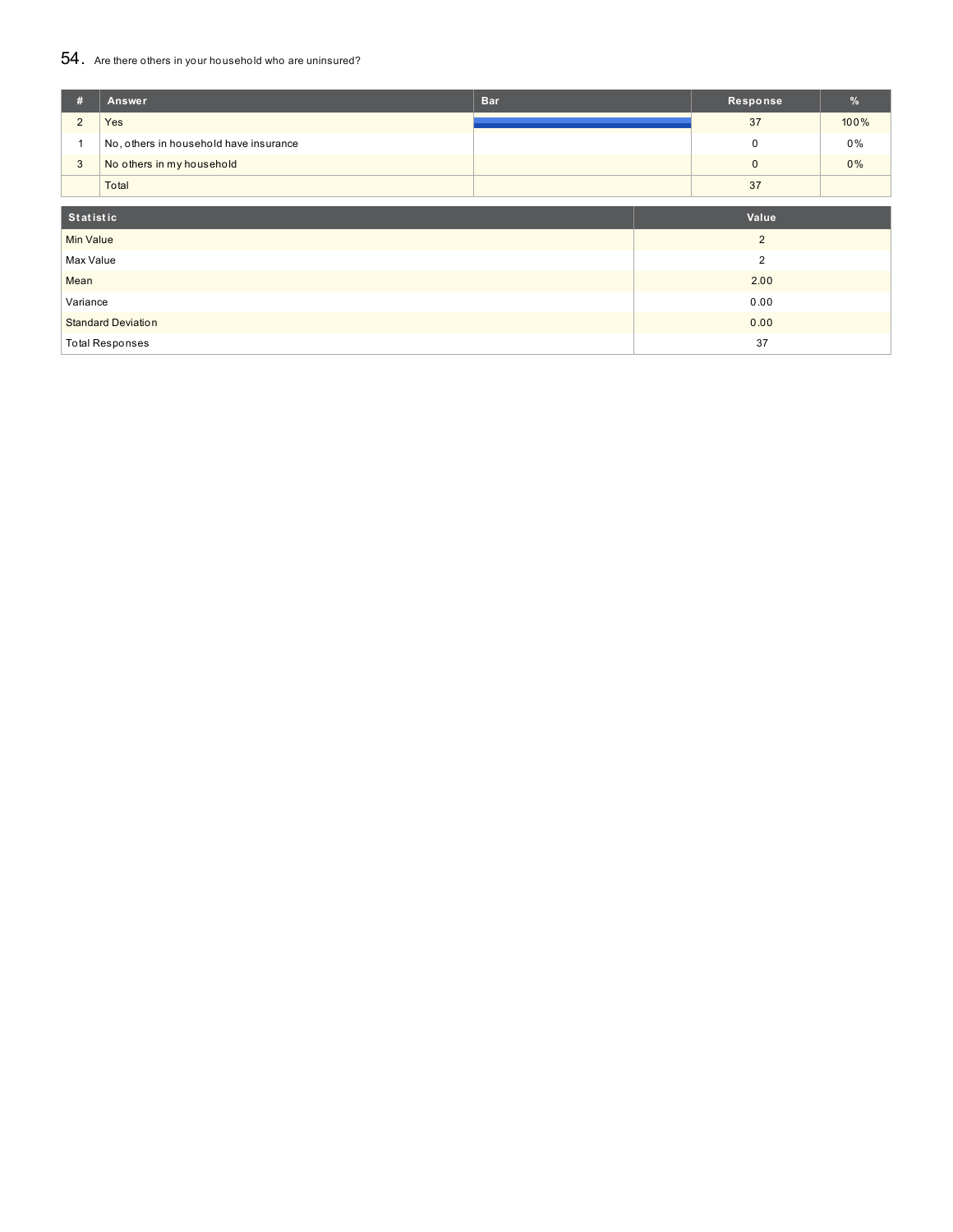## 54. Are there others in your household who are uninsured?

| # | Answer | Bar | Response | % |
|---|---|---|---|---|
| 2 | Yes | | 37 | 100% |
| 1 | No, others in household have insurance | | 0 | 0% |
| 3 | No others in my household | | 0 | 0% |
| | Total | | 37 | |

| Statistic | Value |
|---|---|
| Min Value | 2 |
| Max Value | 2 |
| Mean | 2.00 |
| Variance | 0.00 |
| Standard Deviation | 0.00 |
| Total Responses | 37 |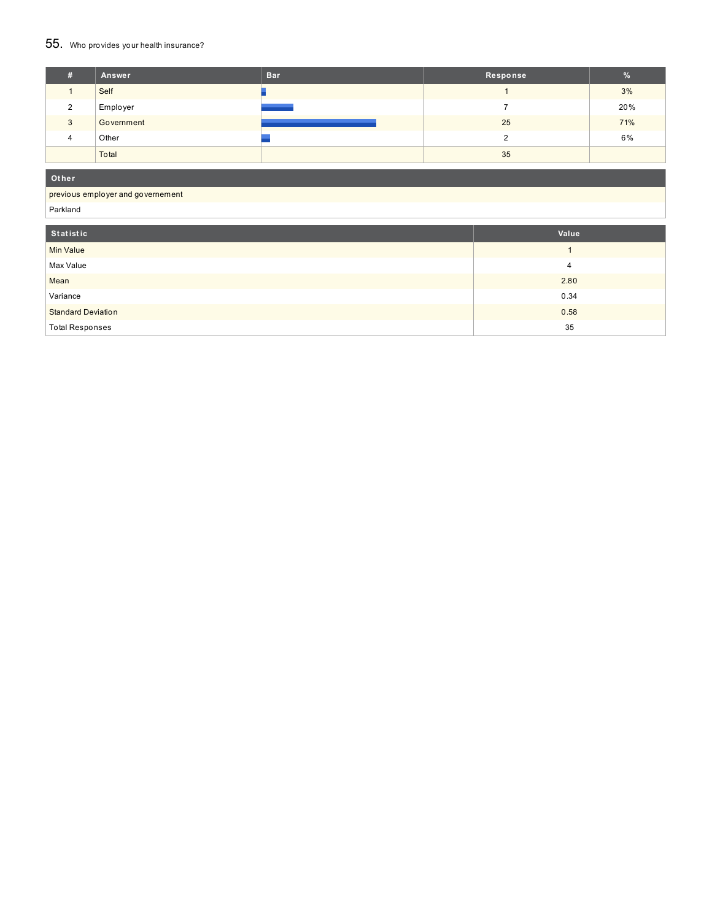## 55. Who provides your health insurance?

| # | Answer | Bar | Response | % |
|---|---|---|---|---|
| 1 | Self | | 1 | 3% |
| 2 | Employer | | 7 | 20% |
| 3 | Government | | 25 | 71% |
| 4 | Other | | 2 | 6% |
| | Total | | 35 | |

| Other |
|---|
| previous employer and governement |
| Parkland |

| Statistic | Value |
|---|---|
| Min Value | 1 |
| Max Value | 4 |
| Mean | 2.80 |
| Variance | 0.34 |
| Standard Deviation | 0.58 |
| Total Responses | 35 |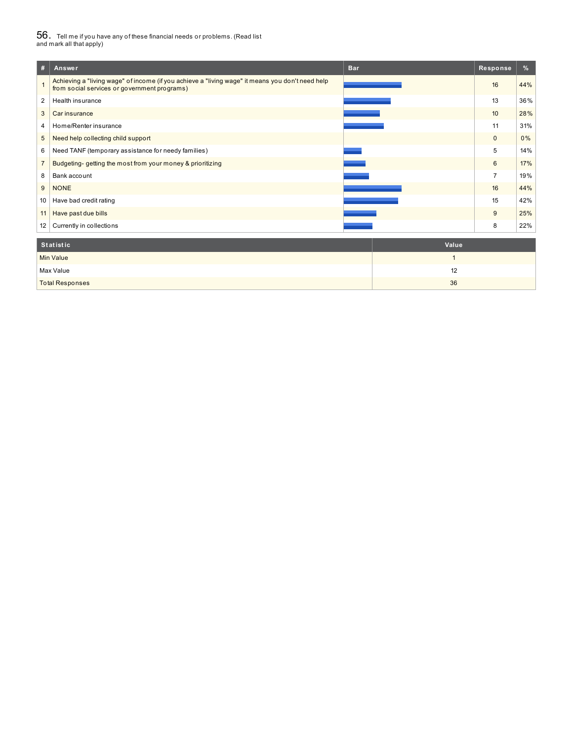## 56. Tell me if you have any of these financial needs or problems. (Read list and mark all that apply)

| # | Answer | Bar | Response | % |
|---|---|---|---|---|
| 1 | Achieving a "living wage" of income (if you achieve a "living wage" it means you don't need help from social services or government programs) | | 16 | 44% |
| 2 | Health insurance | | 13 | 36% |
| 3 | Car insurance | | 10 | 28% |
| 4 | Home/Renter insurance | | 11 | 31% |
| 5 | Need help collecting child support | | 0 | 0% |
| 6 | Need TANF (temporary assistance for needy families) | | 5 | 14% |
| 7 | Budgeting- getting the most from your money & prioritizing | | 6 | 17% |
| 8 | Bank account | | 7 | 19% |
| 9 | NONE | | 16 | 44% |
| 10 | Have bad credit rating | | 15 | 42% |
| 11 | Have past due bills | | 9 | 25% |
| 12 | Currently in collections | | 8 | 22% |

| Statistic | Value |
|---|---|
| Min Value | 1 |
| Max Value | 12 |
| Total Responses | 36 |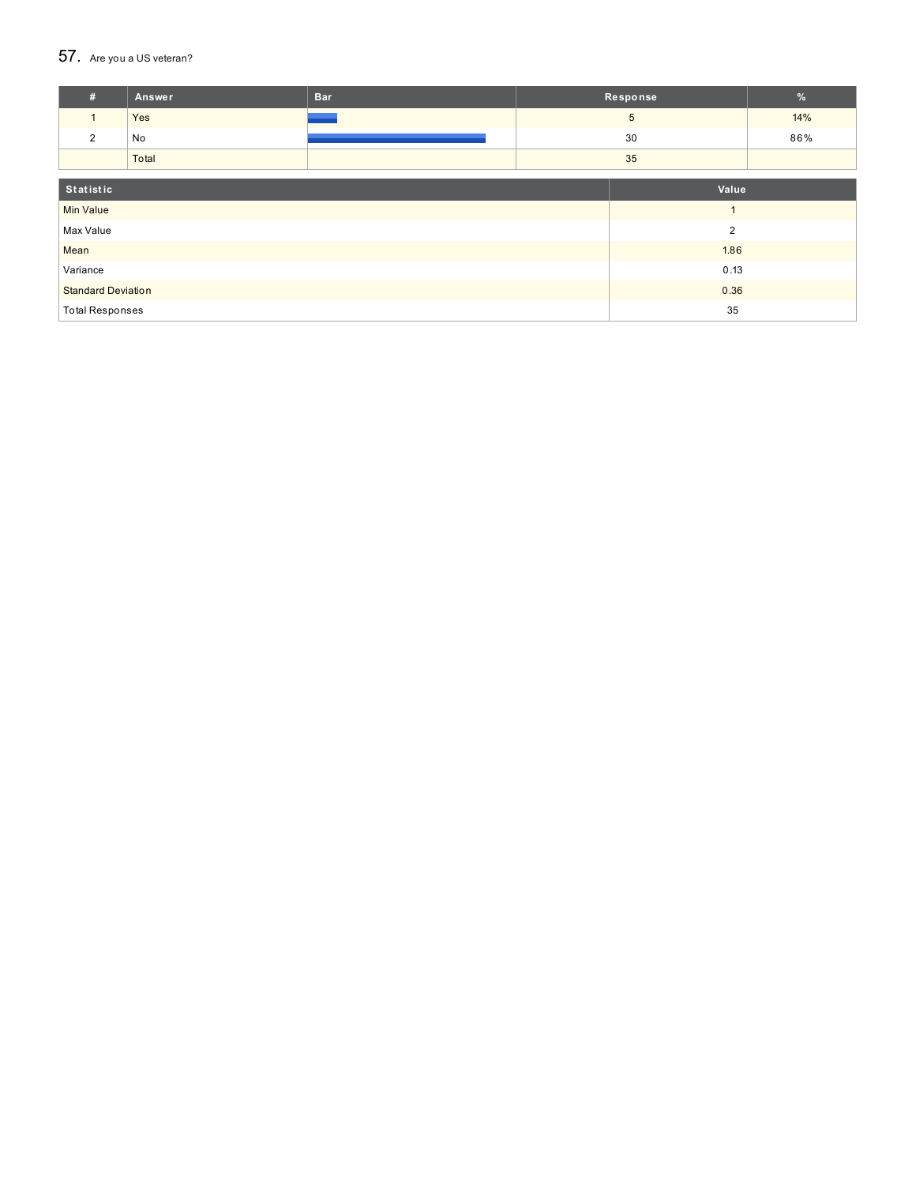## 57. Are you a US veteran?

| # | Answer | Bar | Response | % |
|---|---|---|---|---|
| 1 | Yes | | 5 | 14% |
| 2 | No | | 30 | 86% |
| | Total | | 35 | |

| Statistic | Value |
|---|---|
| Min Value | 1 |
| Max Value | 2 |
| Mean | 1.86 |
| Variance | 0.13 |
| Standard Deviation | 0.36 |
| Total Responses | 35 |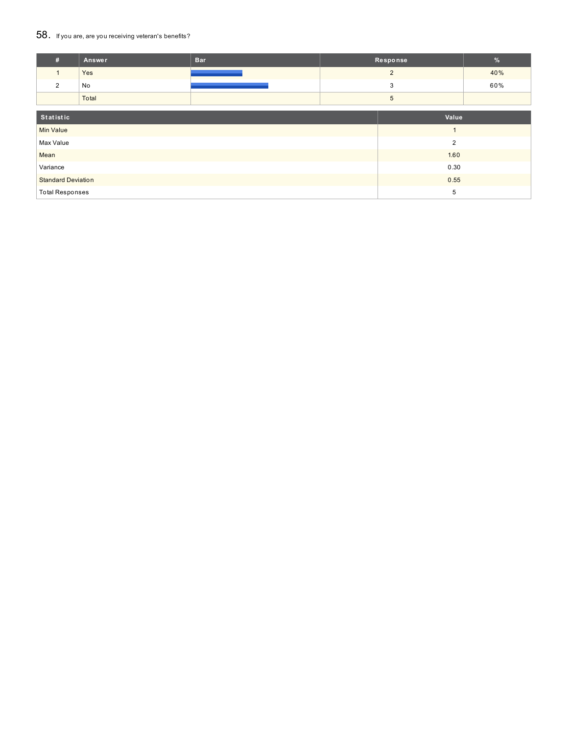## 58. If you are, are you receiving veteran's benefits?

| # | Answer | Bar | Response | % |
|---|---|---|---|---|
| 1 | Yes | | 2 | 40% |
| 2 | No | | 3 | 60% |
| | Total | | 5 | |

| Statistic | Value |
|---|---|
| Min Value | 1 |
| Max Value | 2 |
| Mean | 1.60 |
| Variance | 0.30 |
| Standard Deviation | 0.55 |
| Total Responses | 5 |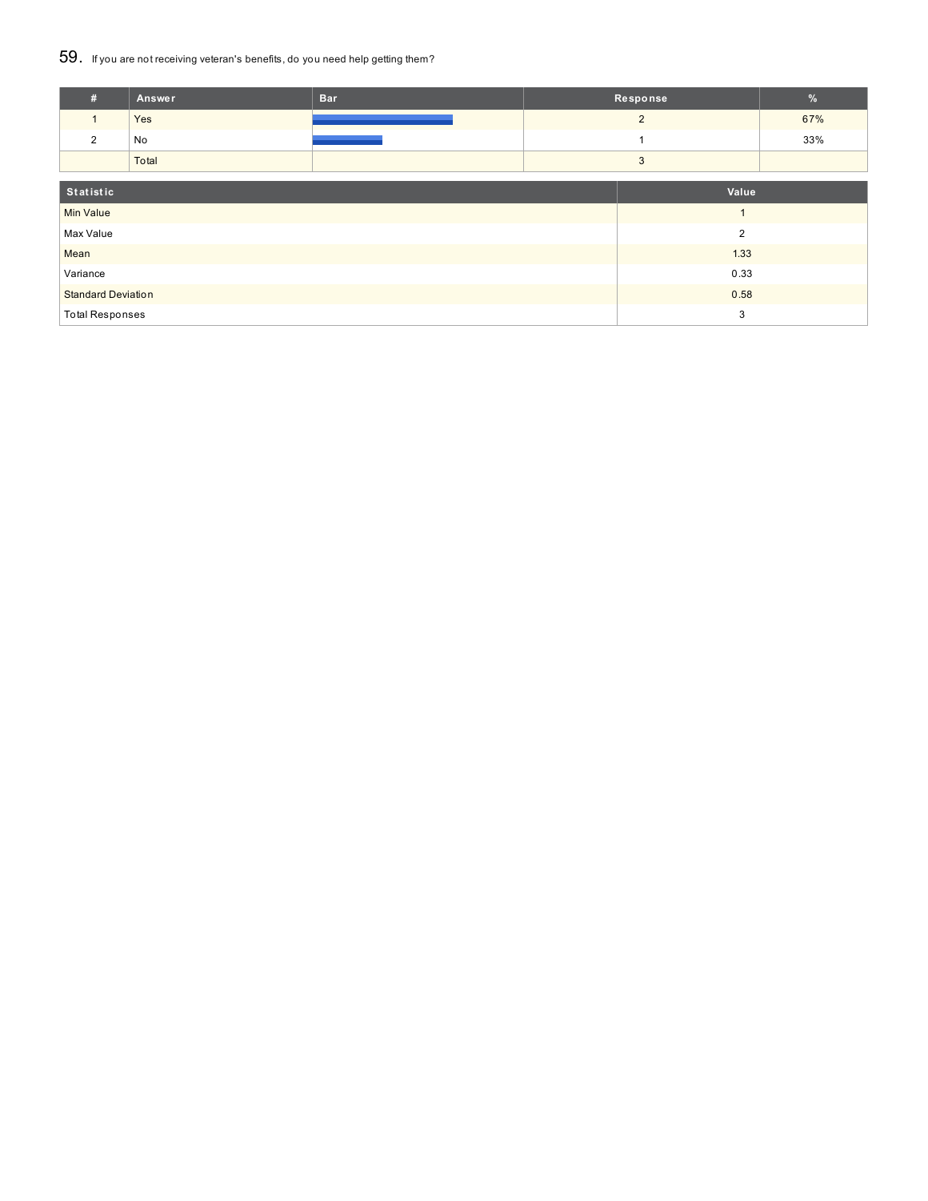## 59. If you are not receiving veteran's benefits, do you need help getting them?

| # | Answer | Bar | Response | % |
|---|---|---|---|---|
| 1 | Yes | | 2 | 67% |
| 2 | No | | 1 | 33% |
| | Total | | 3 | |

| Statistic | Value |
|---|---|
| Min Value | 1 |
| Max Value | 2 |
| Mean | 1.33 |
| Variance | 0.33 |
| Standard Deviation | 0.58 |
| Total Responses | 3 |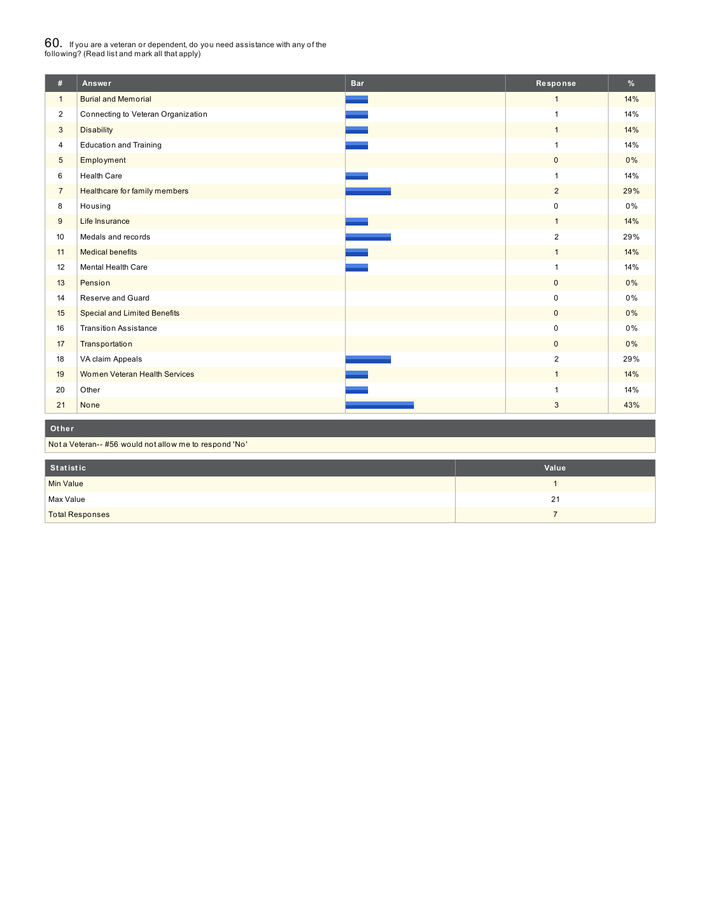## 60. If you are a veteran or dependent, do you need assistance with any of the following? (Read list and mark all that apply)

| # | Answer | Bar | Response | % |
|---|---|---|---|---|
| 1 | Burial and Memorial | | 1 | 14% |
| 2 | Connecting to Veteran Organization | | 1 | 14% |
| 3 | Disability | | 1 | 14% |
| 4 | Education and Training | | 1 | 14% |
| 5 | Employment | | 0 | 0% |
| 6 | Health Care | | 1 | 14% |
| 7 | Healthcare for family members | | 2 | 29% |
| 8 | Housing | | 0 | 0% |
| 9 | Life Insurance | | 1 | 14% |
| 10 | Medals and records | | 2 | 29% |
| 11 | Medical benefits | | 1 | 14% |
| 12 | Mental Health Care | | 1 | 14% |
| 13 | Pension | | 0 | 0% |
| 14 | Reserve and Guard | | 0 | 0% |
| 15 | Special and Limited Benefits | | 0 | 0% |
| 16 | Transition Assistance | | 0 | 0% |
| 17 | Transportation | | 0 | 0% |
| 18 | VA claim Appeals | | 2 | 29% |
| 19 | Women Veteran Health Services | | 1 | 14% |
| 20 | Other | | 1 | 14% |
| 21 | None | | 3 | 43% |

| Other |
|---|
| Not a Veteran-- #56 would not allow me to respond 'No' |

| Statistic | Value |
|---|---|
| Min Value | 1 |
| Max Value | 21 |
| Total Responses | 7 |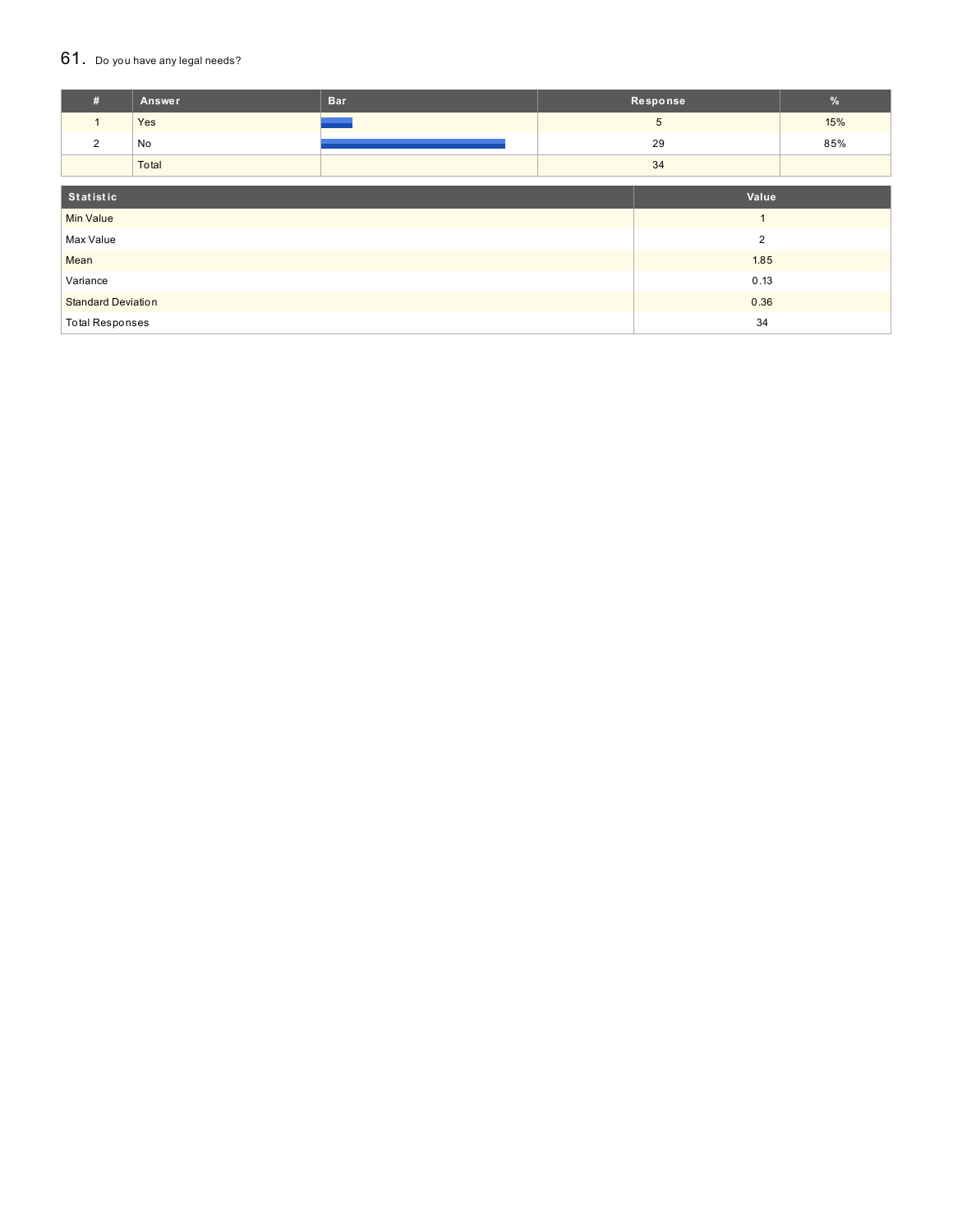## 61. Do you have any legal needs?

| # | Answer | Bar | Response | % |
|---|---|---|---|---|
| 1 | Yes | | 5 | 15% |
| 2 | No | | 29 | 85% |
| | Total | | 34 | |

| Statistic | Value |
|---|---|
| Min Value | 1 |
| Max Value | 2 |
| Mean | 1.85 |
| Variance | 0.13 |
| Standard Deviation | 0.36 |
| Total Responses | 34 |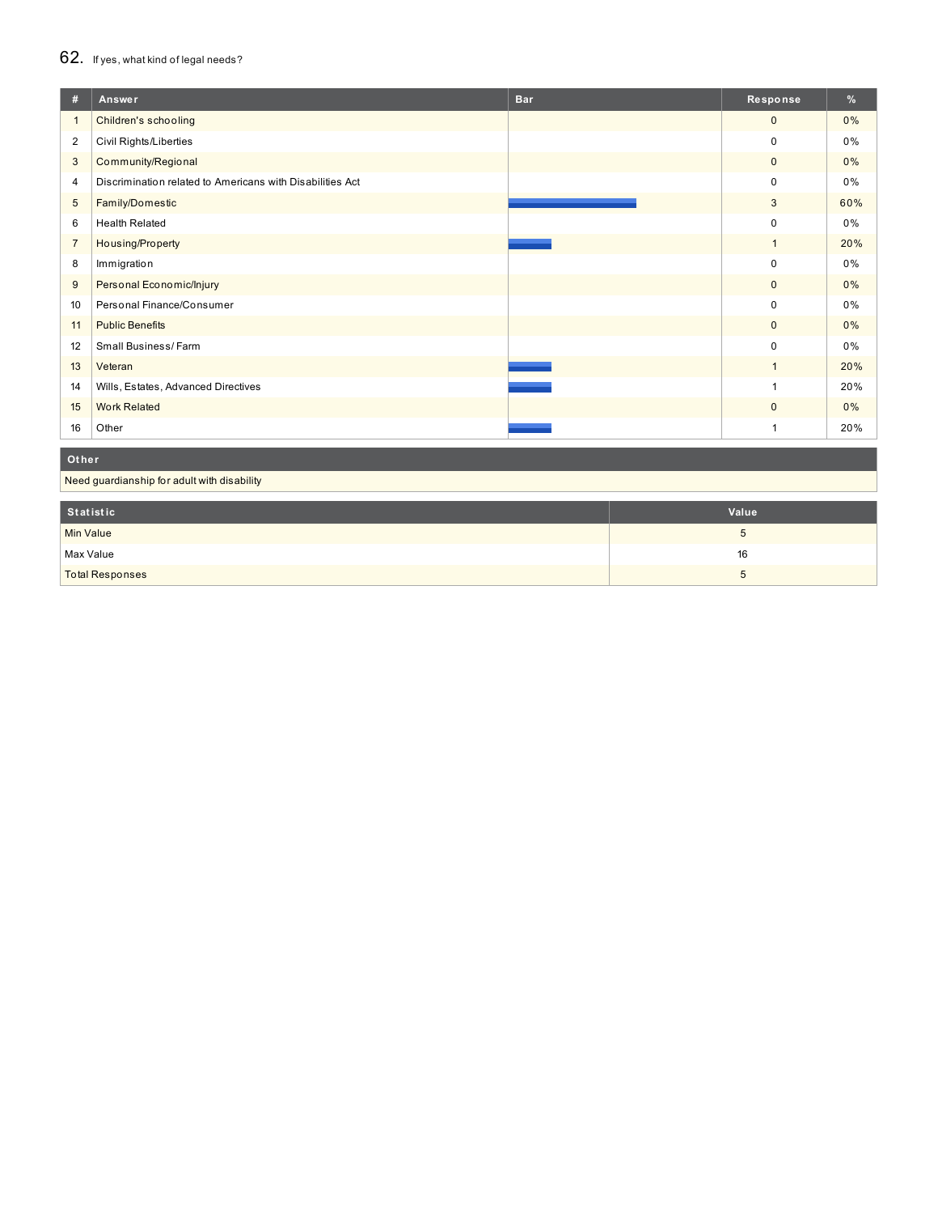## 62. If yes, what kind of legal needs?

| # | Answer | Bar | Response | % |
|---|---|---|---|---|
| 1 | Children's schooling | | 0 | 0% |
| 2 | Civil Rights/Liberties | | 0 | 0% |
| 3 | Community/Regional | | 0 | 0% |
| 4 | Discrimination related to Americans with Disabilities Act | | 0 | 0% |
| 5 | Family/Domestic | | 3 | 60% |
| 6 | Health Related | | 0 | 0% |
| 7 | Housing/Property | | 1 | 20% |
| 8 | Immigration | | 0 | 0% |
| 9 | Personal Economic/Injury | | 0 | 0% |
| 10 | Personal Finance/Consumer | | 0 | 0% |
| 11 | Public Benefits | | 0 | 0% |
| 12 | Small Business/ Farm | | 0 | 0% |
| 13 | Veteran | | 1 | 20% |
| 14 | Wills, Estates, Advanced Directives | | 1 | 20% |
| 15 | Work Related | | 0 | 0% |
| 16 | Other | | 1 | 20% |

| Other |
|---|
| Need guardianship for adult with disability |

| Statistic | Value |
|---|---|
| Min Value | 5 |
| Max Value | 16 |
| Total Responses | 5 |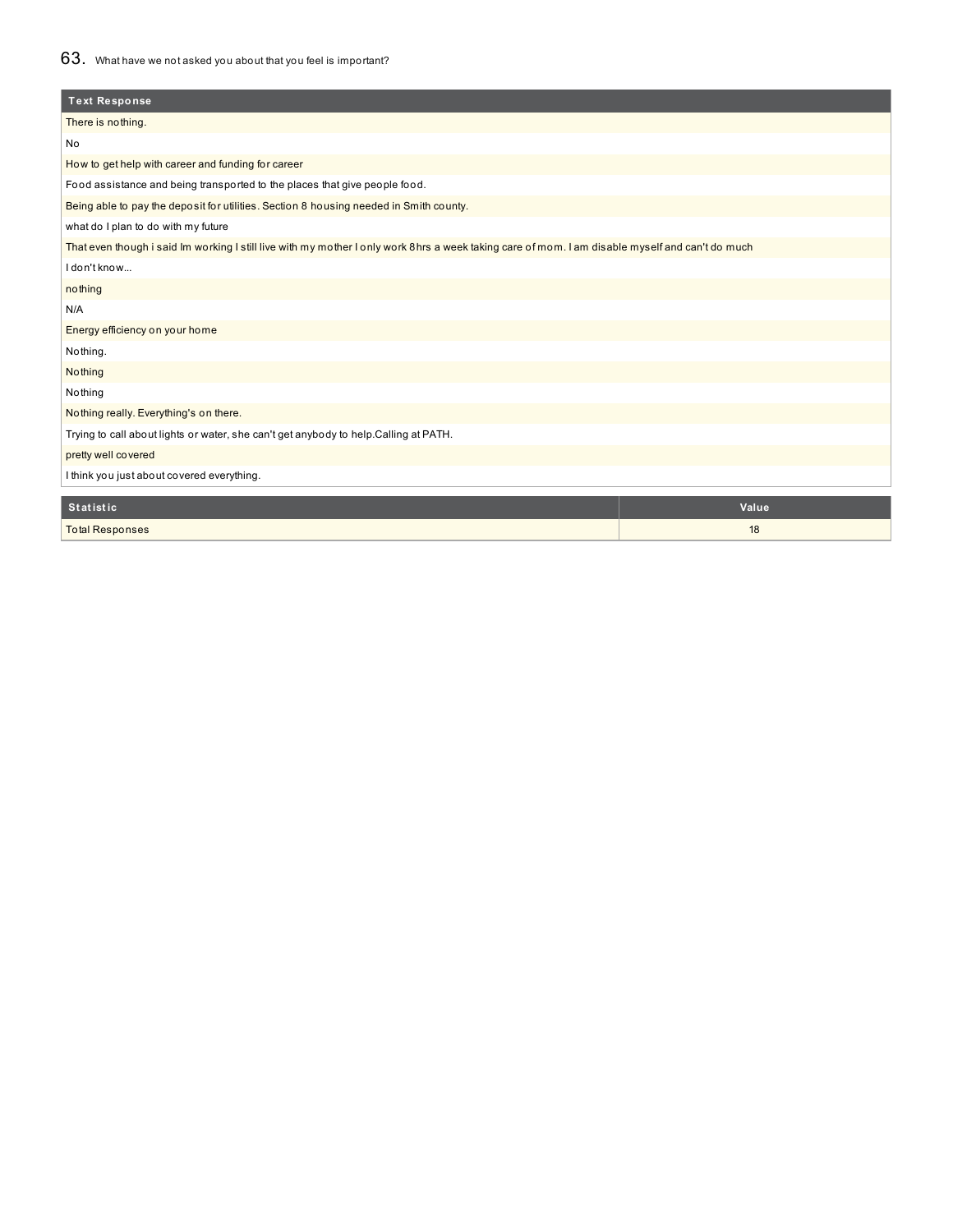## 63. What have we not asked you about that you feel is important?

| Text Response |
|---|
| There is nothing. |
| No |
| How to get help with career and funding for career |
| Food assistance and being transported to the places that give people food. |
| Being able to pay the deposit for utilities. Section 8 housing needed in Smith county. |
| what do I plan to do with my future |
| That even though i said Im working I still live with my mother I only work 8hrs a week taking care of mom. I am disable myself and can't do much |
| I don't know... |
| nothing |
| N/A |
| Energy efficiency on your home |
| Nothing. |
| Nothing |
| Nothing |
| Nothing really. Everything's on there. |
| Trying to call about lights or water, she can't get anybody to help.Calling at PATH. |
| pretty well covered |
| I think you just about covered everything. |

| Statistic | Value |
|---|---|
| Total Responses | 18 |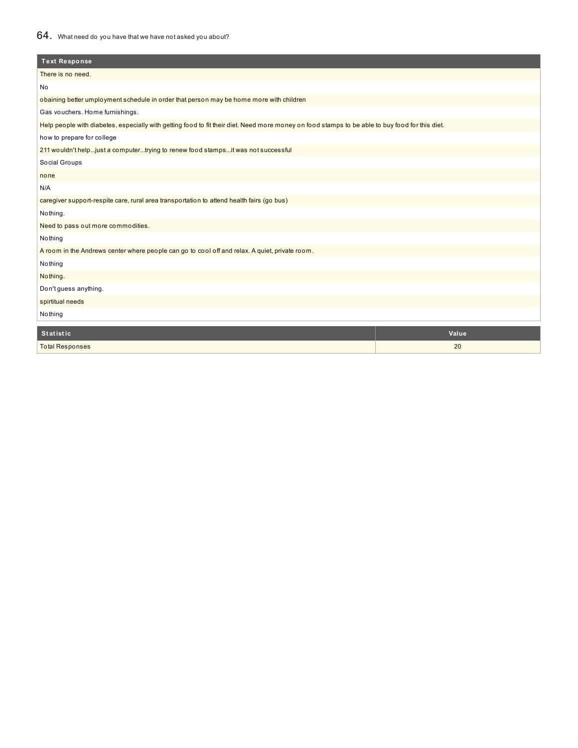## 64. What need do you have that we have not asked you about?

| Text Response |
|---|
| There is no need. |
| No |
| obaining better umployment schedule in order that person may be home more with children |
| Gas vouchers. Home furnishings. |
| Help people with diabetes, especially with getting food to fit their diet. Need more money on food stamps to be able to buy food for this diet. |
| how to prepare for college |
| 211 wouldn't help...just a computer...trying to renew food stamps...it was not successful |
| Social Groups |
| none |
| N/A |
| caregiver support-respite care, rural area transportation to attend health fairs (go bus) |
| Nothing. |
| Need to pass out more commodities. |
| Nothing |
| A room in the Andrews center where people can go to cool off and relax. A quiet, private room. |
| Nothing |
| Nothing. |
| Don't guess anything. |
| spirtitual needs |
| Nothing |

| Statistic | Value |
|---|---|
| Total Responses | 20 |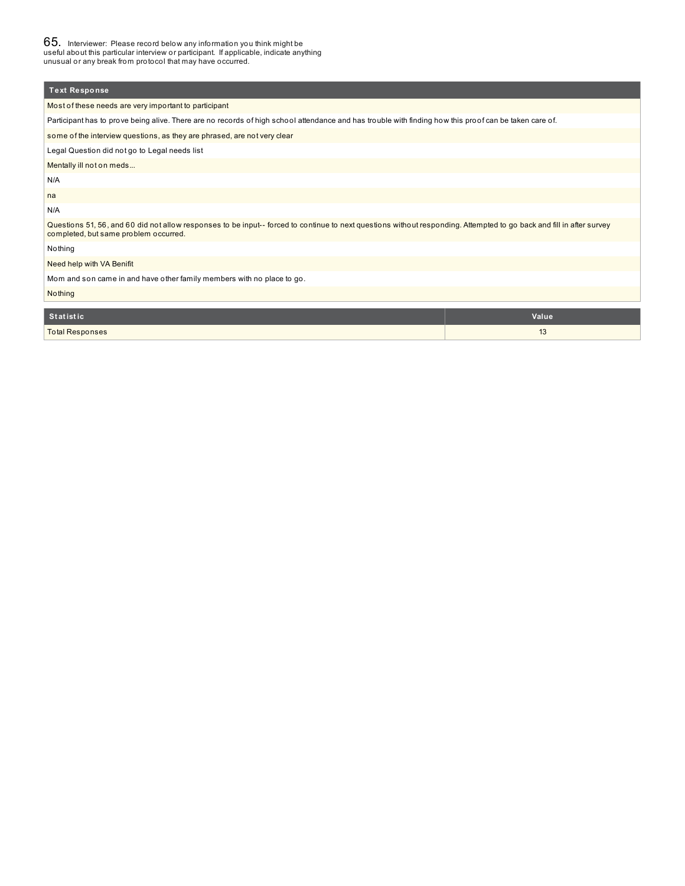65. Interviewer: Please record below any information you think might be useful about this particular interview or participant. If applicable, indicate anything unusual or any break from protocol that may have occurred.

| Text Response |
| --- |
| Most of these needs are very important to participant |
| Participant has to prove being alive. There are no records of high school attendance and has trouble with finding how this proof can be taken care of. |
| some of the interview questions, as they are phrased, are not very clear |
| Legal Question did not go to Legal needs list |
| Mentally ill not on meds... |
| N/A |
| na |
| N/A |
| Questions 51, 56, and 60 did not allow responses to be input-- forced to continue to next questions without responding. Attempted to go back and fill in after survey completed, but same problem occurred. |
| Nothing |
| Need help with VA Benifit |
| Mom and son came in and have other family members with no place to go. |
| Nothing |

| Statistic | Value |
| --- | --- |
| Total Responses | 13 |